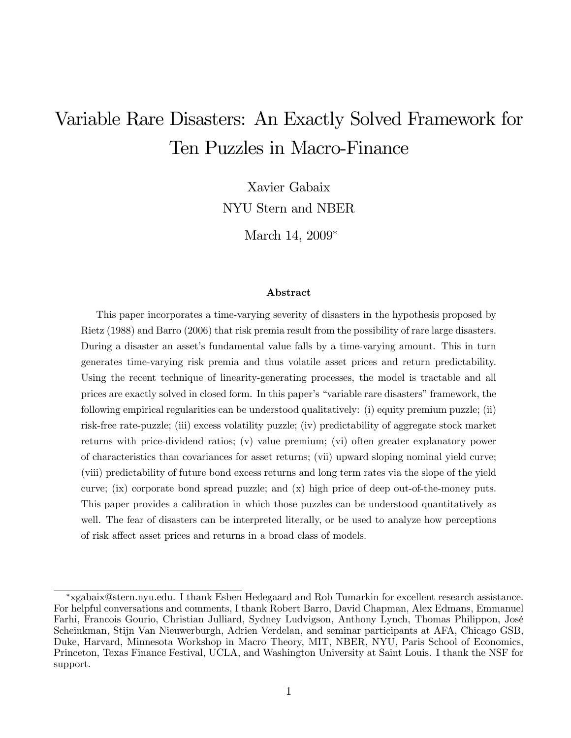# Variable Rare Disasters: An Exactly Solved Framework for Ten Puzzles in Macro-Finance

Xavier Gabaix

NYU Stern and NBER

March 14, 2009*

### Abstract

This paper incorporates a time-varying severity of disasters in the hypothesis proposed by Rietz (1988) and Barro (2006) that risk premia result from the possibility of rare large disasters. During a disaster an asset's fundamental value falls by a time-varying amount. This in turn generates time-varying risk premia and thus volatile asset prices and return predictability. Using the recent technique of linearity-generating processes, the model is tractable and all prices are exactly solved in closed form. In this paper's "variable rare disasters" framework, the following empirical regularities can be understood qualitatively: (i) equity premium puzzle; (ii) risk-free rate-puzzle; (iii) excess volatility puzzle; (iv) predictability of aggregate stock market returns with price-dividend ratios; (v) value premium; (vi) often greater explanatory power of characteristics than covariances for asset returns; (vii) upward sloping nominal yield curve; (viii) predictability of future bond excess returns and long term rates via the slope of the yield curve; (ix) corporate bond spread puzzle; and (x) high price of deep out-of-the-money puts. This paper provides a calibration in which those puzzles can be understood quantitatively as well. The fear of disasters can be interpreted literally, or be used to analyze how perceptions of risk affect asset prices and returns in a broad class of models.

---

*xgabaix@stern.nyu.edu. I thank Esben Hedegaard and Rob Tumarkin for excellent research assistance. For helpful conversations and comments, I thank Robert Barro, David Chapman, Alex Edmans, Emmanuel Farhi, Francois Gourio, Christian Julliard, Sydney Ludvigson, Anthony Lynch, Thomas Philippon, José Scheinkman, Stijn Van Nieuwerburgh, Adrien Verdelan, and seminar participants at AFA, Chicago GSB, Duke, Harvard, Minnesota Workshop in Macro Theory, MIT, NBER, NYU, Paris School of Economics, Princeton, Texas Finance Festival, UCLA, and Washington University at Saint Louis. I thank the NSF for support.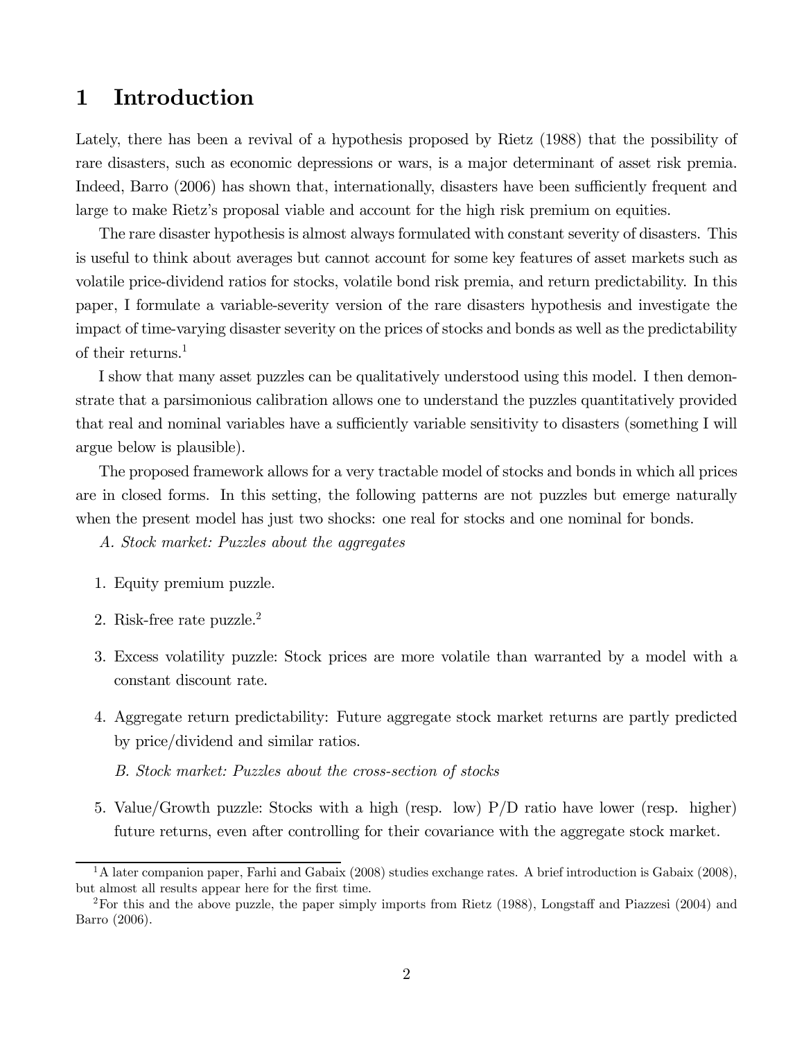# 1 Introduction

Lately, there has been a revival of a hypothesis proposed by Rietz (1988) that the possibility of rare disasters, such as economic depressions or wars, is a major determinant of asset risk premia. Indeed, Barro (2006) has shown that, internationally, disasters have been sufficiently frequent and large to make Rietz's proposal viable and account for the high risk premium on equities.

The rare disaster hypothesis is almost always formulated with constant severity of disasters. This is useful to think about averages but cannot account for some key features of asset markets such as volatile price-dividend ratios for stocks, volatile bond risk premia, and return predictability. In this paper, I formulate a variable-severity version of the rare disasters hypothesis and investigate the impact of time-varying disaster severity on the prices of stocks and bonds as well as the predictability of their returns.[1]

I show that many asset puzzles can be qualitatively understood using this model. I then demonstrate that a parsimonious calibration allows one to understand the puzzles quantitatively provided that real and nominal variables have a sufficiently variable sensitivity to disasters (something I will argue below is plausible).

The proposed framework allows for a very tractable model of stocks and bonds in which all prices are in closed forms. In this setting, the following patterns are not puzzles but emerge naturally when the present model has just two shocks: one real for stocks and one nominal for bonds.

*A. Stock market: Puzzles about the aggregates*

1. Equity premium puzzle.
2. Risk-free rate puzzle.[2]
3. Excess volatility puzzle: Stock prices are more volatile than warranted by a model with a constant discount rate.
4. Aggregate return predictability: Future aggregate stock market returns are partly predicted by price/dividend and similar ratios.

*B. Stock market: Puzzles about the cross-section of stocks*

5. Value/Growth puzzle: Stocks with a high (resp. low) P/D ratio have lower (resp. higher) future returns, even after controlling for their covariance with the aggregate stock market.

---

[1] A later companion paper, Farhi and Gabaix (2008) studies exchange rates. A brief introduction is Gabaix (2008), but almost all results appear here for the first time.

[2] For this and the above puzzle, the paper simply imports from Rietz (1988), Longstaff and Piazzesi (2004) and Barro (2006).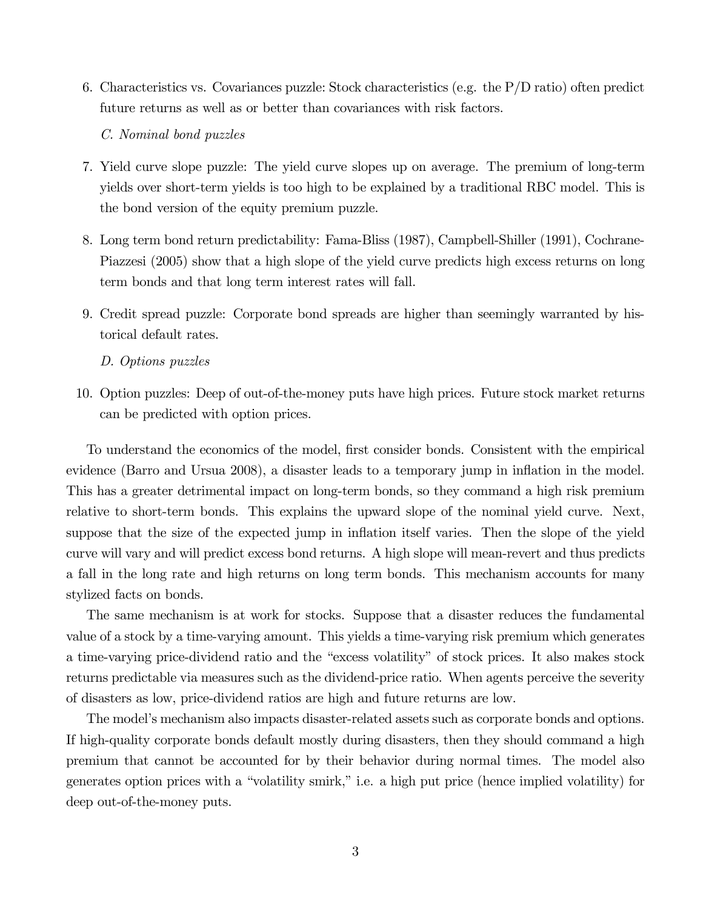6. Characteristics vs. Covariances puzzle: Stock characteristics (e.g. the P/D ratio) often predict future returns as well as or better than covariances with risk factors.

   *C. Nominal bond puzzles*

7. Yield curve slope puzzle: The yield curve slopes up on average. The premium of long-term yields over short-term yields is too high to be explained by a traditional RBC model. This is the bond version of the equity premium puzzle.

8. Long term bond return predictability: Fama-Bliss (1987), Campbell-Shiller (1991), Cochrane-Piazzesi (2005) show that a high slope of the yield curve predicts high excess returns on long term bonds and that long term interest rates will fall.

9. Credit spread puzzle: Corporate bond spreads are higher than seemingly warranted by historical default rates.

   *D. Options puzzles*

10. Option puzzles: Deep of out-of-the-money puts have high prices. Future stock market returns can be predicted with option prices.

To understand the economics of the model, first consider bonds. Consistent with the empirical evidence (Barro and Ursua 2008), a disaster leads to a temporary jump in inflation in the model. This has a greater detrimental impact on long-term bonds, so they command a high risk premium relative to short-term bonds. This explains the upward slope of the nominal yield curve. Next, suppose that the size of the expected jump in inflation itself varies. Then the slope of the yield curve will vary and will predict excess bond returns. A high slope will mean-revert and thus predicts a fall in the long rate and high returns on long term bonds. This mechanism accounts for many stylized facts on bonds.

The same mechanism is at work for stocks. Suppose that a disaster reduces the fundamental value of a stock by a time-varying amount. This yields a time-varying risk premium which generates a time-varying price-dividend ratio and the "excess volatility" of stock prices. It also makes stock returns predictable via measures such as the dividend-price ratio. When agents perceive the severity of disasters as low, price-dividend ratios are high and future returns are low.

The model's mechanism also impacts disaster-related assets such as corporate bonds and options. If high-quality corporate bonds default mostly during disasters, then they should command a high premium that cannot be accounted for by their behavior during normal times. The model also generates option prices with a "volatility smirk," i.e. a high put price (hence implied volatility) for deep out-of-the-money puts.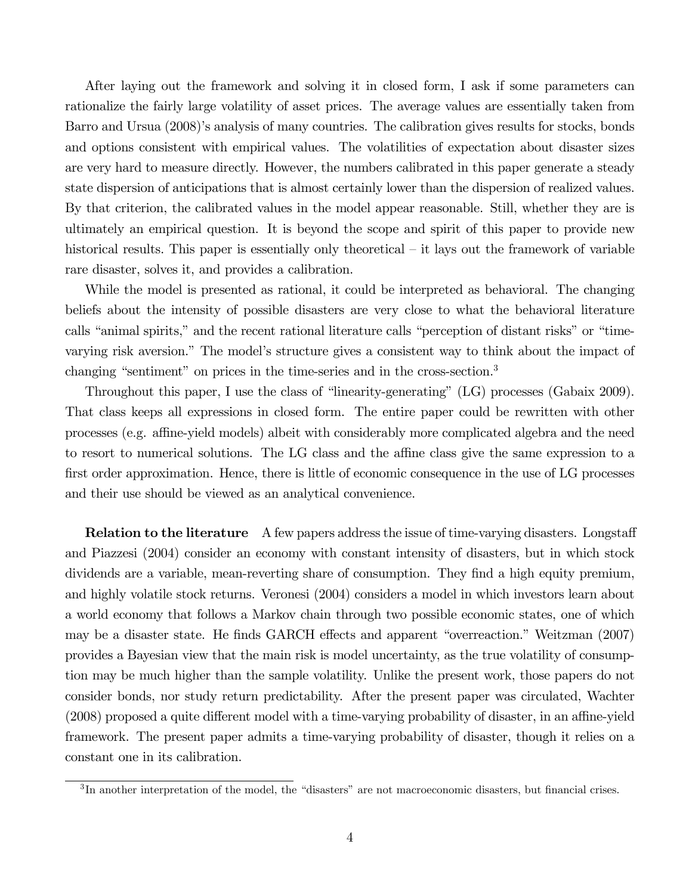After laying out the framework and solving it in closed form, I ask if some parameters can rationalize the fairly large volatility of asset prices. The average values are essentially taken from Barro and Ursua (2008)'s analysis of many countries. The calibration gives results for stocks, bonds and options consistent with empirical values. The volatilities of expectation about disaster sizes are very hard to measure directly. However, the numbers calibrated in this paper generate a steady state dispersion of anticipations that is almost certainly lower than the dispersion of realized values. By that criterion, the calibrated values in the model appear reasonable. Still, whether they are is ultimately an empirical question. It is beyond the scope and spirit of this paper to provide new historical results. This paper is essentially only theoretical – it lays out the framework of variable rare disaster, solves it, and provides a calibration.

While the model is presented as rational, it could be interpreted as behavioral. The changing beliefs about the intensity of possible disasters are very close to what the behavioral literature calls "animal spirits," and the recent rational literature calls "perception of distant risks" or "time-varying risk aversion." The model's structure gives a consistent way to think about the impact of changing "sentiment" on prices in the time-series and in the cross-section.[3]

Throughout this paper, I use the class of "linearity-generating" (LG) processes (Gabaix 2009). That class keeps all expressions in closed form. The entire paper could be rewritten with other processes (e.g. affine-yield models) albeit with considerably more complicated algebra and the need to resort to numerical solutions. The LG class and the affine class give the same expression to a first order approximation. Hence, there is little of economic consequence in the use of LG processes and their use should be viewed as an analytical convenience.

**Relation to the literature** A few papers address the issue of time-varying disasters. Longstaff and Piazzesi (2004) consider an economy with constant intensity of disasters, but in which stock dividends are a variable, mean-reverting share of consumption. They find a high equity premium, and highly volatile stock returns. Veronesi (2004) considers a model in which investors learn about a world economy that follows a Markov chain through two possible economic states, one of which may be a disaster state. He finds GARCH effects and apparent "overreaction." Weitzman (2007) provides a Bayesian view that the main risk is model uncertainty, as the true volatility of consumption may be much higher than the sample volatility. Unlike the present work, those papers do not consider bonds, nor study return predictability. After the present paper was circulated, Wachter (2008) proposed a quite different model with a time-varying probability of disaster, in an affine-yield framework. The present paper admits a time-varying probability of disaster, though it relies on a constant one in its calibration.

[3] In another interpretation of the model, the "disasters" are not macroeconomic disasters, but financial crises.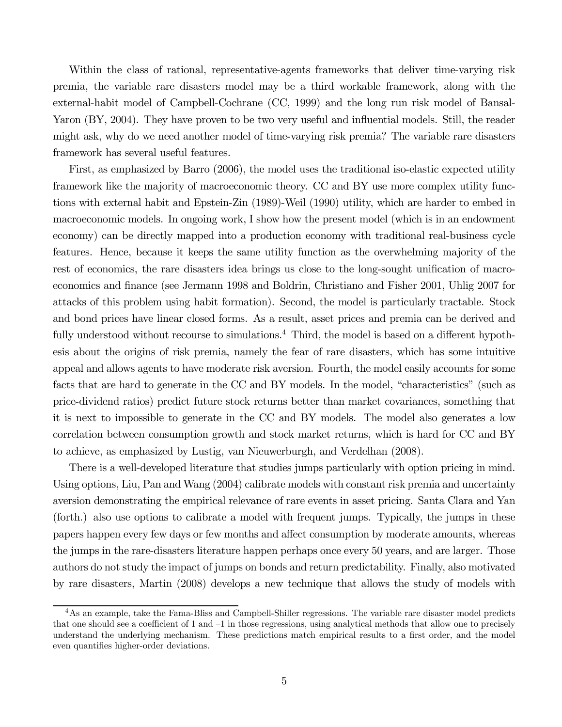Within the class of rational, representative-agents frameworks that deliver time-varying risk premia, the variable rare disasters model may be a third workable framework, along with the external-habit model of Campbell-Cochrane (CC, 1999) and the long run risk model of Bansal-Yaron (BY, 2004). They have proven to be two very useful and influential models. Still, the reader might ask, why do we need another model of time-varying risk premia? The variable rare disasters framework has several useful features.

First, as emphasized by Barro (2006), the model uses the traditional iso-elastic expected utility framework like the majority of macroeconomic theory. CC and BY use more complex utility functions with external habit and Epstein-Zin (1989)-Weil (1990) utility, which are harder to embed in macroeconomic models. In ongoing work, I show how the present model (which is in an endowment economy) can be directly mapped into a production economy with traditional real-business cycle features. Hence, because it keeps the same utility function as the overwhelming majority of the rest of economics, the rare disasters idea brings us close to the long-sought unification of macroeconomics and finance (see Jermann 1998 and Boldrin, Christiano and Fisher 2001, Uhlig 2007 for attacks of this problem using habit formation). Second, the model is particularly tractable. Stock and bond prices have linear closed forms. As a result, asset prices and premia can be derived and fully understood without recourse to simulations.[4] Third, the model is based on a different hypothesis about the origins of risk premia, namely the fear of rare disasters, which has some intuitive appeal and allows agents to have moderate risk aversion. Fourth, the model easily accounts for some facts that are hard to generate in the CC and BY models. In the model, "characteristics" (such as price-dividend ratios) predict future stock returns better than market covariances, something that it is next to impossible to generate in the CC and BY models. The model also generates a low correlation between consumption growth and stock market returns, which is hard for CC and BY to achieve, as emphasized by Lustig, van Nieuwerburgh, and Verdelhan (2008).

There is a well-developed literature that studies jumps particularly with option pricing in mind. Using options, Liu, Pan and Wang (2004) calibrate models with constant risk premia and uncertainty aversion demonstrating the empirical relevance of rare events in asset pricing. Santa Clara and Yan (forth.) also use options to calibrate a model with frequent jumps. Typically, the jumps in these papers happen every few days or few months and affect consumption by moderate amounts, whereas the jumps in the rare-disasters literature happen perhaps once every 50 years, and are larger. Those authors do not study the impact of jumps on bonds and return predictability. Finally, also motivated by rare disasters, Martin (2008) develops a new technique that allows the study of models with

[4] As an example, take the Fama-Bliss and Campbell-Shiller regressions. The variable rare disaster model predicts that one should see a coefficient of 1 and –1 in those regressions, using analytical methods that allow one to precisely understand the underlying mechanism. These predictions match empirical results to a first order, and the model even quantifies higher-order deviations.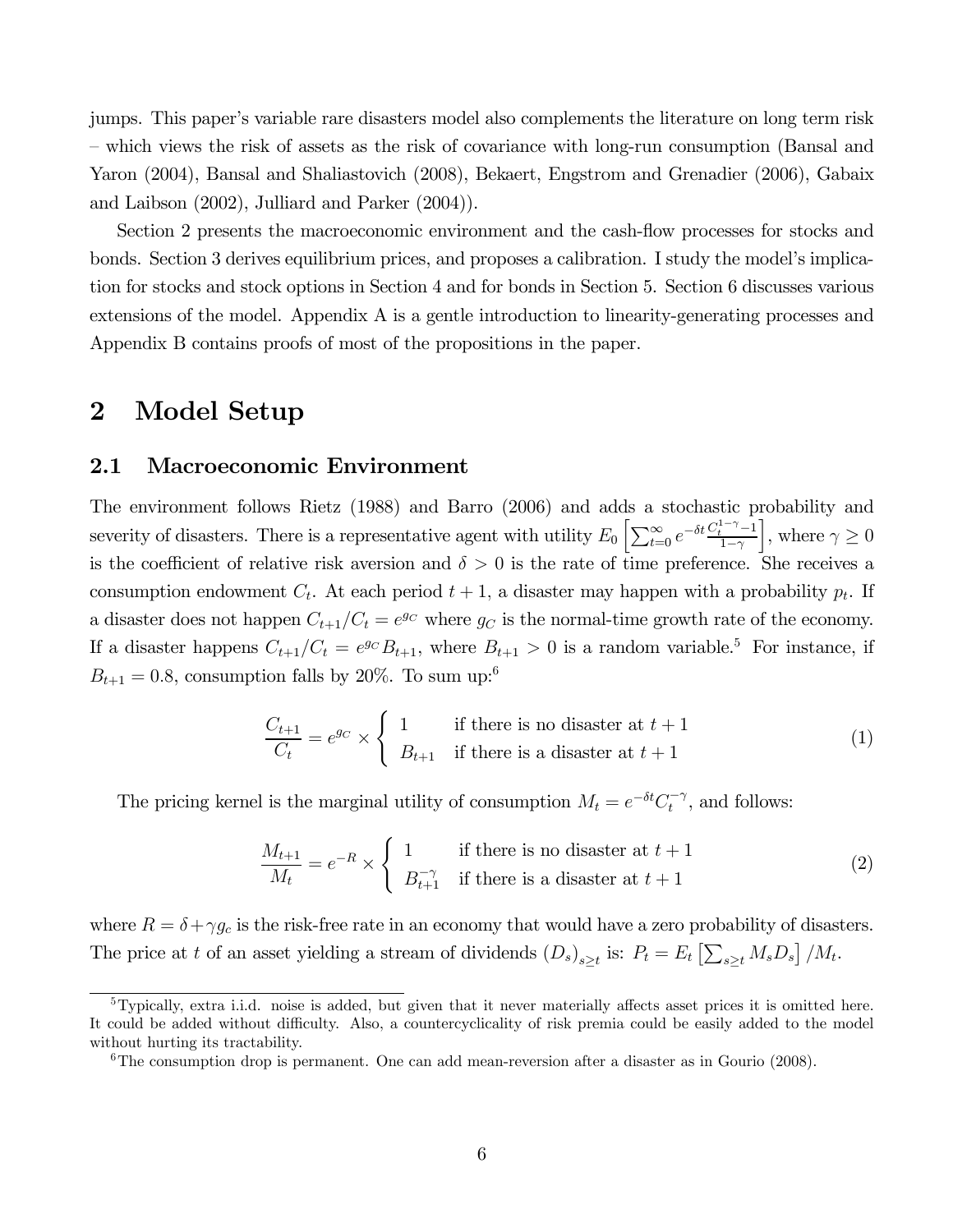jumps. This paper's variable rare disasters model also complements the literature on long term risk – which views the risk of assets as the risk of covariance with long-run consumption (Bansal and Yaron (2004), Bansal and Shaliastovich (2008), Bekaert, Engstrom and Grenadier (2006), Gabaix and Laibson (2002), Julliard and Parker (2004)).

Section 2 presents the macroeconomic environment and the cash-flow processes for stocks and bonds. Section 3 derives equilibrium prices, and proposes a calibration. I study the model's implication for stocks and stock options in Section 4 and for bonds in Section 5. Section 6 discusses various extensions of the model. Appendix A is a gentle introduction to linearity-generating processes and Appendix B contains proofs of most of the propositions in the paper.

# 2 Model Setup

## 2.1 Macroeconomic Environment

The environment follows Rietz (1988) and Barro (2006) and adds a stochastic probability and severity of disasters. There is a representative agent with utility $E_0\left[\sum_{t=0}^{\infty} e^{-\delta t}\frac{C_t^{1-\gamma}-1}{1-\gamma}\right]$, where $\gamma \geq 0$ is the coefficient of relative risk aversion and $\delta > 0$ is the rate of time preference. She receives a consumption endowment $C_t$. At each period $t+1$, a disaster may happen with a probability $p_t$. If a disaster does not happen $C_{t+1}/C_t = e^{g_C}$ where $g_C$ is the normal-time growth rate of the economy. If a disaster happens $C_{t+1}/C_t = e^{g_C}B_{t+1}$, where $B_{t+1} > 0$ is a random variable.[5] For instance, if $B_{t+1} = 0.8$, consumption falls by 20%. To sum up:[6]

$$
\frac{C_{t+1}}{C_t} = e^{g_C} \times \begin{cases} 1 & \text{if there is no disaster at } t+1 \\ B_{t+1} & \text{if there is a disaster at } t+1 \end{cases} \tag{1}
$$

The pricing kernel is the marginal utility of consumption $M_t = e^{-\delta t}C_t^{-\gamma}$, and follows:

$$
\frac{M_{t+1}}{M_t} = e^{-R} \times \begin{cases} 1 & \text{if there is no disaster at } t+1 \\ B_{t+1}^{-\gamma} & \text{if there is a disaster at } t+1 \end{cases} \tag{2}
$$

where $R = \delta + \gamma g_c$ is the risk-free rate in an economy that would have a zero probability of disasters. The price at $t$ of an asset yielding a stream of dividends $(D_s)_{s\geq t}$ is: $P_t = E_t\left[\sum_{s\geq t} M_s D_s\right]/M_t$.

[5] Typically, extra i.i.d. noise is added, but given that it never materially affects asset prices it is omitted here. It could be added without difficulty. Also, a countercyclicality of risk premia could be easily added to the model without hurting its tractability.

[6] The consumption drop is permanent. One can add mean-reversion after a disaster as in Gourio (2008).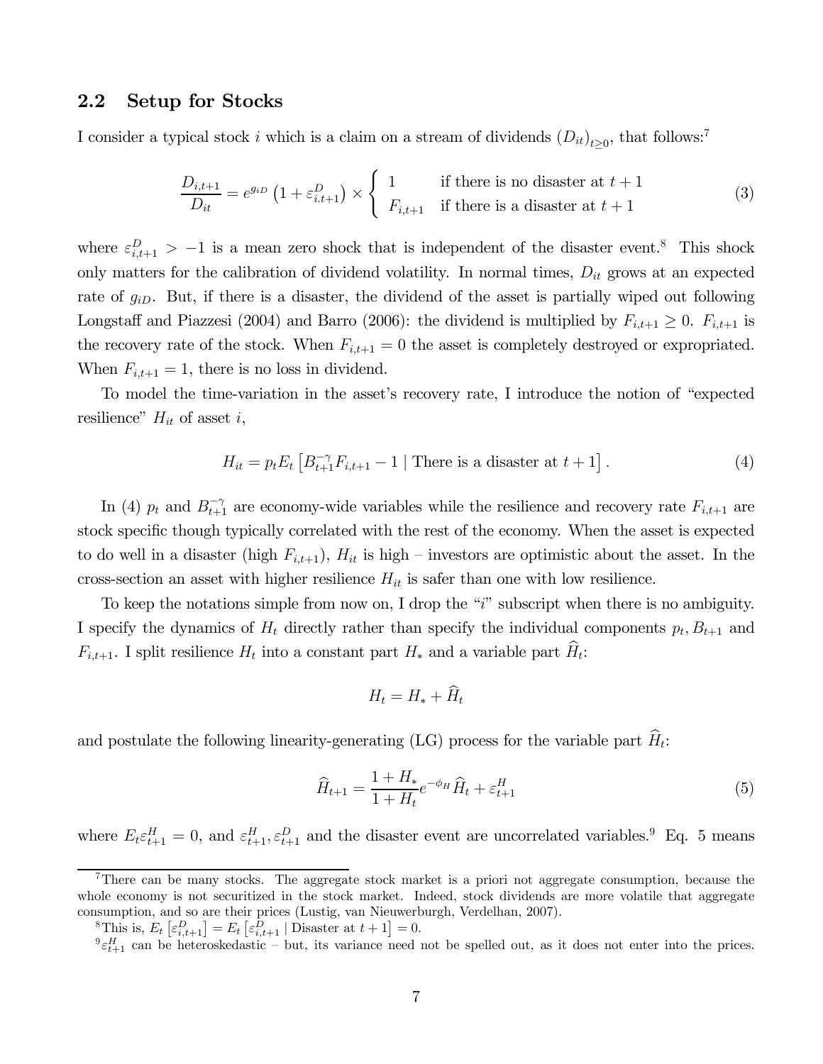## 2.2 Setup for Stocks

I consider a typical stock $i$ which is a claim on a stream of dividends $(D_{it})_{t\geq 0}$, that follows:[7]

$$\frac{D_{i,t+1}}{D_{it}} = e^{g_{iD}}\left(1+\varepsilon^D_{i.t+1}\right) \times \begin{cases} 1 & \text{if there is no disaster at } t+1 \\ F_{i,t+1} & \text{if there is a disaster at } t+1 \end{cases} \tag{3}$$

where $\varepsilon^D_{i,t+1} > -1$ is a mean zero shock that is independent of the disaster event.[8] This shock only matters for the calibration of dividend volatility. In normal times, $D_{it}$ grows at an expected rate of $g_{iD}$. But, if there is a disaster, the dividend of the asset is partially wiped out following Longstaff and Piazzesi (2004) and Barro (2006): the dividend is multiplied by $F_{i,t+1} \geq 0$. $F_{i,t+1}$ is the recovery rate of the stock. When $F_{i,t+1} = 0$ the asset is completely destroyed or expropriated. When $F_{i,t+1} = 1$, there is no loss in dividend.

To model the time-variation in the asset's recovery rate, I introduce the notion of "expected resilience" $H_{it}$ of asset $i$,

$$H_{it} = p_t E_t\left[B^{-\gamma}_{t+1} F_{i,t+1} - 1 \mid \text{There is a disaster at } t+1\right]. \tag{4}$$

In (4) $p_t$ and $B^{-\gamma}_{t+1}$ are economy-wide variables while the resilience and recovery rate $F_{i,t+1}$ are stock specific though typically correlated with the rest of the economy. When the asset is expected to do well in a disaster (high $F_{i,t+1}$), $H_{it}$ is high – investors are optimistic about the asset. In the cross-section an asset with higher resilience $H_{it}$ is safer than one with low resilience.

To keep the notations simple from now on, I drop the "$i$" subscript when there is no ambiguity. I specify the dynamics of $H_t$ directly rather than specify the individual components $p_t, B_{t+1}$ and $F_{i,t+1}$. I split resilience $H_t$ into a constant part $H_*$ and a variable part $\widehat{H}_t$:

$$H_t = H_* + \widehat{H}_t$$

and postulate the following linearity-generating (LG) process for the variable part $\widehat{H}_t$:

$$\widehat{H}_{t+1} = \frac{1+H_*}{1+H_t} e^{-\phi_H} \widehat{H}_t + \varepsilon^H_{t+1} \tag{5}$$

where $E_t \varepsilon^H_{t+1} = 0$, and $\varepsilon^H_{t+1}, \varepsilon^D_{t+1}$ and the disaster event are uncorrelated variables.[9] Eq. 5 means

---

[7] There can be many stocks. The aggregate stock market is a priori not aggregate consumption, because the whole economy is not securitized in the stock market. Indeed, stock dividends are more volatile that aggregate consumption, and so are their prices (Lustig, van Nieuwerburgh, Verdelhan, 2007).

[8] This is, $E_t\left[\varepsilon^D_{i,t+1}\right] = E_t\left[\varepsilon^D_{i,t+1} \mid \text{Disaster at } t+1\right] = 0$.

[9] $\varepsilon^H_{t+1}$ can be heteroskedastic – but, its variance need not be spelled out, as it does not enter into the prices.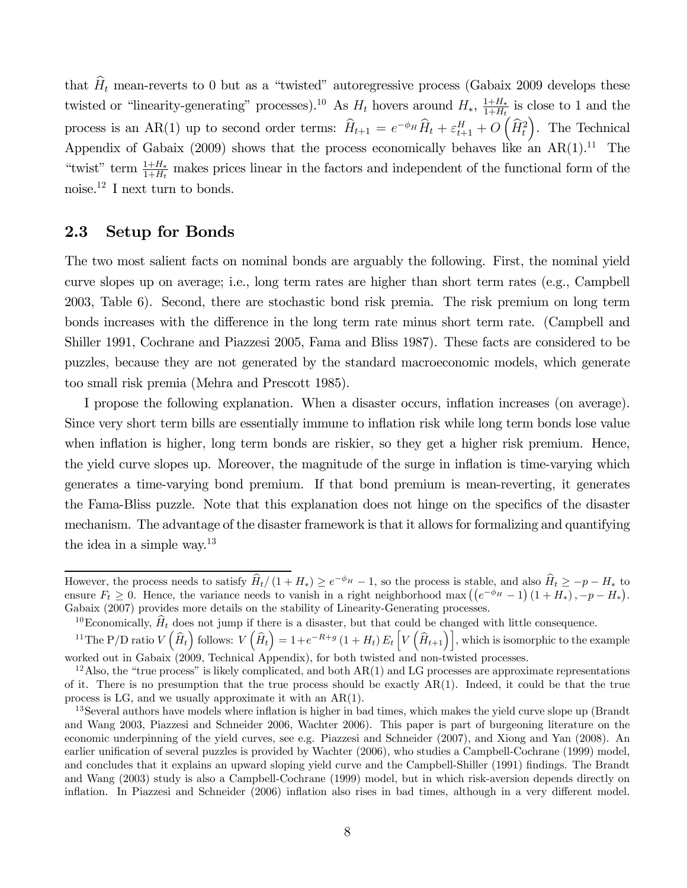that $\widehat{H}_t$ mean-reverts to 0 but as a "twisted" autoregressive process (Gabaix 2009 develops these twisted or "linearity-generating" processes).[10] As $H_t$ hovers around $H_*$, $\frac{1+H_*}{1+H_t}$ is close to 1 and the process is an AR(1) up to second order terms: $\widehat{H}_{t+1} = e^{-\phi_H}\widehat{H}_t + \varepsilon^H_{t+1} + O\left(\widehat{H}_t^2\right)$. The Technical Appendix of Gabaix (2009) shows that the process economically behaves like an AR(1).[11] The "twist" term $\frac{1+H_*}{1+H_t}$ makes prices linear in the factors and independent of the functional form of the noise.[12] I next turn to bonds.

## 2.3 Setup for Bonds

The two most salient facts on nominal bonds are arguably the following. First, the nominal yield curve slopes up on average; i.e., long term rates are higher than short term rates (e.g., Campbell 2003, Table 6). Second, there are stochastic bond risk premia. The risk premium on long term bonds increases with the difference in the long term rate minus short term rate. (Campbell and Shiller 1991, Cochrane and Piazzesi 2005, Fama and Bliss 1987). These facts are considered to be puzzles, because they are not generated by the standard macroeconomic models, which generate too small risk premia (Mehra and Prescott 1985).

I propose the following explanation. When a disaster occurs, inflation increases (on average). Since very short term bills are essentially immune to inflation risk while long term bonds lose value when inflation is higher, long term bonds are riskier, so they get a higher risk premium. Hence, the yield curve slopes up. Moreover, the magnitude of the surge in inflation is time-varying which generates a time-varying bond premium. If that bond premium is mean-reverting, it generates the Fama-Bliss puzzle. Note that this explanation does not hinge on the specifics of the disaster mechanism. The advantage of the disaster framework is that it allows for formalizing and quantifying the idea in a simple way.[13]

---

However, the process needs to satisfy $\widehat{H}_t/(1+H_*) \geq e^{-\phi_H} - 1$, so the process is stable, and also $\widehat{H}_t \geq -p - H_*$ to ensure $F_t \geq 0$. Hence, the variance needs to vanish in a right neighborhood $\max\left(\left(e^{-\phi_H} - 1\right)(1+H_*), -p - H_*\right)$. Gabaix (2007) provides more details on the stability of Linearity-Generating processes.

[10] Economically, $\widehat{H}_t$ does not jump if there is a disaster, but that could be changed with little consequence.

[11] The P/D ratio $V\left(\widehat{H}_t\right)$ follows: $V\left(\widehat{H}_t\right) = 1 + e^{-R+g}(1+H_t)E_t\left[V\left(\widehat{H}_{t+1}\right)\right]$, which is isomorphic to the example worked out in Gabaix (2009, Technical Appendix), for both twisted and non-twisted processes.

[12] Also, the "true process" is likely complicated, and both AR(1) and LG processes are approximate representations of it. There is no presumption that the true process should be exactly AR(1). Indeed, it could be that the true process is LG, and we usually approximate it with an AR(1).

[13] Several authors have models where inflation is higher in bad times, which makes the yield curve slope up (Brandt and Wang 2003, Piazzesi and Schneider 2006, Wachter 2006). This paper is part of burgeoning literature on the economic underpinning of the yield curves, see e.g. Piazzesi and Schneider (2007), and Xiong and Yan (2008). An earlier unification of several puzzles is provided by Wachter (2006), who studies a Campbell-Cochrane (1999) model, and concludes that it explains an upward sloping yield curve and the Campbell-Shiller (1991) findings. The Brandt and Wang (2003) study is also a Campbell-Cochrane (1999) model, but in which risk-aversion depends directly on inflation. In Piazzesi and Schneider (2006) inflation also rises in bad times, although in a very different model.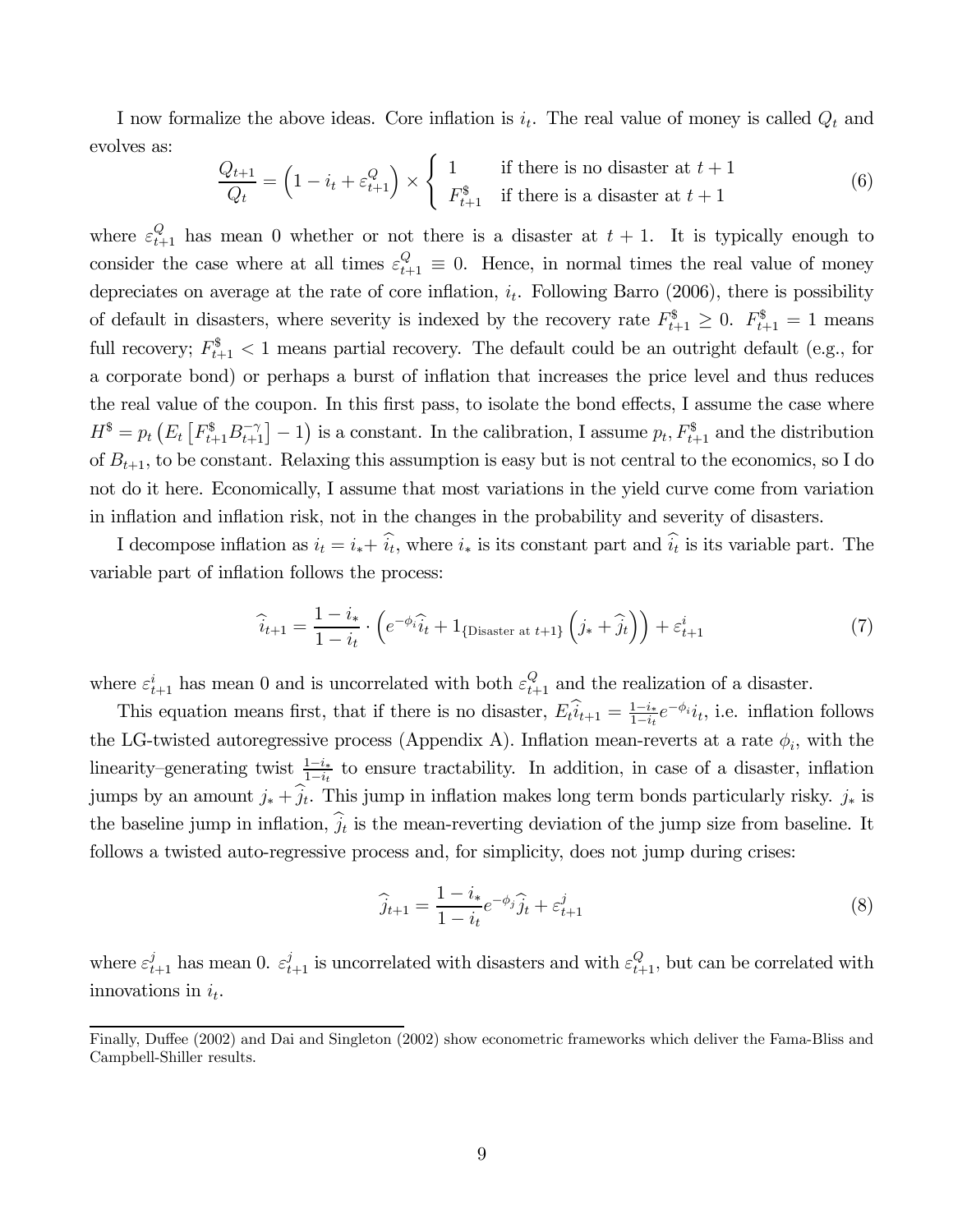I now formalize the above ideas. Core inflation is $i_t$. The real value of money is called $Q_t$ and evolves as:

$$\frac{Q_{t+1}}{Q_t} = \left(1 - i_t + \varepsilon_{t+1}^Q\right) \times \begin{cases} 1 & \text{if there is no disaster at } t+1 \\ F_{t+1}^{\$} & \text{if there is a disaster at } t+1 \end{cases} \tag{6}$$

where $\varepsilon_{t+1}^Q$ has mean 0 whether or not there is a disaster at $t+1$. It is typically enough to consider the case where at all times $\varepsilon_{t+1}^Q \equiv 0$. Hence, in normal times the real value of money depreciates on average at the rate of core inflation, $i_t$. Following Barro (2006), there is possibility of default in disasters, where severity is indexed by the recovery rate $F_{t+1}^{\$} \geq 0$. $F_{t+1}^{\$} = 1$ means full recovery; $F_{t+1}^{\$} < 1$ means partial recovery. The default could be an outright default (e.g., for a corporate bond) or perhaps a burst of inflation that increases the price level and thus reduces the real value of the coupon. In this first pass, to isolate the bond effects, I assume the case where $H^{\$} = p_t \left(E_t \left[F_{t+1}^{\$} B_{t+1}^{-\gamma}\right] - 1\right)$ is a constant. In the calibration, I assume $p_t, F_{t+1}^{\$}$ and the distribution of $B_{t+1}$, to be constant. Relaxing this assumption is easy but is not central to the economics, so I do not do it here. Economically, I assume that most variations in the yield curve come from variation in inflation and inflation risk, not in the changes in the probability and severity of disasters.

I decompose inflation as $i_t = i_* + \widehat{i}_t$, where $i_*$ is its constant part and $\widehat{i}_t$ is its variable part. The variable part of inflation follows the process:

$$\widehat{i}_{t+1} = \frac{1 - i_*}{1 - i_t} \cdot \left(e^{-\phi_i} \widehat{i}_t + 1_{\{\text{Disaster at } t+1\}} \left(j_* + \widehat{j}_t\right)\right) + \varepsilon_{t+1}^i \tag{7}$$

where $\varepsilon_{t+1}^i$ has mean 0 and is uncorrelated with both $\varepsilon_{t+1}^Q$ and the realization of a disaster.

This equation means first, that if there is no disaster, $E_t \widehat{i}_{t+1} = \frac{1-i_*}{1-i_t} e^{-\phi_i} i_t$, i.e. inflation follows the LG-twisted autoregressive process (Appendix A). Inflation mean-reverts at a rate $\phi_i$, with the linearity–generating twist $\frac{1-i_*}{1-i_t}$ to ensure tractability. In addition, in case of a disaster, inflation jumps by an amount $j_* + \widehat{j}_t$. This jump in inflation makes long term bonds particularly risky. $j_*$ is the baseline jump in inflation, $\widehat{j}_t$ is the mean-reverting deviation of the jump size from baseline. It follows a twisted auto-regressive process and, for simplicity, does not jump during crises:

$$\widehat{j}_{t+1} = \frac{1 - i_*}{1 - i_t} e^{-\phi_j} \widehat{j}_t + \varepsilon_{t+1}^j \tag{8}$$

where $\varepsilon_{t+1}^j$ has mean 0. $\varepsilon_{t+1}^j$ is uncorrelated with disasters and with $\varepsilon_{t+1}^Q$, but can be correlated with innovations in $i_t$.

---

Finally, Duffee (2002) and Dai and Singleton (2002) show econometric frameworks which deliver the Fama-Bliss and Campbell-Shiller results.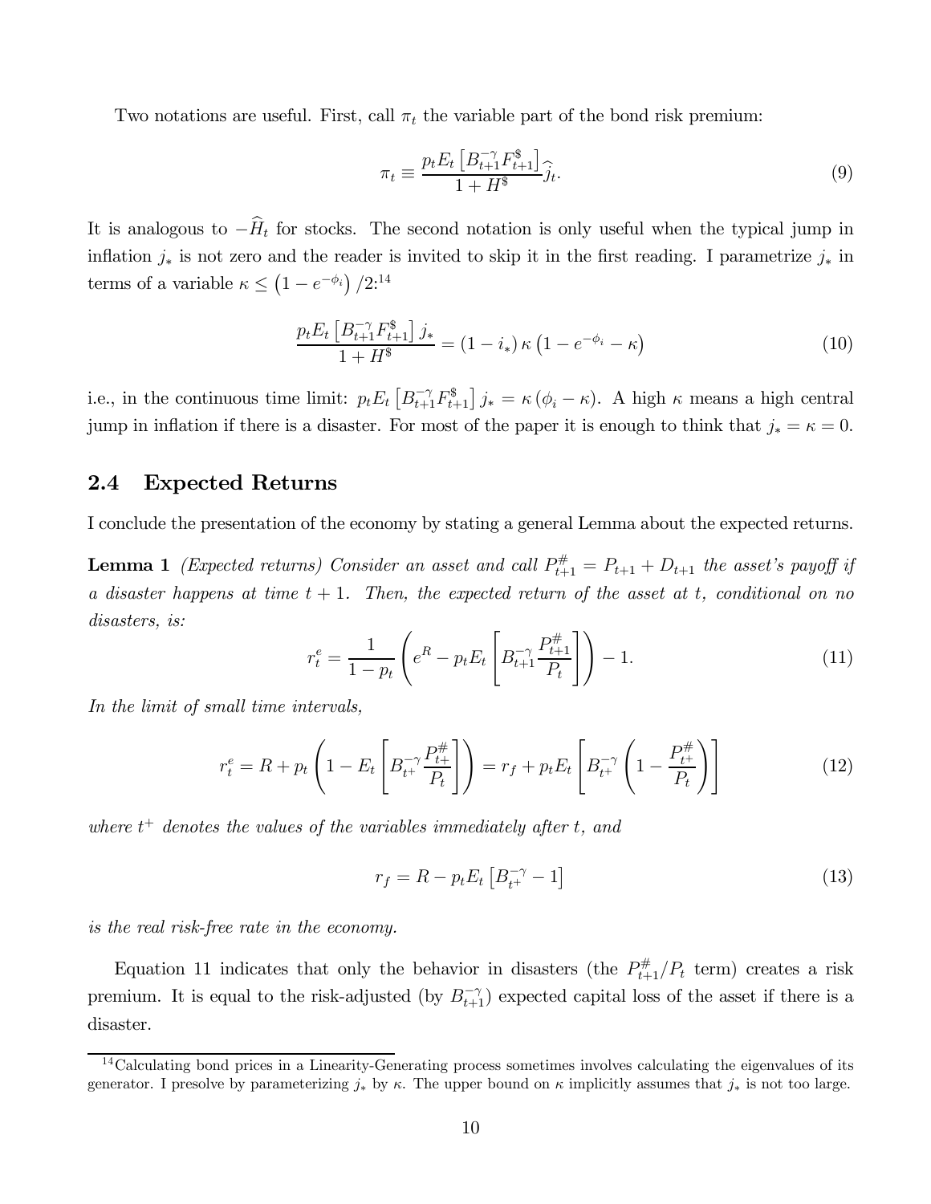Two notations are useful. First, call $\pi_t$ the variable part of the bond risk premium:

$$\pi_t \equiv \frac{p_t E_t \left[B_{t+1}^{-\gamma} F_{t+1}^{\$}\right]}{1 + H^{\$}} \widehat{j}_t. \tag{9}$$

It is analogous to $-\widehat{H}_t$ for stocks. The second notation is only useful when the typical jump in inflation $j_*$ is not zero and the reader is invited to skip it in the first reading. I parametrize $j_*$ in terms of a variable $\kappa \leq \left(1 - e^{-\phi_i}\right)/2$:[14]

$$\frac{p_t E_t \left[B_{t+1}^{-\gamma} F_{t+1}^{\$}\right] j_*}{1 + H^{\$}} = (1 - i_*) \kappa \left(1 - e^{-\phi_i} - \kappa\right) \tag{10}$$

i.e., in the continuous time limit: $p_t E_t \left[B_{t+1}^{-\gamma} F_{t+1}^{\$}\right] j_* = \kappa (\phi_i - \kappa)$. A high $\kappa$ means a high central jump in inflation if there is a disaster. For most of the paper it is enough to think that $j_* = \kappa = 0$.

## 2.4 Expected Returns

I conclude the presentation of the economy by stating a general Lemma about the expected returns.

**Lemma 1** *(Expected returns) Consider an asset and call $P_{t+1}^{\#} = P_{t+1} + D_{t+1}$ the asset's payoff if a disaster happens at time $t+1$. Then, the expected return of the asset at $t$, conditional on no disasters, is:*

$$r_t^e = \frac{1}{1 - p_t} \left( e^R - p_t E_t \left[ B_{t+1}^{-\gamma} \frac{P_{t+1}^{\#}}{P_t} \right] \right) - 1. \tag{11}$$

*In the limit of small time intervals,*

$$r_t^e = R + p_t \left( 1 - E_t \left[ B_{t^+}^{-\gamma} \frac{P_{t^+}^{\#}}{P_t} \right] \right) = r_f + p_t E_t \left[ B_{t^+}^{-\gamma} \left( 1 - \frac{P_{t^+}^{\#}}{P_t} \right) \right] \tag{12}$$

*where $t^+$ denotes the values of the variables immediately after $t$, and*

$$r_f = R - p_t E_t \left[ B_{t^+}^{-\gamma} - 1 \right] \tag{13}$$

*is the real risk-free rate in the economy.*

Equation 11 indicates that only the behavior in disasters (the $P_{t+1}^{\#}/P_t$ term) creates a risk premium. It is equal to the risk-adjusted (by $B_{t+1}^{-\gamma}$) expected capital loss of the asset if there is a disaster.

[14] Calculating bond prices in a Linearity-Generating process sometimes involves calculating the eigenvalues of its generator. I presolve by parameterizing $j_*$ by $\kappa$. The upper bound on $\kappa$ implicitly assumes that $j_*$ is not too large.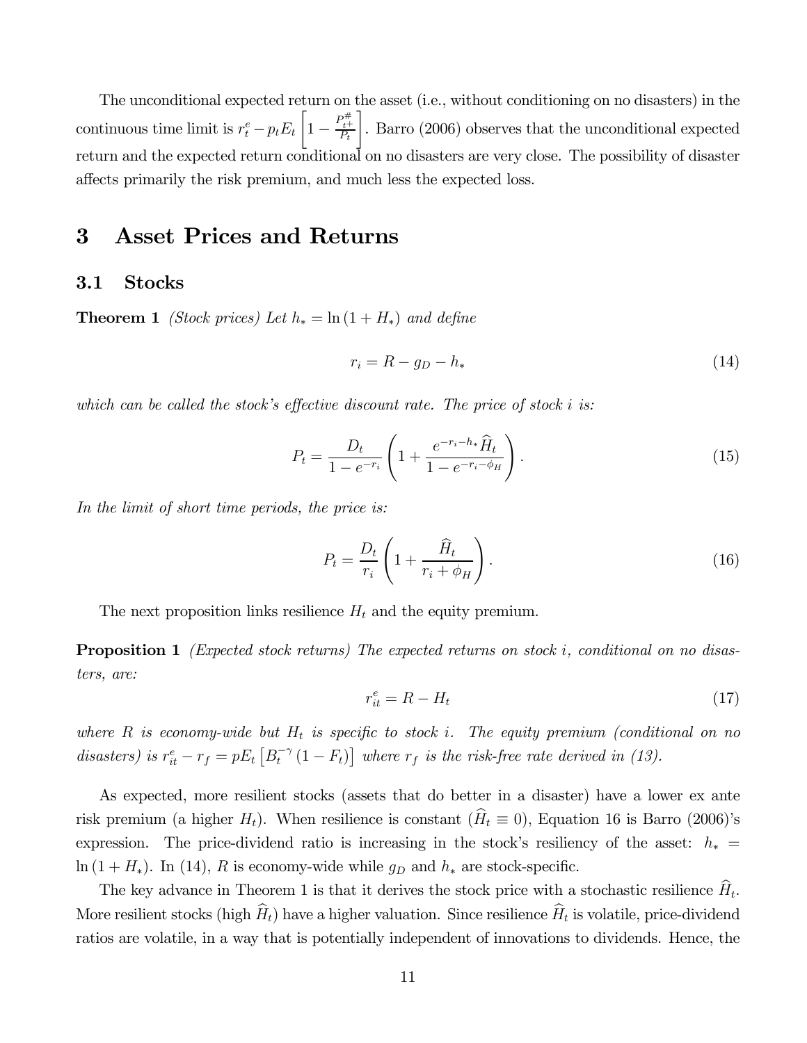The unconditional expected return on the asset (i.e., without conditioning on no disasters) in the continuous time limit is $r_t^e - p_t E_t \left[1 - \frac{P_{t+}^{\#}}{P_t}\right]$. Barro (2006) observes that the unconditional expected return and the expected return conditional on no disasters are very close. The possibility of disaster affects primarily the risk premium, and much less the expected loss.

# 3 Asset Prices and Returns

## 3.1 Stocks

**Theorem 1** *(Stock prices) Let $h_* = \ln(1 + H_*)$ and define*

$$r_i = R - g_D - h_* \tag{14}$$

*which can be called the stock's effective discount rate. The price of stock $i$ is:*

$$P_t = \frac{D_t}{1 - e^{-r_i}} \left(1 + \frac{e^{-r_i - h_*} \widehat{H}_t}{1 - e^{-r_i - \phi_H}}\right). \tag{15}$$

*In the limit of short time periods, the price is:*

$$P_t = \frac{D_t}{r_i} \left(1 + \frac{\widehat{H}_t}{r_i + \phi_H}\right). \tag{16}$$

The next proposition links resilience $H_t$ and the equity premium.

**Proposition 1** *(Expected stock returns) The expected returns on stock $i$, conditional on no disasters, are:*

$$r_{it}^e = R - H_t \tag{17}$$

*where $R$ is economy-wide but $H_t$ is specific to stock $i$. The equity premium (conditional on no disasters) is $r_{it}^e - r_f = pE_t \left[B_t^{-\gamma}(1 - F_t)\right]$ where $r_f$ is the risk-free rate derived in (13).*

As expected, more resilient stocks (assets that do better in a disaster) have a lower ex ante risk premium (a higher $H_t$). When resilience is constant ($\widehat{H}_t \equiv 0$), Equation 16 is Barro (2006)'s expression. The price-dividend ratio is increasing in the stock's resiliency of the asset: $h_* = \ln(1 + H_*)$. In (14), $R$ is economy-wide while $g_D$ and $h_*$ are stock-specific.

The key advance in Theorem 1 is that it derives the stock price with a stochastic resilience $\widehat{H}_t$. More resilient stocks (high $\widehat{H}_t$) have a higher valuation. Since resilience $\widehat{H}_t$ is volatile, price-dividend ratios are volatile, in a way that is potentially independent of innovations to dividends. Hence, the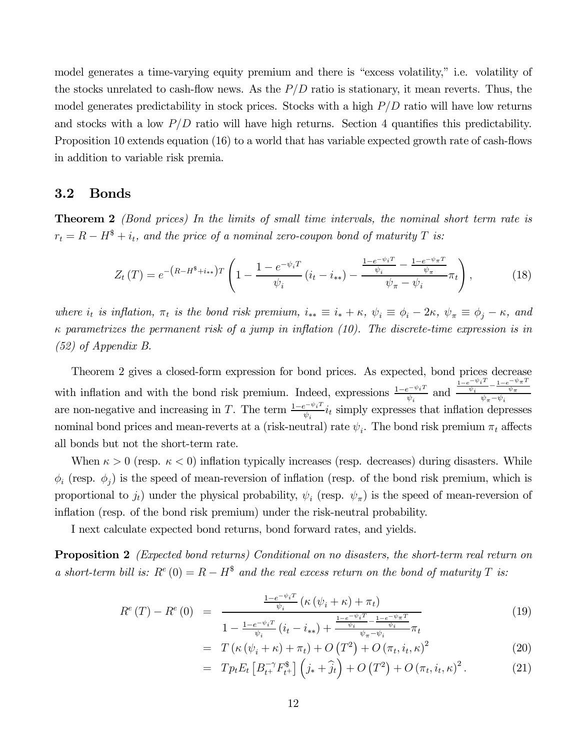model generates a time-varying equity premium and there is "excess volatility," i.e. volatility of the stocks unrelated to cash-flow news. As the $P/D$ ratio is stationary, it mean reverts. Thus, the model generates predictability in stock prices. Stocks with a high $P/D$ ratio will have low returns and stocks with a low $P/D$ ratio will have high returns. Section 4 quantifies this predictability. Proposition 10 extends equation (16) to a world that has variable expected growth rate of cash-flows in addition to variable risk premia.

## 3.2 Bonds

**Theorem 2** *(Bond prices) In the limits of small time intervals, the nominal short term rate is $r_t = R - H^{\$} + i_t$, and the price of a nominal zero-coupon bond of maturity $T$ is:*

$$Z_t(T) = e^{-\left(R-H^{\$}+i_{**}\right)T}\left(1 - \frac{1-e^{-\psi_i T}}{\psi_i}\left(i_t - i_{**}\right) - \frac{\frac{1-e^{-\psi_i T}}{\psi_i} - \frac{1-e^{-\psi_\pi T}}{\psi_\pi}}{\psi_\pi - \psi_i}\pi_t\right), \tag{18}$$

*where $i_t$ is inflation, $\pi_t$ is the bond risk premium, $i_{**} \equiv i_* + \kappa$, $\psi_i \equiv \phi_i - 2\kappa$, $\psi_\pi \equiv \phi_j - \kappa$, and $\kappa$ parametrizes the permanent risk of a jump in inflation (10). The discrete-time expression is in (52) of Appendix B.*

Theorem 2 gives a closed-form expression for bond prices. As expected, bond prices decrease with inflation and with the bond risk premium. Indeed, expressions $\frac{1-e^{-\psi_i T}}{\psi_i}$ and $\frac{\frac{1-e^{-\psi_i T}}{\psi_i} - \frac{1-e^{-\psi_\pi T}}{\psi_\pi}}{\psi_\pi - \psi_i}$ are non-negative and increasing in $T$. The term $\frac{1-e^{-\psi_i T}}{\psi_i} i_t$ simply expresses that inflation depresses nominal bond prices and mean-reverts at a (risk-neutral) rate $\psi_i$. The bond risk premium $\pi_t$ affects all bonds but not the short-term rate.

When $\kappa > 0$ (resp. $\kappa < 0$) inflation typically increases (resp. decreases) during disasters. While $\phi_i$ (resp. $\phi_j$) is the speed of mean-reversion of inflation (resp. of the bond risk premium, which is proportional to $j_t$) under the physical probability, $\psi_i$ (resp. $\psi_\pi$) is the speed of mean-reversion of inflation (resp. of the bond risk premium) under the risk-neutral probability.

I next calculate expected bond returns, bond forward rates, and yields.

**Proposition 2** *(Expected bond returns) Conditional on no disasters, the short-term real return on a short-term bill is: $R^e(0) = R - H^{\$}$ and the real excess return on the bond of maturity $T$ is:*

$$R^e(T) - R^e(0) = \frac{\frac{1-e^{-\psi_i T}}{\psi_i}\left(\kappa\left(\psi_i + \kappa\right) + \pi_t\right)}{1 - \frac{1-e^{-\psi_i T}}{\psi_i}\left(i_t - i_{**}\right) + \frac{\frac{1-e^{-\psi_i T}}{\psi_i} - \frac{1-e^{-\psi_\pi T}}{\psi_i}}{\psi_\pi - \psi_i}\pi_t} \tag{19}$$

$$= T\left(\kappa\left(\psi_i + \kappa\right) + \pi_t\right) + O\left(T^2\right) + O\left(\pi_t, i_t, \kappa\right)^2 \tag{20}$$

$$= T p_t E_t\left[B_{t^+}^{-\gamma} F_{t^+}^{\$}\right]\left(j_* + \widehat{j}_t\right) + O\left(T^2\right) + O\left(\pi_t, i_t, \kappa\right)^2. \tag{21}$$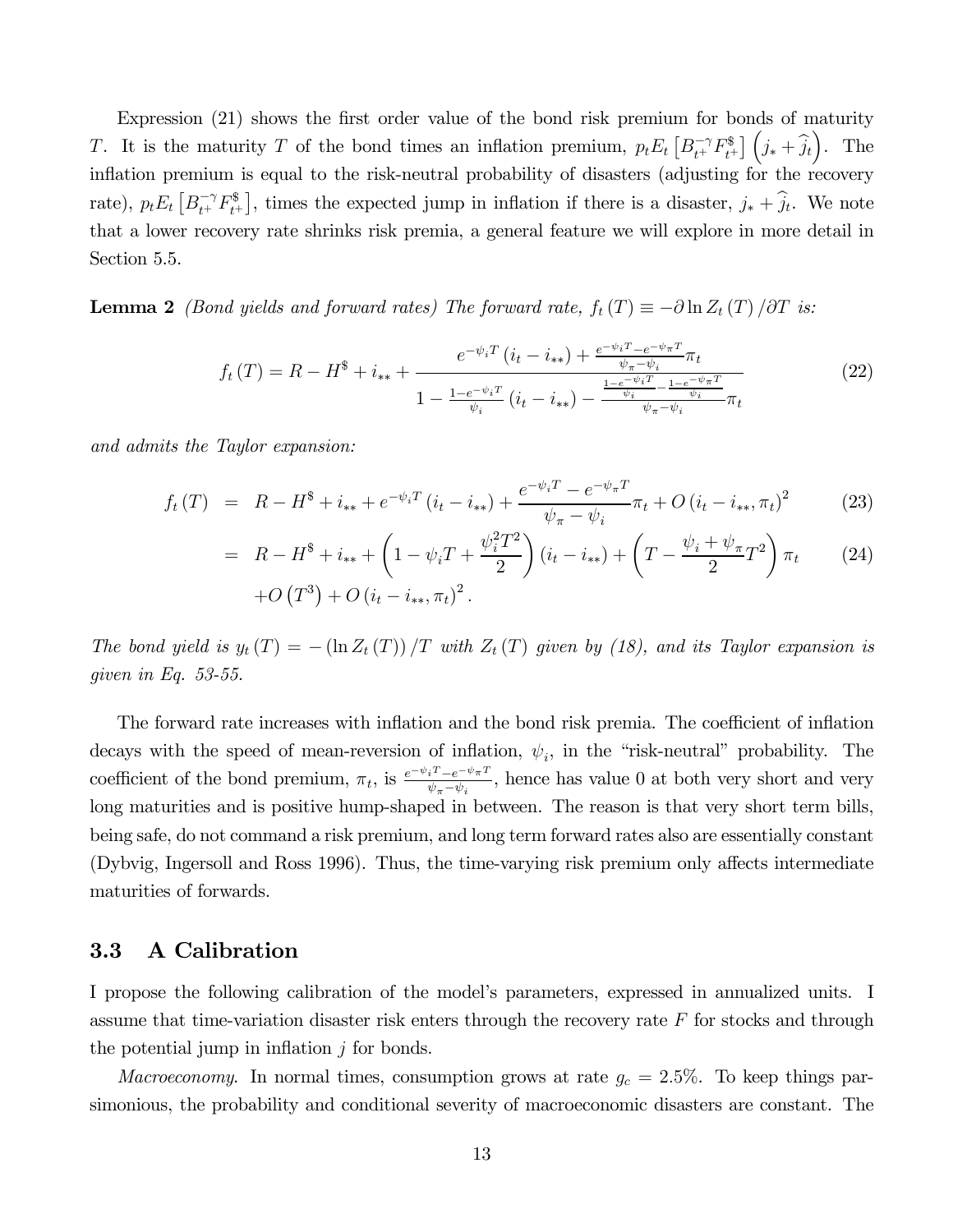Expression (21) shows the first order value of the bond risk premium for bonds of maturity $T$. It is the maturity $T$ of the bond times an inflation premium, $p_t E_t\left[B_{t^+}^{-\gamma} F_{t^+}^{\$}\right]\left(j_* + \widehat{j}_t\right)$. The inflation premium is equal to the risk-neutral probability of disasters (adjusting for the recovery rate), $p_t E_t\left[B_{t^+}^{-\gamma} F_{t^+}^{\$}\right]$, times the expected jump in inflation if there is a disaster, $j_* + \widehat{j}_t$. We note that a lower recovery rate shrinks risk premia, a general feature we will explore in more detail in Section 5.5.

**Lemma 2** *(Bond yields and forward rates) The forward rate, $f_t(T) \equiv -\partial \ln Z_t(T)/\partial T$ is:*

$$f_t(T) = R - H^{\$} + i_{**} + \frac{e^{-\psi_i T}(i_t - i_{**}) + \frac{e^{-\psi_i T} - e^{-\psi_\pi T}}{\psi_\pi - \psi_i}\pi_t}{1 - \frac{1 - e^{-\psi_i T}}{\psi_i}(i_t - i_{**}) - \frac{\frac{1 - e^{-\psi_i T}}{\psi_i} - \frac{1 - e^{-\psi_\pi T}}{\psi_i}}{\psi_\pi - \psi_i}\pi_t} \tag{22}$$

*and admits the Taylor expansion:*

$$\begin{aligned} f_t(T) &= R - H^{\$} + i_{**} + e^{-\psi_i T}(i_t - i_{**}) + \frac{e^{-\psi_i T} - e^{-\psi_\pi T}}{\psi_\pi - \psi_i}\pi_t + O(i_t - i_{**}, \pi_t)^2 & (23) \\ &= R - H^{\$} + i_{**} + \left(1 - \psi_i T + \frac{\psi_i^2 T^2}{2}\right)(i_t - i_{**}) + \left(T - \frac{\psi_i + \psi_\pi}{2}T^2\right)\pi_t & (24) \\ &\quad + O\left(T^3\right) + O(i_t - i_{**}, \pi_t)^2 . \end{aligned}$$

*The bond yield is $y_t(T) = -(\ln Z_t(T))/T$ with $Z_t(T)$ given by (18), and its Taylor expansion is given in Eq. 53-55.*

The forward rate increases with inflation and the bond risk premia. The coefficient of inflation decays with the speed of mean-reversion of inflation, $\psi_i$, in the "risk-neutral" probability. The coefficient of the bond premium, $\pi_t$, is $\frac{e^{-\psi_i T} - e^{-\psi_\pi T}}{\psi_\pi - \psi_i}$, hence has value 0 at both very short and very long maturities and is positive hump-shaped in between. The reason is that very short term bills, being safe, do not command a risk premium, and long term forward rates also are essentially constant (Dybvig, Ingersoll and Ross 1996). Thus, the time-varying risk premium only affects intermediate maturities of forwards.

## 3.3 A Calibration

I propose the following calibration of the model's parameters, expressed in annualized units. I assume that time-variation disaster risk enters through the recovery rate $F$ for stocks and through the potential jump in inflation $j$ for bonds.

*Macroeconomy.* In normal times, consumption grows at rate $g_c = 2.5\%$. To keep things parsimonious, the probability and conditional severity of macroeconomic disasters are constant. The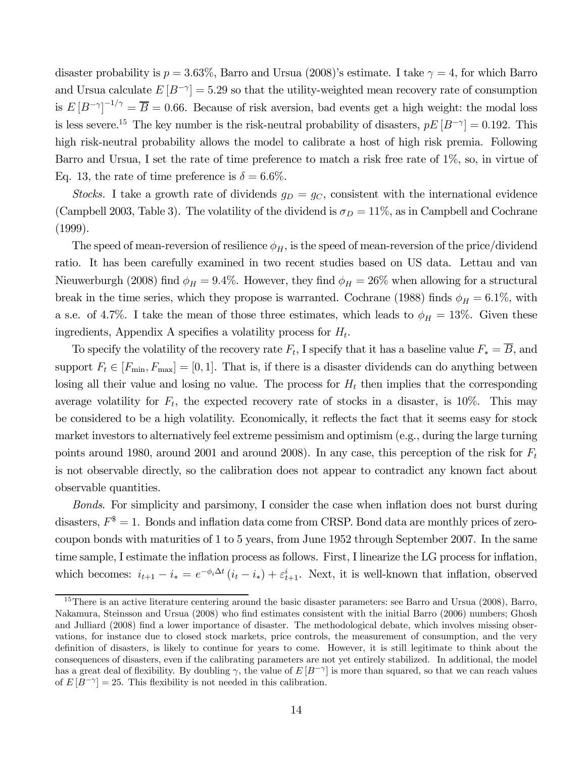disaster probability is $p = 3.63\%$, Barro and Ursua (2008)'s estimate. I take $\gamma = 4$, for which Barro and Ursua calculate $E\left[B^{-\gamma}\right] = 5.29$ so that the utility-weighted mean recovery rate of consumption is $E\left[B^{-\gamma}\right]^{-1/\gamma} = \overline{B} = 0.66$. Because of risk aversion, bad events get a high weight: the modal loss is less severe.[15] The key number is the risk-neutral probability of disasters, $pE\left[B^{-\gamma}\right] = 0.192$. This high risk-neutral probability allows the model to calibrate a host of high risk premia. Following Barro and Ursua, I set the rate of time preference to match a risk free rate of 1%, so, in virtue of Eq. 13, the rate of time preference is $\delta = 6.6\%$.

*Stocks.* I take a growth rate of dividends $g_D = g_C$, consistent with the international evidence (Campbell 2003, Table 3). The volatility of the dividend is $\sigma_D = 11\%$, as in Campbell and Cochrane (1999).

The speed of mean-reversion of resilience $\phi_H$, is the speed of mean-reversion of the price/dividend ratio. It has been carefully examined in two recent studies based on US data. Lettau and van Nieuwerburgh (2008) find $\phi_H = 9.4\%$. However, they find $\phi_H = 26\%$ when allowing for a structural break in the time series, which they propose is warranted. Cochrane (1988) finds $\phi_H = 6.1\%$, with a s.e. of 4.7%. I take the mean of those three estimates, which leads to $\phi_H = 13\%$. Given these ingredients, Appendix A specifies a volatility process for $H_t$.

To specify the volatility of the recovery rate $F_t$, I specify that it has a baseline value $F_* = \overline{B}$, and support $F_t \in [F_{\min}, F_{\max}] = [0, 1]$. That is, if there is a disaster dividends can do anything between losing all their value and losing no value. The process for $H_t$ then implies that the corresponding average volatility for $F_t$, the expected recovery rate of stocks in a disaster, is 10%. This may be considered to be a high volatility. Economically, it reflects the fact that it seems easy for stock market investors to alternatively feel extreme pessimism and optimism (e.g., during the large turning points around 1980, around 2001 and around 2008). In any case, this perception of the risk for $F_t$ is not observable directly, so the calibration does not appear to contradict any known fact about observable quantities.

*Bonds.* For simplicity and parsimony, I consider the case when inflation does not burst during disasters, $F^{\$} = 1$. Bonds and inflation data come from CRSP. Bond data are monthly prices of zero-coupon bonds with maturities of 1 to 5 years, from June 1952 through September 2007. In the same time sample, I estimate the inflation process as follows. First, I linearize the LG process for inflation, which becomes: $i_{t+1} - i_* = e^{-\phi_i \Delta t}\left(i_t - i_*\right) + \varepsilon^i_{t+1}$. Next, it is well-known that inflation, observed

[15] There is an active literature centering around the basic disaster parameters: see Barro and Ursua (2008), Barro, Nakamura, Steinsson and Ursua (2008) who find estimates consistent with the initial Barro (2006) numbers; Ghosh and Julliard (2008) find a lower importance of disaster. The methodological debate, which involves missing observations, for instance due to closed stock markets, price controls, the measurement of consumption, and the very definition of disasters, is likely to continue for years to come. However, it is still legitimate to think about the consequences of disasters, even if the calibrating parameters are not yet entirely stabilized. In additional, the model has a great deal of flexibility. By doubling $\gamma$, the value of $E\left[B^{-\gamma}\right]$ is more than squared, so that we can reach values of $E\left[B^{-\gamma}\right] = 25$. This flexibility is not needed in this calibration.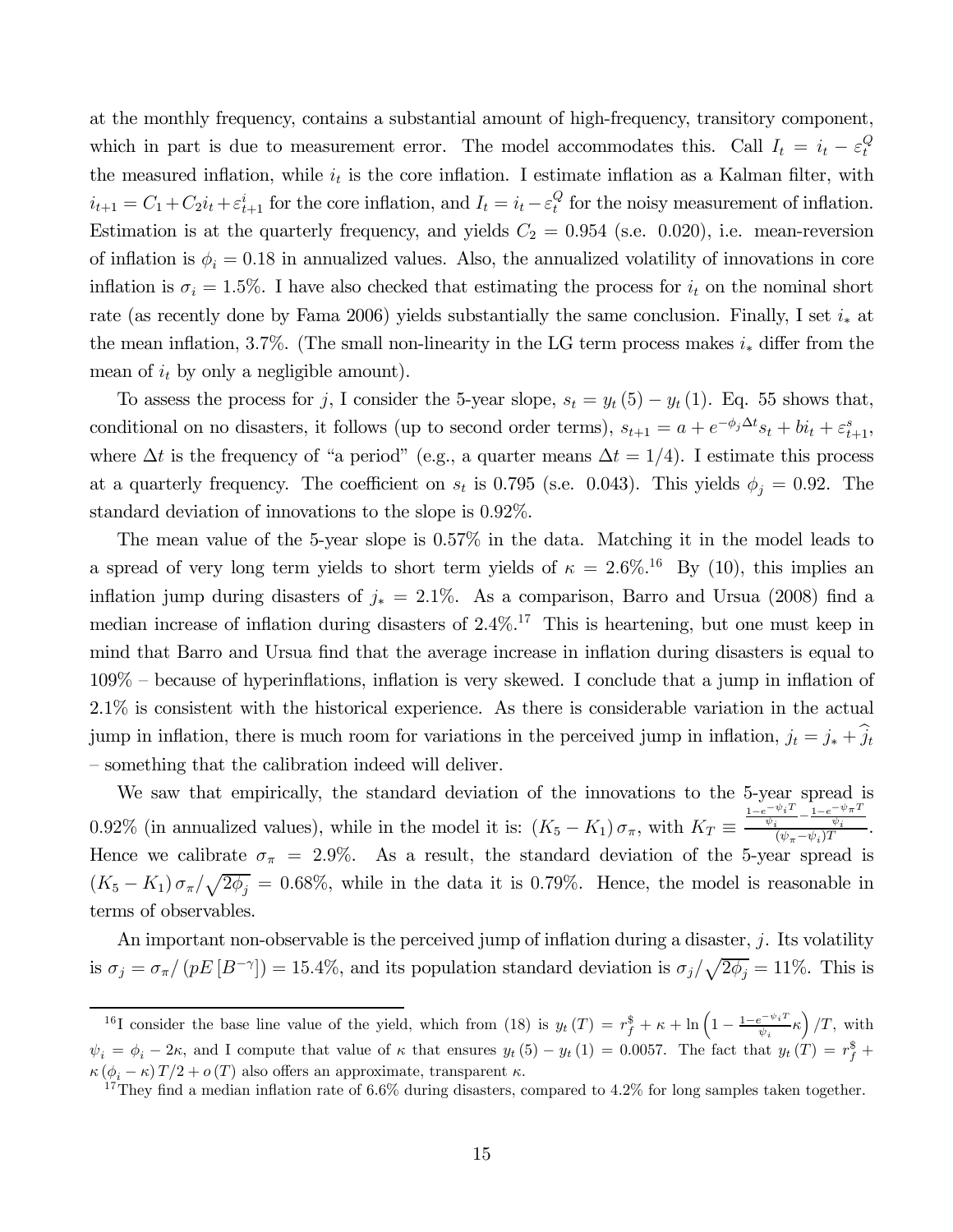at the monthly frequency, contains a substantial amount of high-frequency, transitory component, which in part is due to measurement error. The model accommodates this. Call $I_t = i_t - \varepsilon_t^Q$ the measured inflation, while $i_t$ is the core inflation. I estimate inflation as a Kalman filter, with $i_{t+1} = C_1 + C_2 i_t + \varepsilon_{t+1}^i$ for the core inflation, and $I_t = i_t - \varepsilon_t^Q$ for the noisy measurement of inflation. Estimation is at the quarterly frequency, and yields $C_2 = 0.954$ (s.e. 0.020), i.e. mean-reversion of inflation is $\phi_i = 0.18$ in annualized values. Also, the annualized volatility of innovations in core inflation is $\sigma_i = 1.5\%$. I have also checked that estimating the process for $i_t$ on the nominal short rate (as recently done by Fama 2006) yields substantially the same conclusion. Finally, I set $i_*$ at the mean inflation, 3.7%. (The small non-linearity in the LG term process makes $i_*$ differ from the mean of $i_t$ by only a negligible amount).

To assess the process for $j$, I consider the 5-year slope, $s_t = y_t(5) - y_t(1)$. Eq. 55 shows that, conditional on no disasters, it follows (up to second order terms), $s_{t+1} = a + e^{-\phi_j \Delta t} s_t + b i_t + \varepsilon_{t+1}^s$, where $\Delta t$ is the frequency of "a period" (e.g., a quarter means $\Delta t = 1/4$). I estimate this process at a quarterly frequency. The coefficient on $s_t$ is 0.795 (s.e. 0.043). This yields $\phi_j = 0.92$. The standard deviation of innovations to the slope is 0.92%.

The mean value of the 5-year slope is 0.57% in the data. Matching it in the model leads to a spread of very long term yields to short term yields of $\kappa = 2.6\%$.[16] By (10), this implies an inflation jump during disasters of $j_* = 2.1\%$. As a comparison, Barro and Ursua (2008) find a median increase of inflation during disasters of 2.4%.[17] This is heartening, but one must keep in mind that Barro and Ursua find that the average increase in inflation during disasters is equal to 109% – because of hyperinflations, inflation is very skewed. I conclude that a jump in inflation of 2.1% is consistent with the historical experience. As there is considerable variation in the actual jump in inflation, there is much room for variations in the perceived jump in inflation, $j_t = j_* + \widehat{j}_t$ – something that the calibration indeed will deliver.

We saw that empirically, the standard deviation of the innovations to the 5-year spread is 0.92% (in annualized values), while in the model it is: $(K_5 - K_1)\,\sigma_\pi$, with $K_T \equiv \frac{\frac{1-e^{-\psi_i T}}{\psi_i} - \frac{1-e^{-\psi_\pi T}}{\psi_i}}{(\psi_\pi - \psi_i) T}$. Hence we calibrate $\sigma_\pi = 2.9\%$. As a result, the standard deviation of the 5-year spread is $(K_5 - K_1)\,\sigma_\pi / \sqrt{2\phi_j} = 0.68\%$, while in the data it is 0.79%. Hence, the model is reasonable in terms of observables.

An important non-observable is the perceived jump of inflation during a disaster, $j$. Its volatility is $\sigma_j = \sigma_\pi / (pE[B^{-\gamma}]) = 15.4\%$, and its population standard deviation is $\sigma_j / \sqrt{2\phi_j} = 11\%$. This is

---

[16] I consider the base line value of the yield, which from (18) is $y_t(T) = r_f^\$ + \kappa + \ln\left(1 - \frac{1-e^{-\psi_i T}}{\psi_i}\kappa\right)/T$, with $\psi_i = \phi_i - 2\kappa$, and I compute that value of $\kappa$ that ensures $y_t(5) - y_t(1) = 0.0057$. The fact that $y_t(T) = r_f^\$ + \kappa(\phi_i - \kappa)\,T/2 + o(T)$ also offers an approximate, transparent $\kappa$.

[17] They find a median inflation rate of 6.6% during disasters, compared to 4.2% for long samples taken together.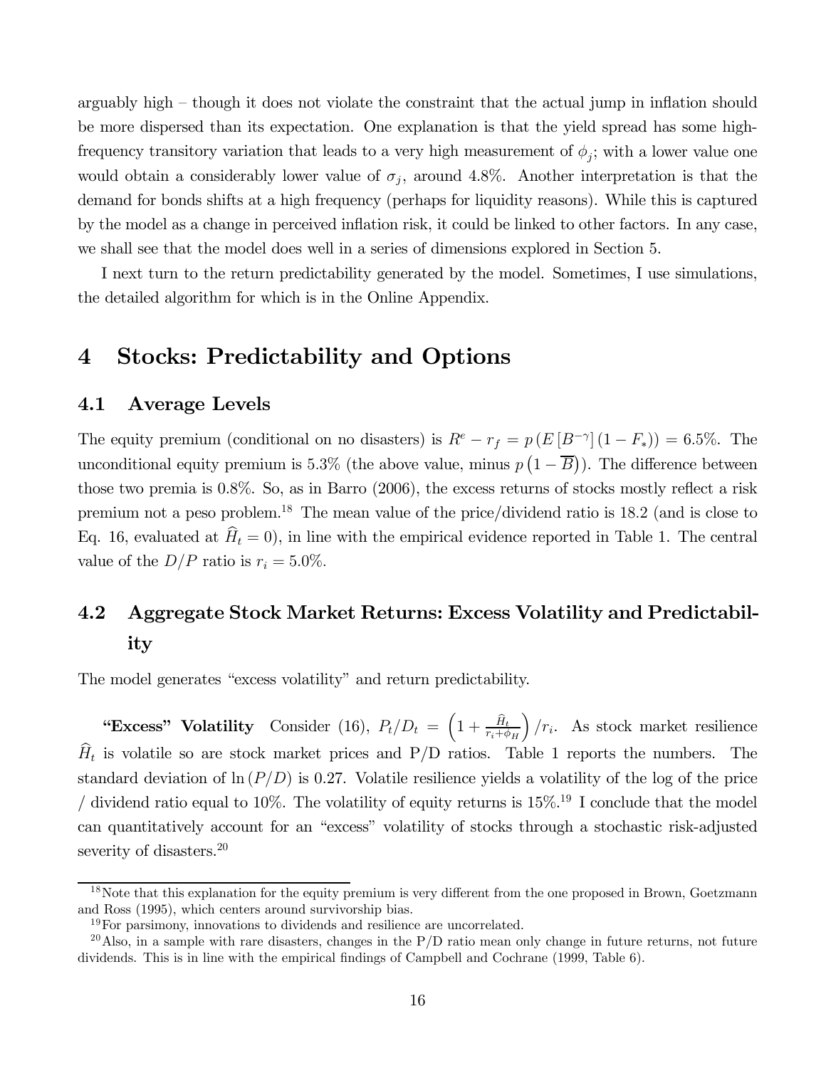arguably high – though it does not violate the constraint that the actual jump in inflation should be more dispersed than its expectation. One explanation is that the yield spread has some high-frequency transitory variation that leads to a very high measurement of $\phi_j$; with a lower value one would obtain a considerably lower value of $\sigma_j$, around 4.8%. Another interpretation is that the demand for bonds shifts at a high frequency (perhaps for liquidity reasons). While this is captured by the model as a change in perceived inflation risk, it could be linked to other factors. In any case, we shall see that the model does well in a series of dimensions explored in Section 5.

I next turn to the return predictability generated by the model. Sometimes, I use simulations, the detailed algorithm for which is in the Online Appendix.

# 4 Stocks: Predictability and Options

## 4.1 Average Levels

The equity premium (conditional on no disasters) is $R^e - r_f = p\left(E\left[B^{-\gamma}\right](1 - F_*)\right) = 6.5\%$. The unconditional equity premium is 5.3% (the above value, minus $p\left(1 - \overline{B}\right)$). The difference between those two premia is 0.8%. So, as in Barro (2006), the excess returns of stocks mostly reflect a risk premium not a peso problem.[18] The mean value of the price/dividend ratio is 18.2 (and is close to Eq. 16, evaluated at $\widehat{H}_t = 0$), in line with the empirical evidence reported in Table 1. The central value of the $D/P$ ratio is $r_i = 5.0\%$.

## 4.2 Aggregate Stock Market Returns: Excess Volatility and Predictability

The model generates "excess volatility" and return predictability.

**"Excess" Volatility** Consider (16), $P_t/D_t = \left(1 + \frac{\widehat{H}_t}{r_i + \phi_H}\right)/r_i$. As stock market resilience $\widehat{H}_t$ is volatile so are stock market prices and P/D ratios. Table 1 reports the numbers. The standard deviation of $\ln(P/D)$ is 0.27. Volatile resilience yields a volatility of the log of the price / dividend ratio equal to 10%. The volatility of equity returns is 15%.[19] I conclude that the model can quantitatively account for an "excess" volatility of stocks through a stochastic risk-adjusted severity of disasters.[20]

---

[18] Note that this explanation for the equity premium is very different from the one proposed in Brown, Goetzmann and Ross (1995), which centers around survivorship bias.

[19] For parsimony, innovations to dividends and resilience are uncorrelated.

[20] Also, in a sample with rare disasters, changes in the P/D ratio mean only change in future returns, not future dividends. This is in line with the empirical findings of Campbell and Cochrane (1999, Table 6).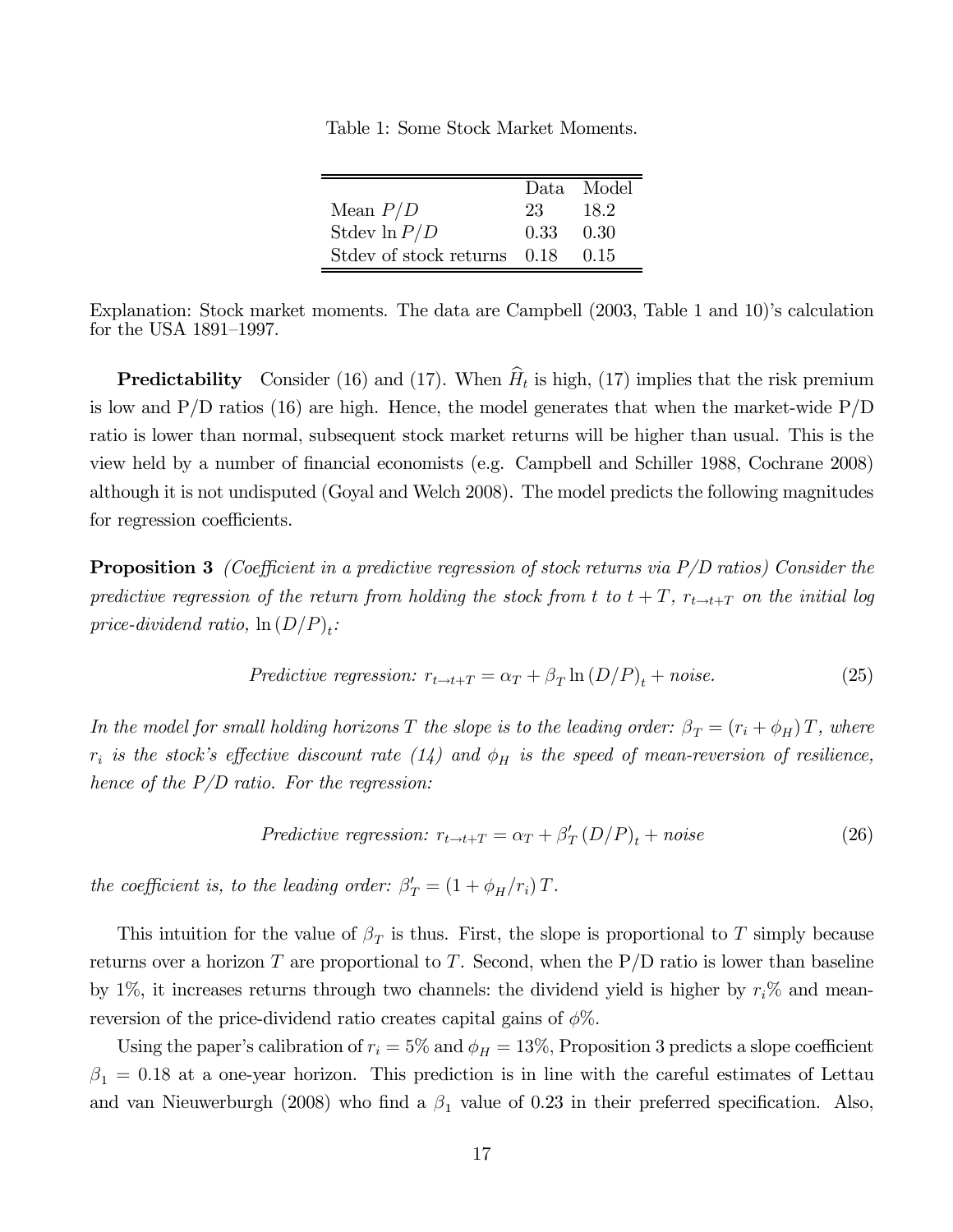Table 1: Some Stock Market Moments.

| | Data | Model |
|---|---|---|
| Mean $P/D$ | 23 | 18.2 |
| Stdev $\ln P/D$ | 0.33 | 0.30 |
| Stdev of stock returns | 0.18 | 0.15 |

Explanation: Stock market moments. The data are Campbell (2003, Table 1 and 10)'s calculation for the USA 1891–1997.

**Predictability** Consider (16) and (17). When $\widehat{H}_t$ is high, (17) implies that the risk premium is low and P/D ratios (16) are high. Hence, the model generates that when the market-wide P/D ratio is lower than normal, subsequent stock market returns will be higher than usual. This is the view held by a number of financial economists (e.g. Campbell and Schiller 1988, Cochrane 2008) although it is not undisputed (Goyal and Welch 2008). The model predicts the following magnitudes for regression coefficients.

**Proposition 3** *(Coefficient in a predictive regression of stock returns via P/D ratios) Consider the predictive regression of the return from holding the stock from $t$ to $t+T$, $r_{t \to t+T}$ on the initial log price-dividend ratio, $\ln (D/P)_t$:*

$$\textit{Predictive regression: } r_{t \to t+T} = \alpha_T + \beta_T \ln (D/P)_t + \textit{noise}. \tag{25}$$

*In the model for small holding horizons $T$ the slope is to the leading order: $\beta_T = (r_i + \phi_H) T$, where $r_i$ is the stock's effective discount rate (14) and $\phi_H$ is the speed of mean-reversion of resilience, hence of the P/D ratio. For the regression:*

$$\textit{Predictive regression: } r_{t \to t+T} = \alpha_T + \beta'_T (D/P)_t + \textit{noise} \tag{26}$$

*the coefficient is, to the leading order: $\beta'_T = (1 + \phi_H / r_i) T$.*

This intuition for the value of $\beta_T$ is thus. First, the slope is proportional to $T$ simply because returns over a horizon $T$ are proportional to $T$. Second, when the P/D ratio is lower than baseline by 1%, it increases returns through two channels: the dividend yield is higher by $r_i$% and mean-reversion of the price-dividend ratio creates capital gains of $\phi$%.

Using the paper's calibration of $r_i = 5\%$ and $\phi_H = 13\%$, Proposition 3 predicts a slope coefficient $\beta_1 = 0.18$ at a one-year horizon. This prediction is in line with the careful estimates of Lettau and van Nieuwerburgh (2008) who find a $\beta_1$ value of 0.23 in their preferred specification. Also,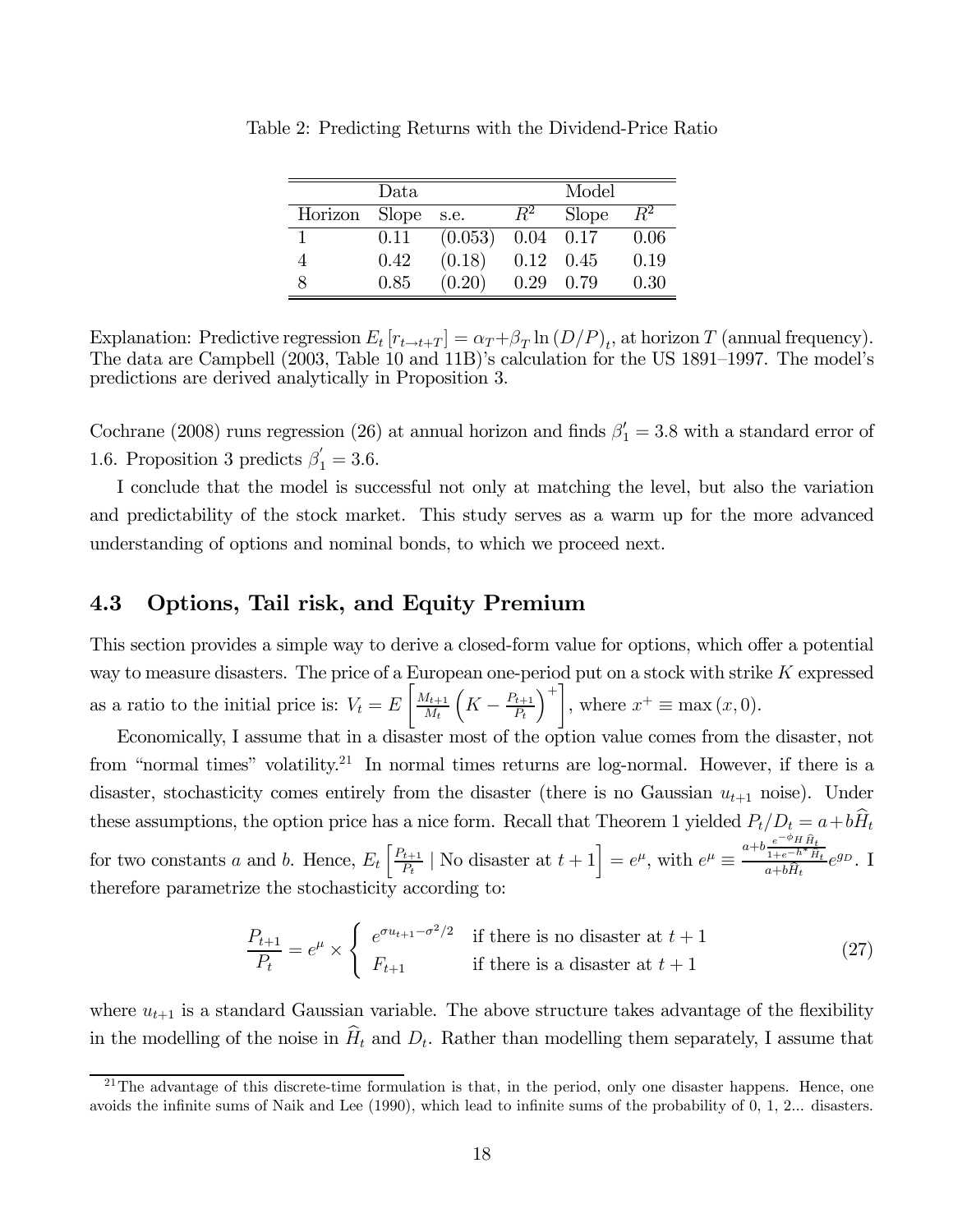Table 2: Predicting Returns with the Dividend-Price Ratio

| | Data | | | Model | |
|---|---|---|---|---|---|
| Horizon | Slope | s.e. | $R^2$ | Slope | $R^2$ |
| 1 | 0.11 | (0.053) | 0.04 | 0.17 | 0.06 |
| 4 | 0.42 | (0.18) | 0.12 | 0.45 | 0.19 |
| 8 | 0.85 | (0.20) | 0.29 | 0.79 | 0.30 |

Explanation: Predictive regression $E_t [r_{t \to t+T}] = \alpha_T + \beta_T \ln (D/P)_t$, at horizon $T$ (annual frequency). The data are Campbell (2003, Table 10 and 11B)'s calculation for the US 1891–1997. The model's predictions are derived analytically in Proposition 3.

Cochrane (2008) runs regression (26) at annual horizon and finds $\beta_1' = 3.8$ with a standard error of 1.6. Proposition 3 predicts $\beta_1' = 3.6$.

I conclude that the model is successful not only at matching the level, but also the variation and predictability of the stock market. This study serves as a warm up for the more advanced understanding of options and nominal bonds, to which we proceed next.

## 4.3 Options, Tail risk, and Equity Premium

This section provides a simple way to derive a closed-form value for options, which offer a potential way to measure disasters. The price of a European one-period put on a stock with strike $K$ expressed as a ratio to the initial price is: $V_t = E\left[\frac{M_{t+1}}{M_t}\left(K - \frac{P_{t+1}}{P_t}\right)^+\right]$, where $x^+ \equiv \max(x, 0)$.

Economically, I assume that in a disaster most of the option value comes from the disaster, not from "normal times" volatility.[21] In normal times returns are log-normal. However, if there is a disaster, stochasticity comes entirely from the disaster (there is no Gaussian $u_{t+1}$ noise). Under these assumptions, the option price has a nice form. Recall that Theorem 1 yielded $P_t/D_t = a + b\widehat{H}_t$ for two constants $a$ and $b$. Hence, $E_t\left[\frac{P_{t+1}}{P_t} \mid \text{No disaster at } t+1\right] = e^{\mu}$, with $e^{\mu} \equiv \frac{a + b\frac{e^{-\phi_H}\widehat{H}_t}{1+e^{-h^*}\widehat{H}_t}}{a + b\widehat{H}_t} e^{g_D}$. I therefore parametrize the stochasticity according to:

$$\frac{P_{t+1}}{P_t} = e^{\mu} \times \begin{cases} e^{\sigma u_{t+1} - \sigma^2/2} & \text{if there is no disaster at } t+1 \\ F_{t+1} & \text{if there is a disaster at } t+1 \end{cases} \tag{27}$$

where $u_{t+1}$ is a standard Gaussian variable. The above structure takes advantage of the flexibility in the modelling of the noise in $\widehat{H}_t$ and $D_t$. Rather than modelling them separately, I assume that

[21] The advantage of this discrete-time formulation is that, in the period, only one disaster happens. Hence, one avoids the infinite sums of Naik and Lee (1990), which lead to infinite sums of the probability of 0, 1, 2... disasters.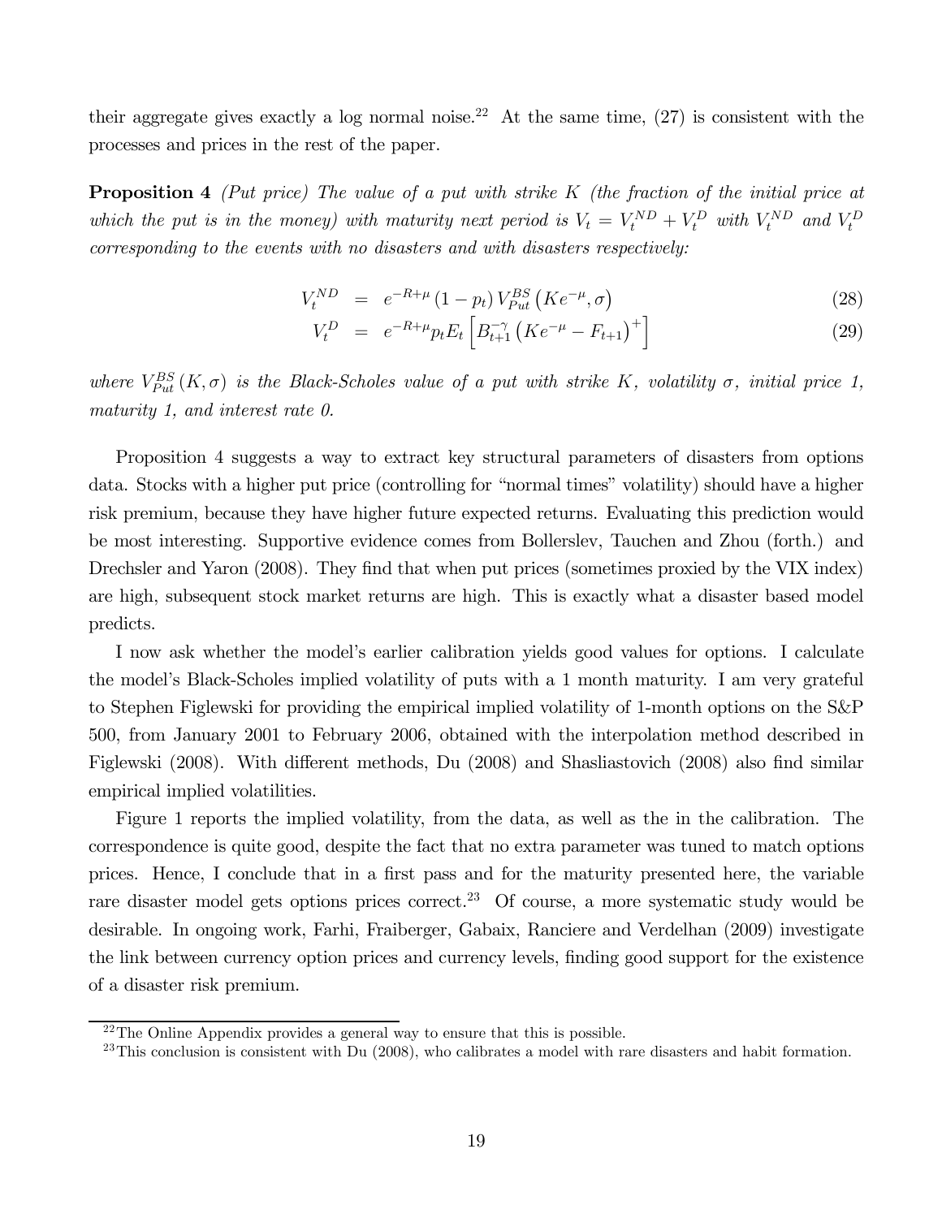their aggregate gives exactly a log normal noise.[22] At the same time, (27) is consistent with the processes and prices in the rest of the paper.

**Proposition 4** *(Put price) The value of a put with strike $K$ (the fraction of the initial price at which the put is in the money) with maturity next period is $V_t = V_t^{ND} + V_t^{D}$ with $V_t^{ND}$ and $V_t^{D}$ corresponding to the events with no disasters and with disasters respectively:*

$$V_t^{ND} = e^{-R+\mu} (1 - p_t) V_{Put}^{BS} \left( K e^{-\mu}, \sigma \right) \tag{28}$$

$$V_t^{D} = e^{-R+\mu} p_t E_t \left[ B_{t+1}^{-\gamma} \left( K e^{-\mu} - F_{t+1} \right)^{+} \right] \tag{29}$$

*where $V_{Put}^{BS}(K, \sigma)$ is the Black-Scholes value of a put with strike $K$, volatility $\sigma$, initial price 1, maturity 1, and interest rate 0.*

Proposition 4 suggests a way to extract key structural parameters of disasters from options data. Stocks with a higher put price (controlling for "normal times" volatility) should have a higher risk premium, because they have higher future expected returns. Evaluating this prediction would be most interesting. Supportive evidence comes from Bollerslev, Tauchen and Zhou (forth.) and Drechsler and Yaron (2008). They find that when put prices (sometimes proxied by the VIX index) are high, subsequent stock market returns are high. This is exactly what a disaster based model predicts.

I now ask whether the model's earlier calibration yields good values for options. I calculate the model's Black-Scholes implied volatility of puts with a 1 month maturity. I am very grateful to Stephen Figlewski for providing the empirical implied volatility of 1-month options on the S&P 500, from January 2001 to February 2006, obtained with the interpolation method described in Figlewski (2008). With different methods, Du (2008) and Shasliastovich (2008) also find similar empirical implied volatilities.

Figure 1 reports the implied volatility, from the data, as well as the in the calibration. The correspondence is quite good, despite the fact that no extra parameter was tuned to match options prices. Hence, I conclude that in a first pass and for the maturity presented here, the variable rare disaster model gets options prices correct.[23] Of course, a more systematic study would be desirable. In ongoing work, Farhi, Fraiberger, Gabaix, Ranciere and Verdelhan (2009) investigate the link between currency option prices and currency levels, finding good support for the existence of a disaster risk premium.

---

[22] The Online Appendix provides a general way to ensure that this is possible.

[23] This conclusion is consistent with Du (2008), who calibrates a model with rare disasters and habit formation.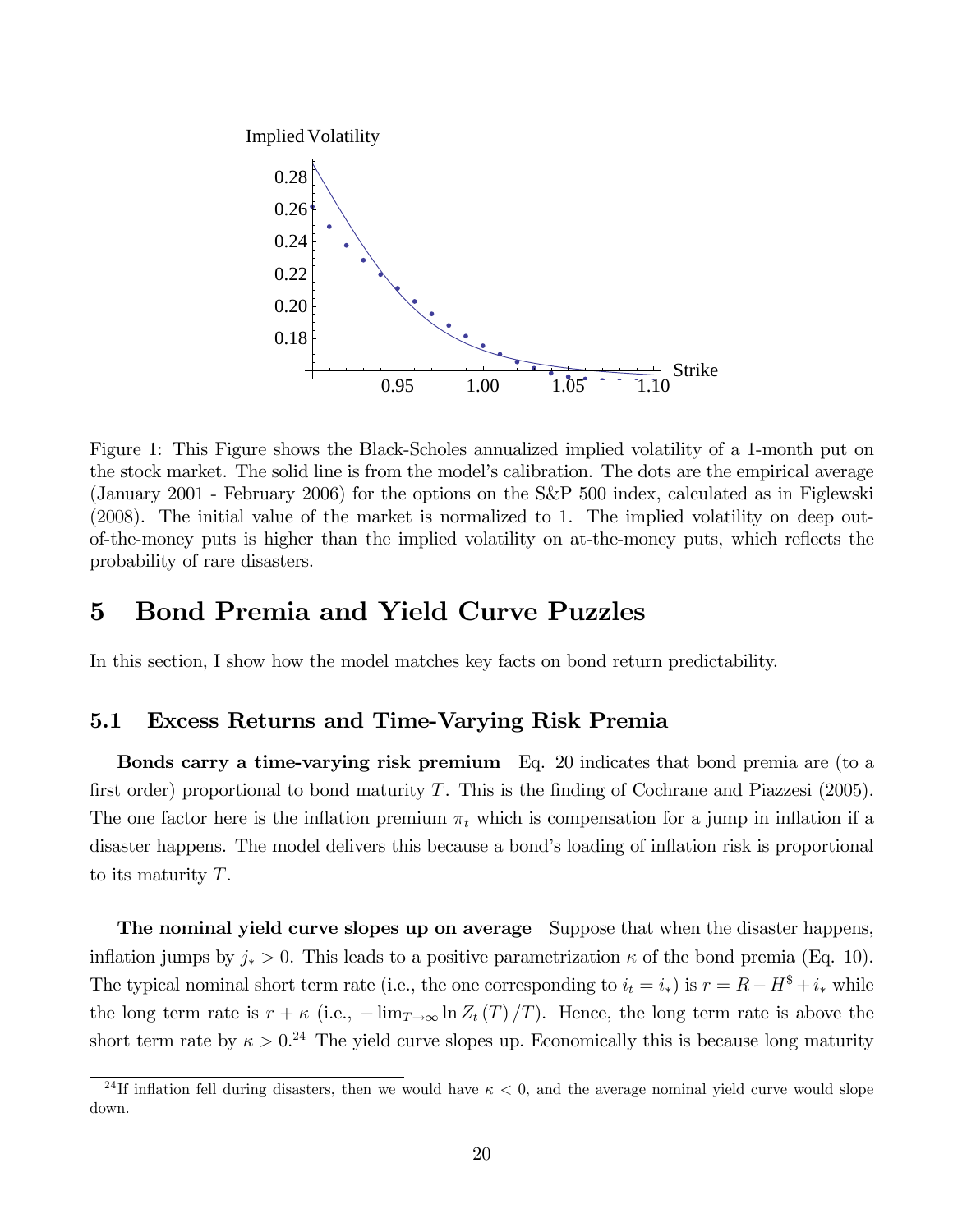Figure 1: This Figure shows the Black-Scholes annualized implied volatility of a 1-month put on the stock market. The solid line is from the model's calibration. The dots are the empirical average (January 2001 - February 2006) for the options on the S&P 500 index, calculated as in Figlewski (2008). The initial value of the market is normalized to 1. The implied volatility on deep out-of-the-money puts is higher than the implied volatility on at-the-money puts, which reflects the probability of rare disasters.

# 5 Bond Premia and Yield Curve Puzzles

In this section, I show how the model matches key facts on bond return predictability.

## 5.1 Excess Returns and Time-Varying Risk Premia

**Bonds carry a time-varying risk premium** Eq. 20 indicates that bond premia are (to a first order) proportional to bond maturity $T$. This is the finding of Cochrane and Piazzesi (2005). The one factor here is the inflation premium $\pi_t$ which is compensation for a jump in inflation if a disaster happens. The model delivers this because a bond's loading of inflation risk is proportional to its maturity $T$.

**The nominal yield curve slopes up on average** Suppose that when the disaster happens, inflation jumps by $j_* > 0$. This leads to a positive parametrization $\kappa$ of the bond premia (Eq. 10). The typical nominal short term rate (i.e., the one corresponding to $i_t = i_*$) is $r = R - H^{\$} + i_*$ while the long term rate is $r + \kappa$ (i.e., $-\lim_{T\to\infty} \ln Z_t(T)/T$). Hence, the long term rate is above the short term rate by $\kappa > 0$.[24] The yield curve slopes up. Economically this is because long maturity

[24] If inflation fell during disasters, then we would have $\kappa < 0$, and the average nominal yield curve would slope down.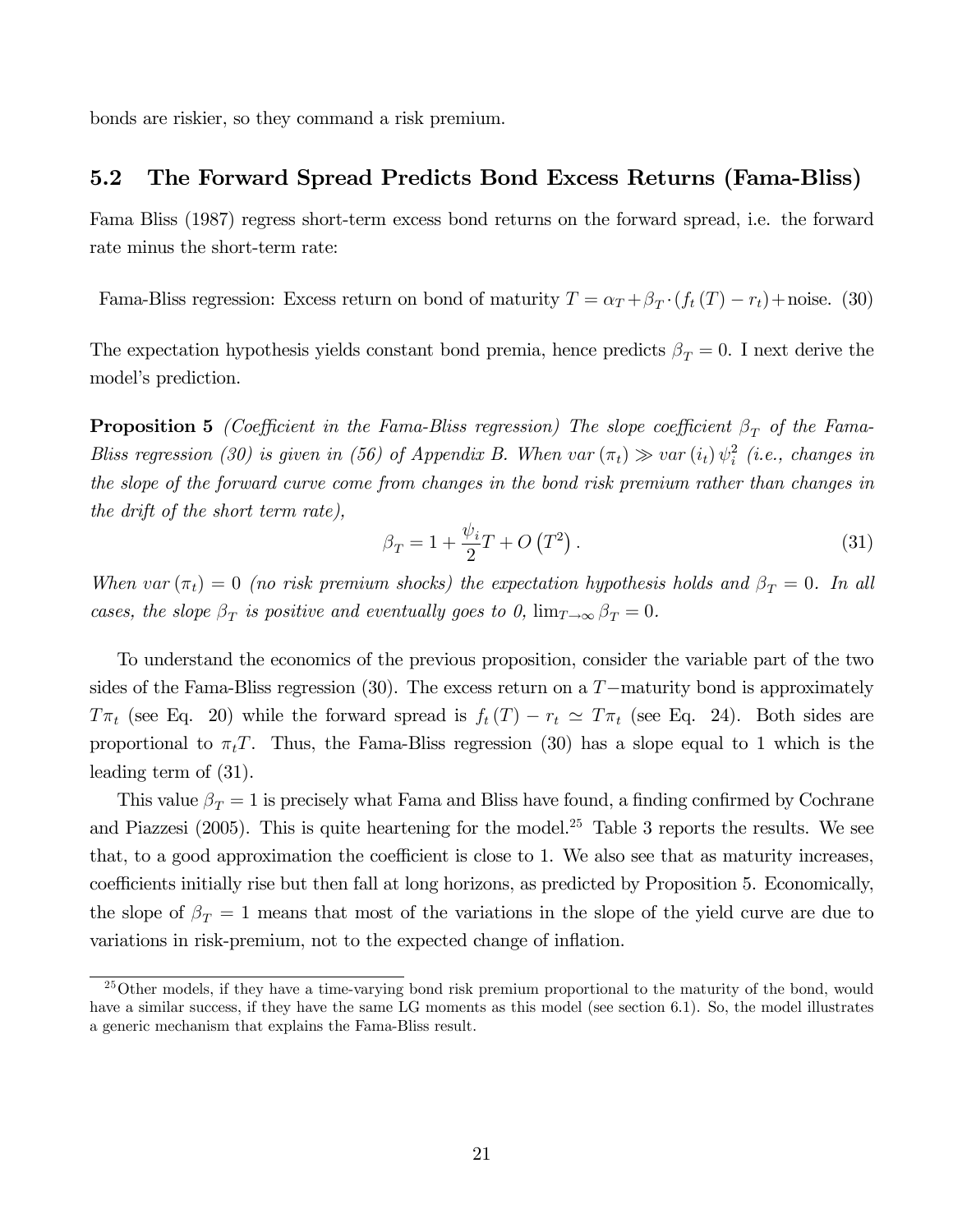bonds are riskier, so they command a risk premium.

### 5.2 The Forward Spread Predicts Bond Excess Returns (Fama-Bliss)

Fama Bliss (1987) regress short-term excess bond returns on the forward spread, i.e. the forward rate minus the short-term rate:

$$\text{Fama-Bliss regression: Excess return on bond of maturity } T = \alpha_T + \beta_T \cdot (f_t(T) - r_t) + \text{noise.} \quad (30)$$

The expectation hypothesis yields constant bond premia, hence predicts $\beta_T = 0$. I next derive the model's prediction.

**Proposition 5** *(Coefficient in the Fama-Bliss regression) The slope coefficient $\beta_T$ of the Fama-Bliss regression (30) is given in (56) of Appendix B. When $var(\pi_t) \gg var(i_t)\psi_i^2$ (i.e., changes in the slope of the forward curve come from changes in the bond risk premium rather than changes in the drift of the short term rate),*

$$\beta_T = 1 + \frac{\psi_i}{2}T + O\left(T^2\right). \quad (31)$$

*When $var(\pi_t) = 0$ (no risk premium shocks) the expectation hypothesis holds and $\beta_T = 0$. In all cases, the slope $\beta_T$ is positive and eventually goes to 0, $\lim_{T\to\infty}\beta_T = 0$.*

To understand the economics of the previous proposition, consider the variable part of the two sides of the Fama-Bliss regression (30). The excess return on a $T-$maturity bond is approximately $T\pi_t$ (see Eq. 20) while the forward spread is $f_t(T) - r_t \simeq T\pi_t$ (see Eq. 24). Both sides are proportional to $\pi_t T$. Thus, the Fama-Bliss regression (30) has a slope equal to 1 which is the leading term of (31).

This value $\beta_T = 1$ is precisely what Fama and Bliss have found, a finding confirmed by Cochrane and Piazzesi (2005). This is quite heartening for the model.[25] Table 3 reports the results. We see that, to a good approximation the coefficient is close to 1. We also see that as maturity increases, coefficients initially rise but then fall at long horizons, as predicted by Proposition 5. Economically, the slope of $\beta_T = 1$ means that most of the variations in the slope of the yield curve are due to variations in risk-premium, not to the expected change of inflation.

[25] Other models, if they have a time-varying bond risk premium proportional to the maturity of the bond, would have a similar success, if they have the same LG moments as this model (see section 6.1). So, the model illustrates a generic mechanism that explains the Fama-Bliss result.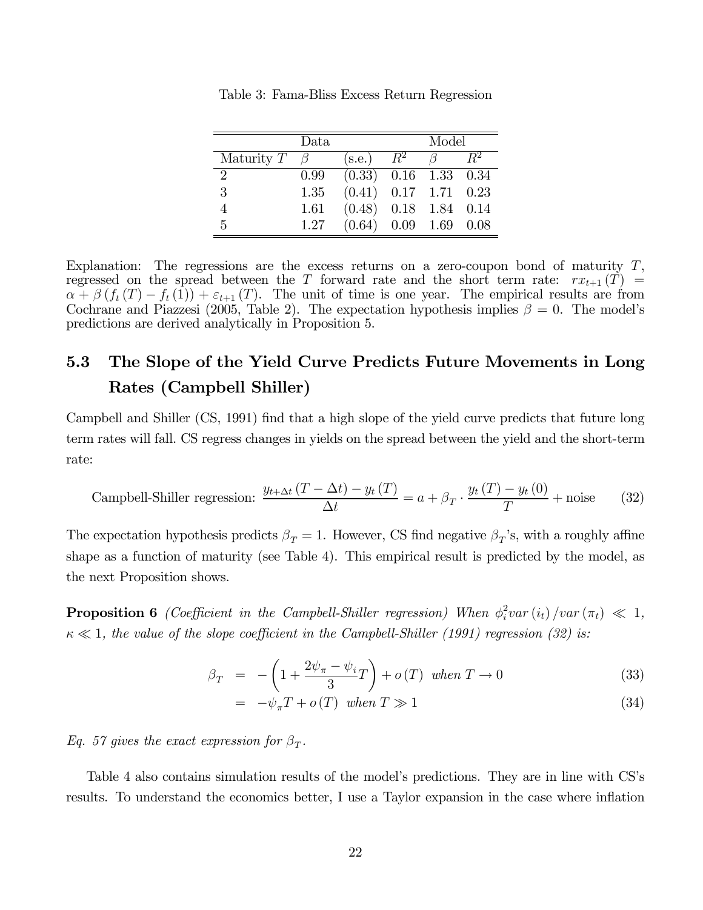Table 3: Fama-Bliss Excess Return Regression

| | Data | | | Model | |
|---|---|---|---|---|---|
| Maturity $T$ | $\beta$ | (s.e.) | $R^2$ | $\beta$ | $R^2$ |
| 2 | 0.99 | (0.33) | 0.16 | 1.33 | 0.34 |
| 3 | 1.35 | (0.41) | 0.17 | 1.71 | 0.23 |
| 4 | 1.61 | (0.48) | 0.18 | 1.84 | 0.14 |
| 5 | 1.27 | (0.64) | 0.09 | 1.69 | 0.08 |

Explanation: The regressions are the excess returns on a zero-coupon bond of maturity $T$, regressed on the spread between the $T$ forward rate and the short term rate: $rx_{t+1}(T) = \alpha + \beta(f_t(T) - f_t(1)) + \varepsilon_{t+1}(T)$. The unit of time is one year. The empirical results are from Cochrane and Piazzesi (2005, Table 2). The expectation hypothesis implies $\beta = 0$. The model's predictions are derived analytically in Proposition 5.

## 5.3 The Slope of the Yield Curve Predicts Future Movements in Long Rates (Campbell Shiller)

Campbell and Shiller (CS, 1991) find that a high slope of the yield curve predicts that future long term rates will fall. CS regress changes in yields on the spread between the yield and the short-term rate:

$$\text{Campbell-Shiller regression: } \frac{y_{t+\Delta t}(T-\Delta t) - y_t(T)}{\Delta t} = a + \beta_T \cdot \frac{y_t(T) - y_t(0)}{T} + \text{noise} \tag{32}$$

The expectation hypothesis predicts $\beta_T = 1$. However, CS find negative $\beta_T$'s, with a roughly affine shape as a function of maturity (see Table 4). This empirical result is predicted by the model, as the next Proposition shows.

**Proposition 6** *(Coefficient in the Campbell-Shiller regression) When $\phi_i^2 var(i_t)/var(\pi_t) \ll 1$, $\kappa \ll 1$, the value of the slope coefficient in the Campbell-Shiller (1991) regression (32) is:*

$$\beta_T = -\left(1 + \frac{2\psi_\pi - \psi_i}{3}T\right) + o(T) \text{ when } T \to 0 \tag{33}$$

$$= -\psi_\pi T + o(T) \text{ when } T \gg 1 \tag{34}$$

*Eq. 57 gives the exact expression for $\beta_T$.*

Table 4 also contains simulation results of the model's predictions. They are in line with CS's results. To understand the economics better, I use a Taylor expansion in the case where inflation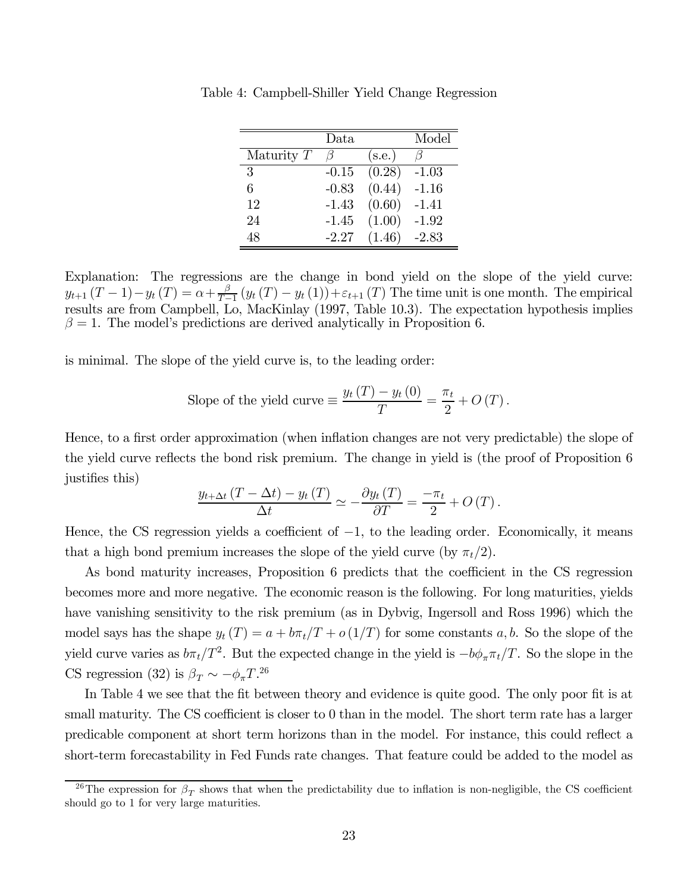Table 4: Campbell-Shiller Yield Change Regression

| | Data | | Model |
|---|---|---|---|
| Maturity $T$ | $\beta$ | (s.e.) | $\beta$ |
| 3 | -0.15 | (0.28) | -1.03 |
| 6 | -0.83 | (0.44) | -1.16 |
| 12 | -1.43 | (0.60) | -1.41 |
| 24 | -1.45 | (1.00) | -1.92 |
| 48 | -2.27 | (1.46) | -2.83 |

Explanation: The regressions are the change in bond yield on the slope of the yield curve: $y_{t+1}(T-1) - y_t(T) = \alpha + \frac{\beta}{T-1}(y_t(T) - y_t(1)) + \varepsilon_{t+1}(T)$ The time unit is one month. The empirical results are from Campbell, Lo, MacKinlay (1997, Table 10.3). The expectation hypothesis implies $\beta = 1$. The model's predictions are derived analytically in Proposition 6.

is minimal. The slope of the yield curve is, to the leading order:

$$\text{Slope of the yield curve} \equiv \frac{y_t(T) - y_t(0)}{T} = \frac{\pi_t}{2} + O(T).$$

Hence, to a first order approximation (when inflation changes are not very predictable) the slope of the yield curve reflects the bond risk premium. The change in yield is (the proof of Proposition 6 justifies this)

$$\frac{y_{t+\Delta t}(T - \Delta t) - y_t(T)}{\Delta t} \simeq -\frac{\partial y_t(T)}{\partial T} = \frac{-\pi_t}{2} + O(T).$$

Hence, the CS regression yields a coefficient of $-1$, to the leading order. Economically, it means that a high bond premium increases the slope of the yield curve (by $\pi_t/2$).

As bond maturity increases, Proposition 6 predicts that the coefficient in the CS regression becomes more and more negative. The economic reason is the following. For long maturities, yields have vanishing sensitivity to the risk premium (as in Dybvig, Ingersoll and Ross 1996) which the model says has the shape $y_t(T) = a + b\pi_t/T + o(1/T)$ for some constants $a, b$. So the slope of the yield curve varies as $b\pi_t/T^2$. But the expected change in the yield is $-b\phi_\pi \pi_t/T$. So the slope in the CS regression (32) is $\beta_T \sim -\phi_\pi T$.[26]

In Table 4 we see that the fit between theory and evidence is quite good. The only poor fit is at small maturity. The CS coefficient is closer to 0 than in the model. The short term rate has a larger predicable component at short term horizons than in the model. For instance, this could reflect a short-term forecastability in Fed Funds rate changes. That feature could be added to the model as

[26] The expression for $\beta_T$ shows that when the predictability due to inflation is non-negligible, the CS coefficient should go to 1 for very large maturities.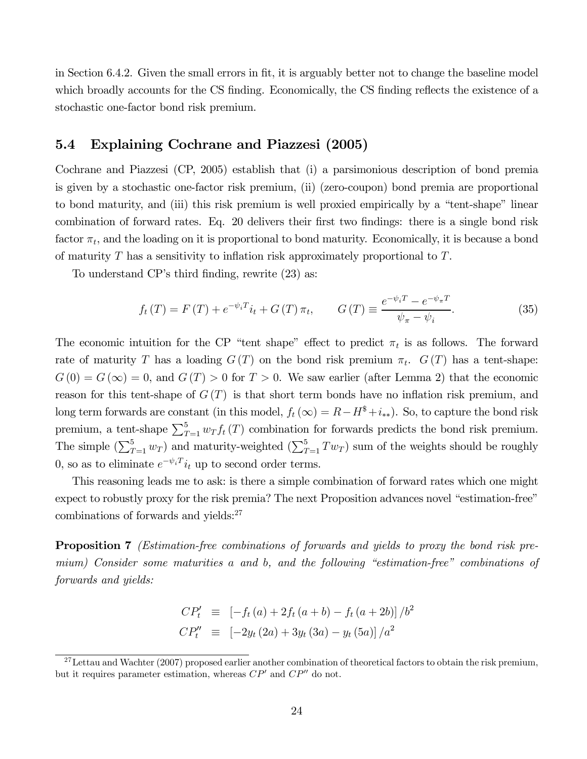in Section 6.4.2. Given the small errors in fit, it is arguably better not to change the baseline model which broadly accounts for the CS finding. Economically, the CS finding reflects the existence of a stochastic one-factor bond risk premium.

## 5.4 Explaining Cochrane and Piazzesi (2005)

Cochrane and Piazzesi (CP, 2005) establish that (i) a parsimonious description of bond premia is given by a stochastic one-factor risk premium, (ii) (zero-coupon) bond premia are proportional to bond maturity, and (iii) this risk premium is well proxied empirically by a "tent-shape" linear combination of forward rates. Eq. 20 delivers their first two findings: there is a single bond risk factor $\pi_t$, and the loading on it is proportional to bond maturity. Economically, it is because a bond of maturity $T$ has a sensitivity to inflation risk approximately proportional to $T$.

To understand CP's third finding, rewrite (23) as:

$$f_t(T) = F(T) + e^{-\psi_i T} i_t + G(T)\pi_t, \qquad G(T) \equiv \frac{e^{-\psi_i T} - e^{-\psi_\pi T}}{\psi_\pi - \psi_i}. \tag{35}$$

The economic intuition for the CP "tent shape" effect to predict $\pi_t$ is as follows. The forward rate of maturity $T$ has a loading $G(T)$ on the bond risk premium $\pi_t$. $G(T)$ has a tent-shape: $G(0) = G(\infty) = 0$, and $G(T) > 0$ for $T > 0$. We saw earlier (after Lemma 2) that the economic reason for this tent-shape of $G(T)$ is that short term bonds have no inflation risk premium, and long term forwards are constant (in this model, $f_t(\infty) = R - H^{\$} + i_{**}$). So, to capture the bond risk premium, a tent-shape $\sum_{T=1}^{5} w_T f_t(T)$ combination for forwards predicts the bond risk premium. The simple ($\sum_{T=1}^{5} w_T$) and maturity-weighted ($\sum_{T=1}^{5} T w_T$) sum of the weights should be roughly 0, so as to eliminate $e^{-\psi_i T} i_t$ up to second order terms.

This reasoning leads me to ask: is there a simple combination of forward rates which one might expect to robustly proxy for the risk premia? The next Proposition advances novel "estimation-free" combinations of forwards and yields:[27]

**Proposition 7** *(Estimation-free combinations of forwards and yields to proxy the bond risk premium) Consider some maturities a and b, and the following "estimation-free" combinations of forwards and yields:*

$$\begin{aligned} CP'_t &\equiv \left[-f_t(a) + 2f_t(a+b) - f_t(a+2b)\right]/b^2 \\ CP''_t &\equiv \left[-2y_t(2a) + 3y_t(3a) - y_t(5a)\right]/a^2 \end{aligned}$$

[27] Lettau and Wachter (2007) proposed earlier another combination of theoretical factors to obtain the risk premium, but it requires parameter estimation, whereas $CP'$ and $CP''$ do not.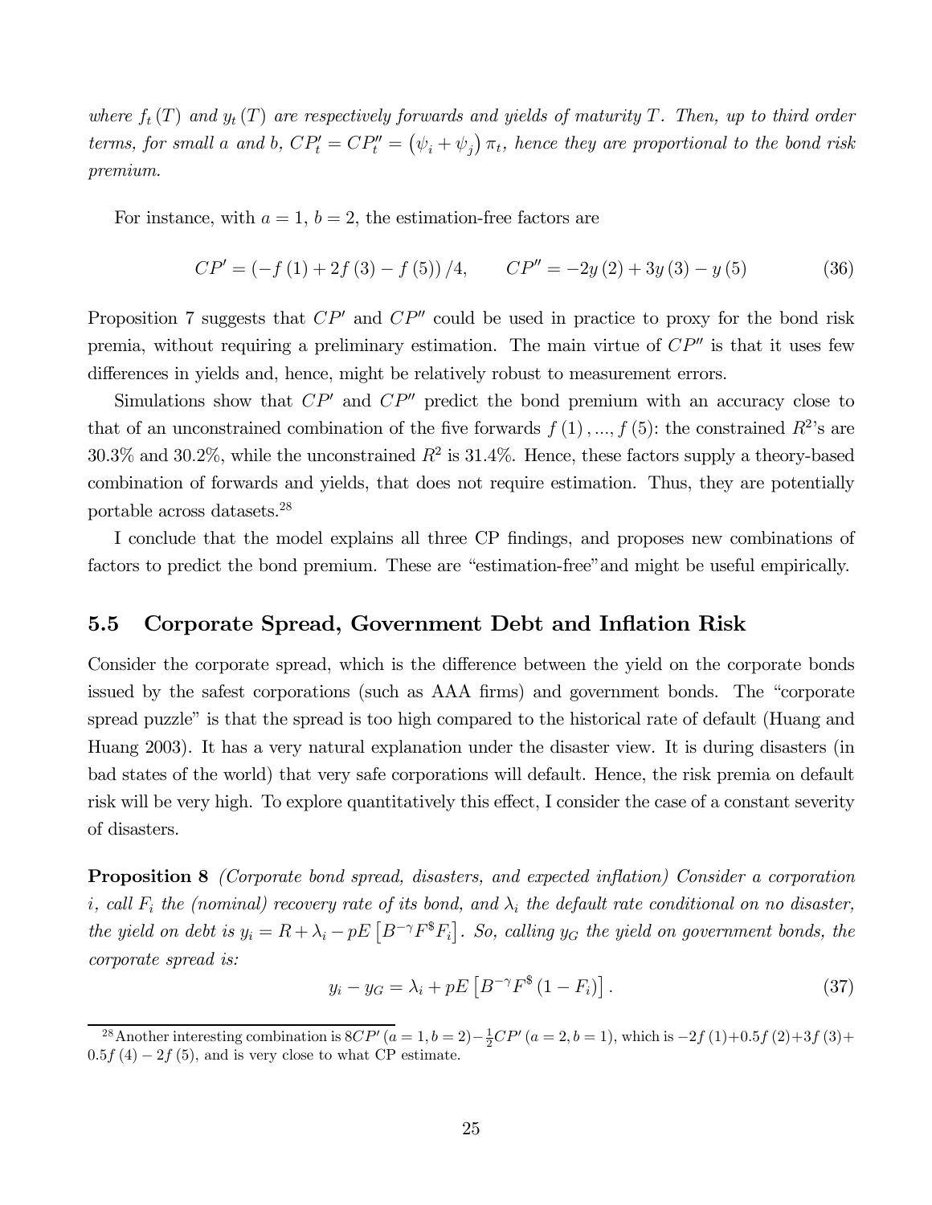*where $f_t(T)$ and $y_t(T)$ are respectively forwards and yields of maturity $T$. Then, up to third order terms, for small $a$ and $b$, $CP'_t = CP''_t = (\psi_i + \psi_j)\,\pi_t$, hence they are proportional to the bond risk premium.*

For instance, with $a = 1$, $b = 2$, the estimation-free factors are

$$CP' = (-f(1) + 2f(3) - f(5))/4, \qquad CP'' = -2y(2) + 3y(3) - y(5) \tag{36}$$

Proposition 7 suggests that $CP'$ and $CP''$ could be used in practice to proxy for the bond risk premia, without requiring a preliminary estimation. The main virtue of $CP''$ is that it uses few differences in yields and, hence, might be relatively robust to measurement errors.

Simulations show that $CP'$ and $CP''$ predict the bond premium with an accuracy close to that of an unconstrained combination of the five forwards $f(1), ..., f(5)$: the constrained $R^2$'s are 30.3% and 30.2%, while the unconstrained $R^2$ is 31.4%. Hence, these factors supply a theory-based combination of forwards and yields, that does not require estimation. Thus, they are potentially portable across datasets.[28]

I conclude that the model explains all three CP findings, and proposes new combinations of factors to predict the bond premium. These are "estimation-free" and might be useful empirically.

### 5.5 Corporate Spread, Government Debt and Inflation Risk

Consider the corporate spread, which is the difference between the yield on the corporate bonds issued by the safest corporations (such as AAA firms) and government bonds. The "corporate spread puzzle" is that the spread is too high compared to the historical rate of default (Huang and Huang 2003). It has a very natural explanation under the disaster view. It is during disasters (in bad states of the world) that very safe corporations will default. Hence, the risk premia on default risk will be very high. To explore quantitatively this effect, I consider the case of a constant severity of disasters.

**Proposition 8** *(Corporate bond spread, disasters, and expected inflation) Consider a corporation $i$, call $F_i$ the (nominal) recovery rate of its bond, and $\lambda_i$ the default rate conditional on no disaster, the yield on debt is $y_i = R + \lambda_i - pE\left[B^{-\gamma}F^{\$}F_i\right]$. So, calling $y_G$ the yield on government bonds, the corporate spread is:*

$$y_i - y_G = \lambda_i + pE\left[B^{-\gamma}F^{\$}(1 - F_i)\right]. \tag{37}$$

[28] Another interesting combination is $8CP'(a = 1, b = 2) - \frac{1}{2}CP'(a = 2, b = 1)$, which is $-2f(1) + 0.5f(2) + 3f(3) + 0.5f(4) - 2f(5)$, and is very close to what CP estimate.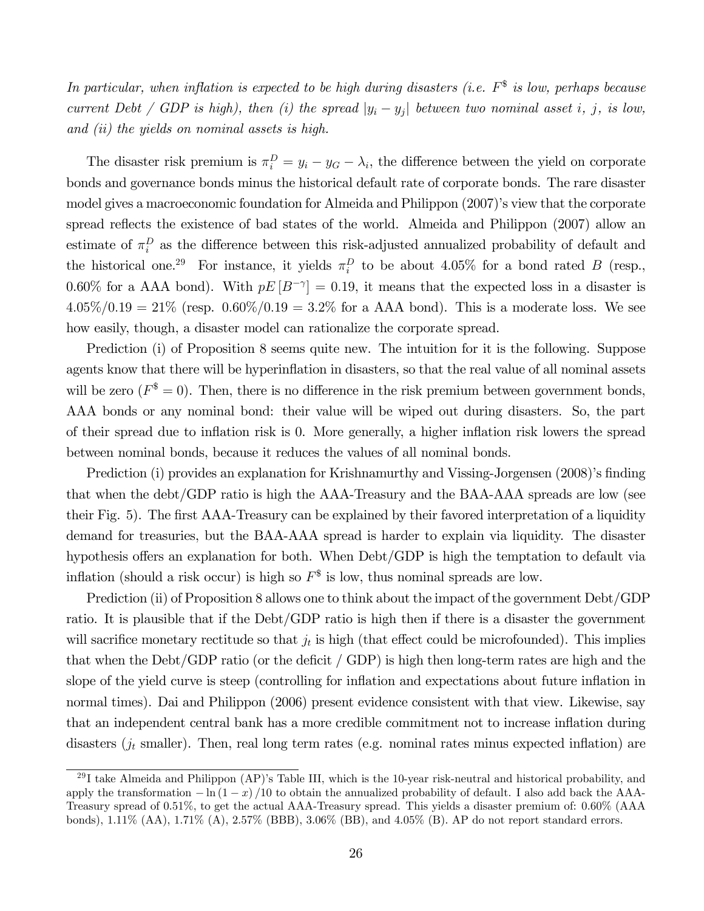*In particular, when inflation is expected to be high during disasters (i.e. $F^{\$}$ is low, perhaps because current Debt / GDP is high), then (i) the spread $|y_i - y_j|$ between two nominal asset $i$, $j$, is low, and (ii) the yields on nominal assets is high.*

The disaster risk premium is $\pi_i^D = y_i - y_G - \lambda_i$, the difference between the yield on corporate bonds and governance bonds minus the historical default rate of corporate bonds. The rare disaster model gives a macroeconomic foundation for Almeida and Philippon (2007)'s view that the corporate spread reflects the existence of bad states of the world. Almeida and Philippon (2007) allow an estimate of $\pi_i^D$ as the difference between this risk-adjusted annualized probability of default and the historical one.[29] For instance, it yields $\pi_i^D$ to be about 4.05% for a bond rated $B$ (resp., 0.60% for a AAA bond). With $pE\left[B^{-\gamma}\right] = 0.19$, it means that the expected loss in a disaster is $4.05\%/0.19 = 21\%$ (resp. $0.60\%/0.19 = 3.2\%$ for a AAA bond). This is a moderate loss. We see how easily, though, a disaster model can rationalize the corporate spread.

Prediction (i) of Proposition 8 seems quite new. The intuition for it is the following. Suppose agents know that there will be hyperinflation in disasters, so that the real value of all nominal assets will be zero ($F^{\$} = 0$). Then, there is no difference in the risk premium between government bonds, AAA bonds or any nominal bond: their value will be wiped out during disasters. So, the part of their spread due to inflation risk is 0. More generally, a higher inflation risk lowers the spread between nominal bonds, because it reduces the values of all nominal bonds.

Prediction (i) provides an explanation for Krishnamurthy and Vissing-Jorgensen (2008)'s finding that when the debt/GDP ratio is high the AAA-Treasury and the BAA-AAA spreads are low (see their Fig. 5). The first AAA-Treasury can be explained by their favored interpretation of a liquidity demand for treasuries, but the BAA-AAA spread is harder to explain via liquidity. The disaster hypothesis offers an explanation for both. When Debt/GDP is high the temptation to default via inflation (should a risk occur) is high so $F^{\$}$ is low, thus nominal spreads are low.

Prediction (ii) of Proposition 8 allows one to think about the impact of the government Debt/GDP ratio. It is plausible that if the Debt/GDP ratio is high then if there is a disaster the government will sacrifice monetary rectitude so that $j_t$ is high (that effect could be microfounded). This implies that when the Debt/GDP ratio (or the deficit / GDP) is high then long-term rates are high and the slope of the yield curve is steep (controlling for inflation and expectations about future inflation in normal times). Dai and Philippon (2006) present evidence consistent with that view. Likewise, say that an independent central bank has a more credible commitment not to increase inflation during disasters ($j_t$ smaller). Then, real long term rates (e.g. nominal rates minus expected inflation) are

[29] I take Almeida and Philippon (AP)'s Table III, which is the 10-year risk-neutral and historical probability, and apply the transformation $-\ln(1-x)/10$ to obtain the annualized probability of default. I also add back the AAA-Treasury spread of 0.51%, to get the actual AAA-Treasury spread. This yields a disaster premium of: 0.60% (AAA bonds), 1.11% (AA), 1.71% (A), 2.57% (BBB), 3.06% (BB), and 4.05% (B). AP do not report standard errors.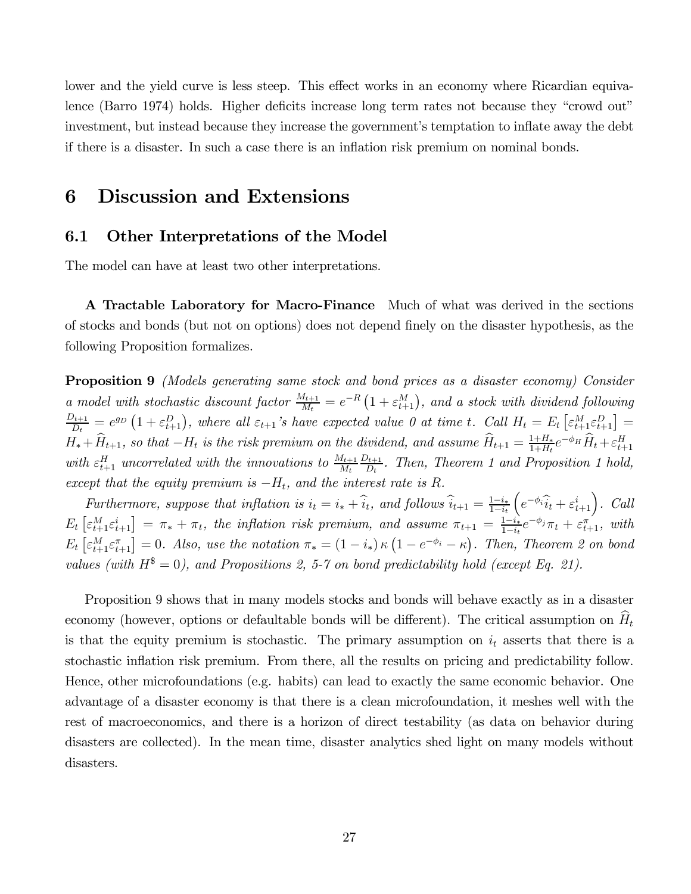lower and the yield curve is less steep. This effect works in an economy where Ricardian equivalence (Barro 1974) holds. Higher deficits increase long term rates not because they "crowd out" investment, but instead because they increase the government's temptation to inflate away the debt if there is a disaster. In such a case there is an inflation risk premium on nominal bonds.

# 6 Discussion and Extensions

## 6.1 Other Interpretations of the Model

The model can have at least two other interpretations.

**A Tractable Laboratory for Macro-Finance** Much of what was derived in the sections of stocks and bonds (but not on options) does not depend finely on the disaster hypothesis, as the following Proposition formalizes.

**Proposition 9** *(Models generating same stock and bond prices as a disaster economy) Consider a model with stochastic discount factor* $\frac{M_{t+1}}{M_t} = e^{-R}\left(1+\varepsilon_{t+1}^M\right)$, *and a stock with dividend following* $\frac{D_{t+1}}{D_t} = e^{g_D}\left(1+\varepsilon_{t+1}^D\right)$, *where all* $\varepsilon_{t+1}$*'s have expected value 0 at time* $t$. *Call* $H_t = E_t\left[\varepsilon_{t+1}^M \varepsilon_{t+1}^D\right] = H_* + \widehat{H}_{t+1}$, *so that* $-H_t$ *is the risk premium on the dividend, and assume* $\widehat{H}_{t+1} = \frac{1+H_*}{1+H_t} e^{-\phi_H} \widehat{H}_t + \varepsilon_{t+1}^H$ *with* $\varepsilon_{t+1}^H$ *uncorrelated with the innovations to* $\frac{M_{t+1}}{M_t}\frac{D_{t+1}}{D_t}$. *Then, Theorem 1 and Proposition 1 hold, except that the equity premium is* $-H_t$, *and the interest rate is* $R$.

*Furthermore, suppose that inflation is* $i_t = i_* + \widehat{i}_t$, *and follows* $\widehat{i}_{t+1} = \frac{1-i_*}{1-i_t}\left(e^{-\phi_i}\widehat{i}_t + \varepsilon_{t+1}^i\right)$. *Call* $E_t\left[\varepsilon_{t+1}^M \varepsilon_{t+1}^i\right] = \pi_* + \pi_t$, *the inflation risk premium, and assume* $\pi_{t+1} = \frac{1-i_*}{1-i_t} e^{-\phi_j}\pi_t + \varepsilon_{t+1}^\pi$, *with* $E_t\left[\varepsilon_{t+1}^M \varepsilon_{t+1}^\pi\right] = 0$. *Also, use the notation* $\pi_* = (1-i_*)\,\kappa\left(1-e^{-\phi_i}-\kappa\right)$. *Then, Theorem 2 on bond values (with* $H^\$ = 0$*), and Propositions 2, 5-7 on bond predictability hold (except Eq. 21).*

Proposition 9 shows that in many models stocks and bonds will behave exactly as in a disaster economy (however, options or defaultable bonds will be different). The critical assumption on $\widehat{H}_t$ is that the equity premium is stochastic. The primary assumption on $i_t$ asserts that there is a stochastic inflation risk premium. From there, all the results on pricing and predictability follow. Hence, other microfoundations (e.g. habits) can lead to exactly the same economic behavior. One advantage of a disaster economy is that there is a clean microfoundation, it meshes well with the rest of macroeconomics, and there is a horizon of direct testability (as data on behavior during disasters are collected). In the mean time, disaster analytics shed light on many models without disasters.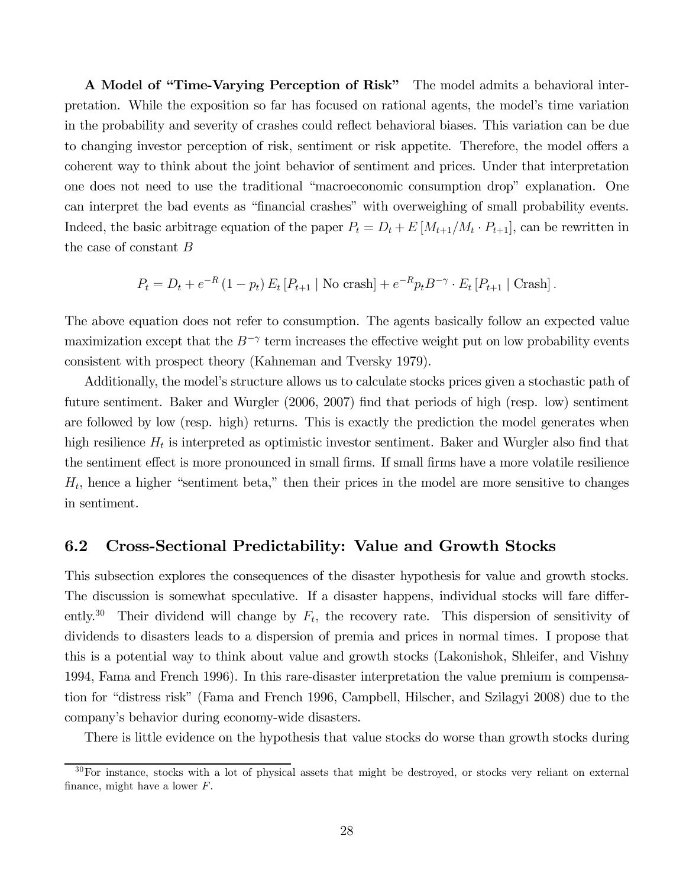**A Model of "Time-Varying Perception of Risk"** The model admits a behavioral interpretation. While the exposition so far has focused on rational agents, the model's time variation in the probability and severity of crashes could reflect behavioral biases. This variation can be due to changing investor perception of risk, sentiment or risk appetite. Therefore, the model offers a coherent way to think about the joint behavior of sentiment and prices. Under that interpretation one does not need to use the traditional "macroeconomic consumption drop" explanation. One can interpret the bad events as "financial crashes" with overweighing of small probability events. Indeed, the basic arbitrage equation of the paper $P_t = D_t + E\left[M_{t+1}/M_t \cdot P_{t+1}\right]$, can be rewritten in the case of constant $B$

$$P_t = D_t + e^{-R}\left(1 - p_t\right) E_t\left[P_{t+1} \mid \text{No crash}\right] + e^{-R} p_t B^{-\gamma} \cdot E_t\left[P_{t+1} \mid \text{Crash}\right].$$

The above equation does not refer to consumption. The agents basically follow an expected value maximization except that the $B^{-\gamma}$ term increases the effective weight put on low probability events consistent with prospect theory (Kahneman and Tversky 1979).

Additionally, the model's structure allows us to calculate stocks prices given a stochastic path of future sentiment. Baker and Wurgler (2006, 2007) find that periods of high (resp. low) sentiment are followed by low (resp. high) returns. This is exactly the prediction the model generates when high resilience $H_t$ is interpreted as optimistic investor sentiment. Baker and Wurgler also find that the sentiment effect is more pronounced in small firms. If small firms have a more volatile resilience $H_t$, hence a higher "sentiment beta," then their prices in the model are more sensitive to changes in sentiment.

## 6.2 Cross-Sectional Predictability: Value and Growth Stocks

This subsection explores the consequences of the disaster hypothesis for value and growth stocks. The discussion is somewhat speculative. If a disaster happens, individual stocks will fare differently.[30] Their dividend will change by $F_t$, the recovery rate. This dispersion of sensitivity of dividends to disasters leads to a dispersion of premia and prices in normal times. I propose that this is a potential way to think about value and growth stocks (Lakonishok, Shleifer, and Vishny 1994, Fama and French 1996). In this rare-disaster interpretation the value premium is compensation for "distress risk" (Fama and French 1996, Campbell, Hilscher, and Szilagyi 2008) due to the company's behavior during economy-wide disasters.

There is little evidence on the hypothesis that value stocks do worse than growth stocks during

[30] For instance, stocks with a lot of physical assets that might be destroyed, or stocks very reliant on external finance, might have a lower $F$.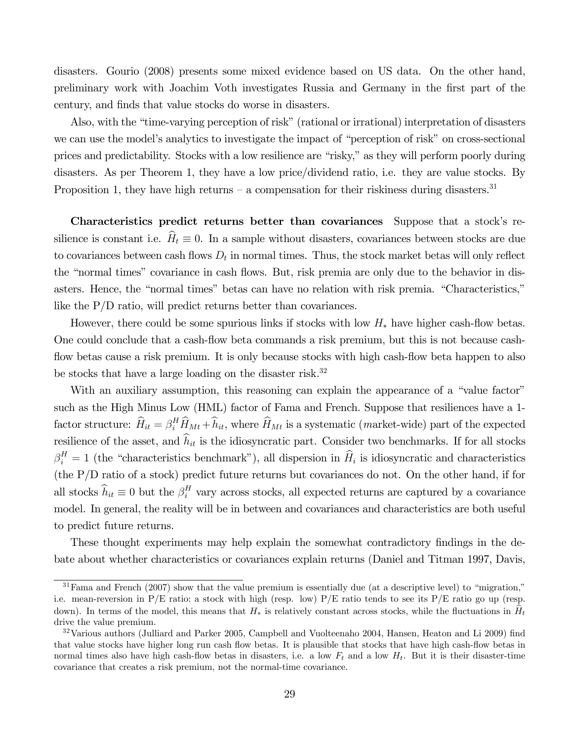disasters. Gourio (2008) presents some mixed evidence based on US data. On the other hand, preliminary work with Joachim Voth investigates Russia and Germany in the first part of the century, and finds that value stocks do worse in disasters.

Also, with the "time-varying perception of risk" (rational or irrational) interpretation of disasters we can use the model's analytics to investigate the impact of "perception of risk" on cross-sectional prices and predictability. Stocks with a low resilience are "risky," as they will perform poorly during disasters. As per Theorem 1, they have a low price/dividend ratio, i.e. they are value stocks. By Proposition 1, they have high returns – a compensation for their riskiness during disasters.[31]

**Characteristics predict returns better than covariances** Suppose that a stock's resilience is constant i.e. $\widehat{H}_t \equiv 0$. In a sample without disasters, covariances between stocks are due to covariances between cash flows $D_t$ in normal times. Thus, the stock market betas will only reflect the "normal times" covariance in cash flows. But, risk premia are only due to the behavior in disasters. Hence, the "normal times" betas can have no relation with risk premia. "Characteristics," like the P/D ratio, will predict returns better than covariances.

However, there could be some spurious links if stocks with low $H_*$ have higher cash-flow betas. One could conclude that a cash-flow beta commands a risk premium, but this is not because cash-flow betas cause a risk premium. It is only because stocks with high cash-flow beta happen to also be stocks that have a large loading on the disaster risk.[32]

With an auxiliary assumption, this reasoning can explain the appearance of a "value factor" such as the High Minus Low (HML) factor of Fama and French. Suppose that resiliences have a 1-factor structure: $\widehat{H}_{it} = \beta_i^H \widehat{H}_{Mt} + \widehat{h}_{it}$, where $\widehat{H}_{Mt}$ is a systematic (*m*arket-wide) part of the expected resilience of the asset, and $\widehat{h}_{it}$ is the idiosyncratic part. Consider two benchmarks. If for all stocks $\beta_i^H = 1$ (the "characteristics benchmark"), all dispersion in $\widehat{H}_i$ is idiosyncratic and characteristics (the P/D ratio of a stock) predict future returns but covariances do not. On the other hand, if for all stocks $\widehat{h}_{it} \equiv 0$ but the $\beta_i^H$ vary across stocks, all expected returns are captured by a covariance model. In general, the reality will be in between and covariances and characteristics are both useful to predict future returns.

These thought experiments may help explain the somewhat contradictory findings in the debate about whether characteristics or covariances explain returns (Daniel and Titman 1997, Davis,

[31] Fama and French (2007) show that the value premium is essentially due (at a descriptive level) to "migration," i.e. mean-reversion in P/E ratio: a stock with high (resp. low) P/E ratio tends to see its P/E ratio go up (resp. down). In terms of the model, this means that $H_*$ is relatively constant across stocks, while the fluctuations in $\widehat{H}_t$ drive the value premium.

[32] Various authors (Julliard and Parker 2005, Campbell and Vuolteenaho 2004, Hansen, Heaton and Li 2009) find that value stocks have higher long run cash flow betas. It is plausible that stocks that have high cash-flow betas in normal times also have high cash-flow betas in disasters, i.e. a low $F_t$ and a low $H_t$. But it is their disaster-time covariance that creates a risk premium, not the normal-time covariance.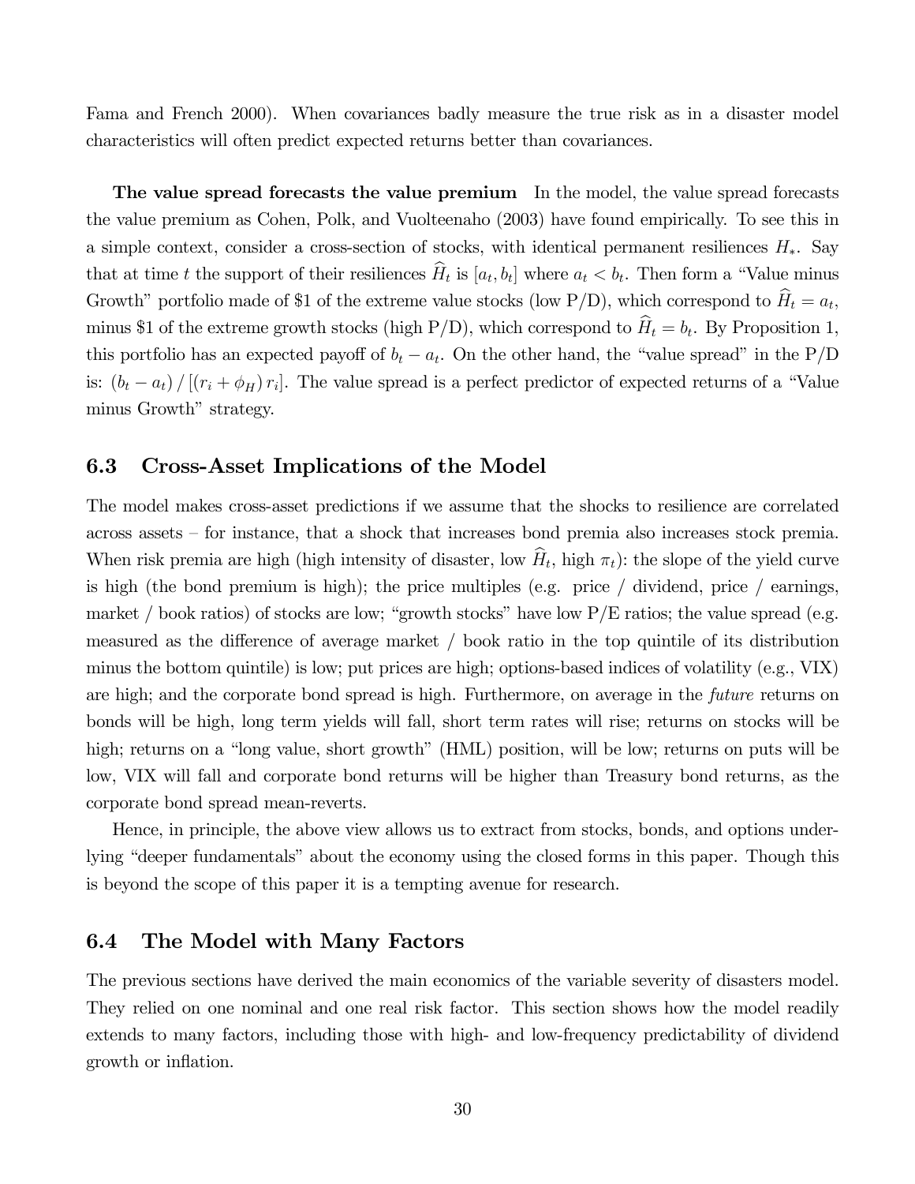Fama and French 2000). When covariances badly measure the true risk as in a disaster model characteristics will often predict expected returns better than covariances.

**The value spread forecasts the value premium** In the model, the value spread forecasts the value premium as Cohen, Polk, and Vuolteenaho (2003) have found empirically. To see this in a simple context, consider a cross-section of stocks, with identical permanent resiliences $H_*$. Say that at time $t$ the support of their resiliences $\widehat{H}_t$ is $[a_t, b_t]$ where $a_t < b_t$. Then form a "Value minus Growth" portfolio made of \$1 of the extreme value stocks (low P/D), which correspond to $\widehat{H}_t = a_t$, minus \$1 of the extreme growth stocks (high P/D), which correspond to $\widehat{H}_t = b_t$. By Proposition 1, this portfolio has an expected payoff of $b_t - a_t$. On the other hand, the "value spread" in the P/D is: $(b_t - a_t) / [(r_i + \phi_H) r_i]$. The value spread is a perfect predictor of expected returns of a "Value minus Growth" strategy.

## 6.3 Cross-Asset Implications of the Model

The model makes cross-asset predictions if we assume that the shocks to resilience are correlated across assets – for instance, that a shock that increases bond premia also increases stock premia. When risk premia are high (high intensity of disaster, low $\widehat{H}_t$, high $\pi_t$): the slope of the yield curve is high (the bond premium is high); the price multiples (e.g. price / dividend, price / earnings, market / book ratios) of stocks are low; "growth stocks" have low P/E ratios; the value spread (e.g. measured as the difference of average market / book ratio in the top quintile of its distribution minus the bottom quintile) is low; put prices are high; options-based indices of volatility (e.g., VIX) are high; and the corporate bond spread is high. Furthermore, on average in the *future* returns on bonds will be high, long term yields will fall, short term rates will rise; returns on stocks will be high; returns on a "long value, short growth" (HML) position, will be low; returns on puts will be low, VIX will fall and corporate bond returns will be higher than Treasury bond returns, as the corporate bond spread mean-reverts.

Hence, in principle, the above view allows us to extract from stocks, bonds, and options underlying "deeper fundamentals" about the economy using the closed forms in this paper. Though this is beyond the scope of this paper it is a tempting avenue for research.

## 6.4 The Model with Many Factors

The previous sections have derived the main economics of the variable severity of disasters model. They relied on one nominal and one real risk factor. This section shows how the model readily extends to many factors, including those with high- and low-frequency predictability of dividend growth or inflation.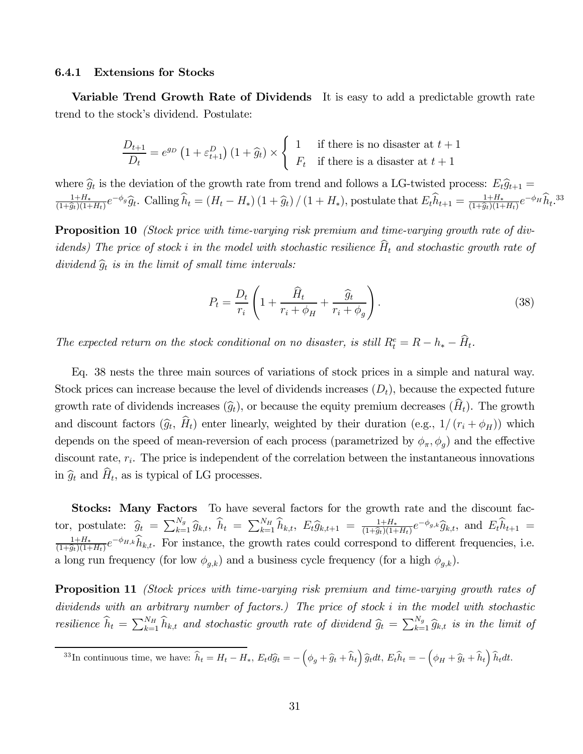#### 6.4.1 Extensions for Stocks

**Variable Trend Growth Rate of Dividends** It is easy to add a predictable growth rate trend to the stock's dividend. Postulate:

$$\frac{D_{t+1}}{D_t} = e^{g_D}\left(1+\varepsilon_{t+1}^D\right)\left(1+\widehat{g}_t\right) \times \begin{cases} 1 & \text{if there is no disaster at } t+1 \\ F_t & \text{if there is a disaster at } t+1 \end{cases}$$

where $\widehat{g}_t$ is the deviation of the growth rate from trend and follows a LG-twisted process: $E_t\widehat{g}_{t+1} = \frac{1+H_*}{(1+\widehat{g}_t)(1+H_t)}e^{-\phi_g}\widehat{g}_t$. Calling $\widehat{h}_t = (H_t - H_*)\left(1+\widehat{g}_t\right)/\left(1+H_*\right)$, postulate that $E_t\widehat{h}_{t+1} = \frac{1+H_*}{(1+\widehat{g}_t)(1+H_t)}e^{-\phi_H}\widehat{h}_t$.[33]

**Proposition 10** *(Stock price with time-varying risk premium and time-varying growth rate of dividends) The price of stock i in the model with stochastic resilience $\widehat{H}_t$ and stochastic growth rate of dividend $\widehat{g}_t$ is in the limit of small time intervals:*

$$P_t = \frac{D_t}{r_i}\left(1 + \frac{\widehat{H}_t}{r_i+\phi_H} + \frac{\widehat{g}_t}{r_i+\phi_g}\right). \tag{38}$$

*The expected return on the stock conditional on no disaster, is still $R_t^e = R - h_* - \widehat{H}_t$.*

Eq. 38 nests the three main sources of variations of stock prices in a simple and natural way. Stock prices can increase because the level of dividends increases ($D_t$), because the expected future growth rate of dividends increases ($\widehat{g}_t$), or because the equity premium decreases ($\widehat{H}_t$). The growth and discount factors ($\widehat{g}_t$, $\widehat{H}_t$) enter linearly, weighted by their duration (e.g., $1/(r_i+\phi_H)$) which depends on the speed of mean-reversion of each process (parametrized by $\phi_\pi, \phi_g$) and the effective discount rate, $r_i$. The price is independent of the correlation between the instantaneous innovations in $\widehat{g}_t$ and $\widehat{H}_t$, as is typical of LG processes.

**Stocks: Many Factors** To have several factors for the growth rate and the discount factor, postulate: $\widehat{g}_t = \sum_{k=1}^{N_g}\widehat{g}_{k,t}$, $\widehat{h}_t = \sum_{k=1}^{N_H}\widehat{h}_{k,t}$, $E_t\widehat{g}_{k,t+1} = \frac{1+H_*}{(1+\widehat{g}_t)(1+H_t)}e^{-\phi_{g,k}}\widehat{g}_{k,t}$, and $E_t\widehat{h}_{t+1} = \frac{1+H_*}{(1+\widehat{g}_t)(1+H_t)}e^{-\phi_{H,k}}\widehat{h}_{k,t}$. For instance, the growth rates could correspond to different frequencies, i.e. a long run frequency (for low $\phi_{g,k}$) and a business cycle frequency (for a high $\phi_{g,k}$).

**Proposition 11** *(Stock prices with time-varying risk premium and time-varying growth rates of dividends with an arbitrary number of factors.) The price of stock i in the model with stochastic resilience $\widehat{h}_t = \sum_{k=1}^{N_H}\widehat{h}_{k,t}$ and stochastic growth rate of dividend $\widehat{g}_t = \sum_{k=1}^{N_g}\widehat{g}_{k,t}$ is in the limit of*

---

[33] In continuous time, we have: $\widehat{h}_t = H_t - H_*$, $E_t d\widehat{g}_t = -\left(\phi_g + \widehat{g}_t + \widehat{h}_t\right)\widehat{g}_t dt$, $E_t\widehat{h}_t = -\left(\phi_H + \widehat{g}_t + \widehat{h}_t\right)\widehat{h}_t dt$.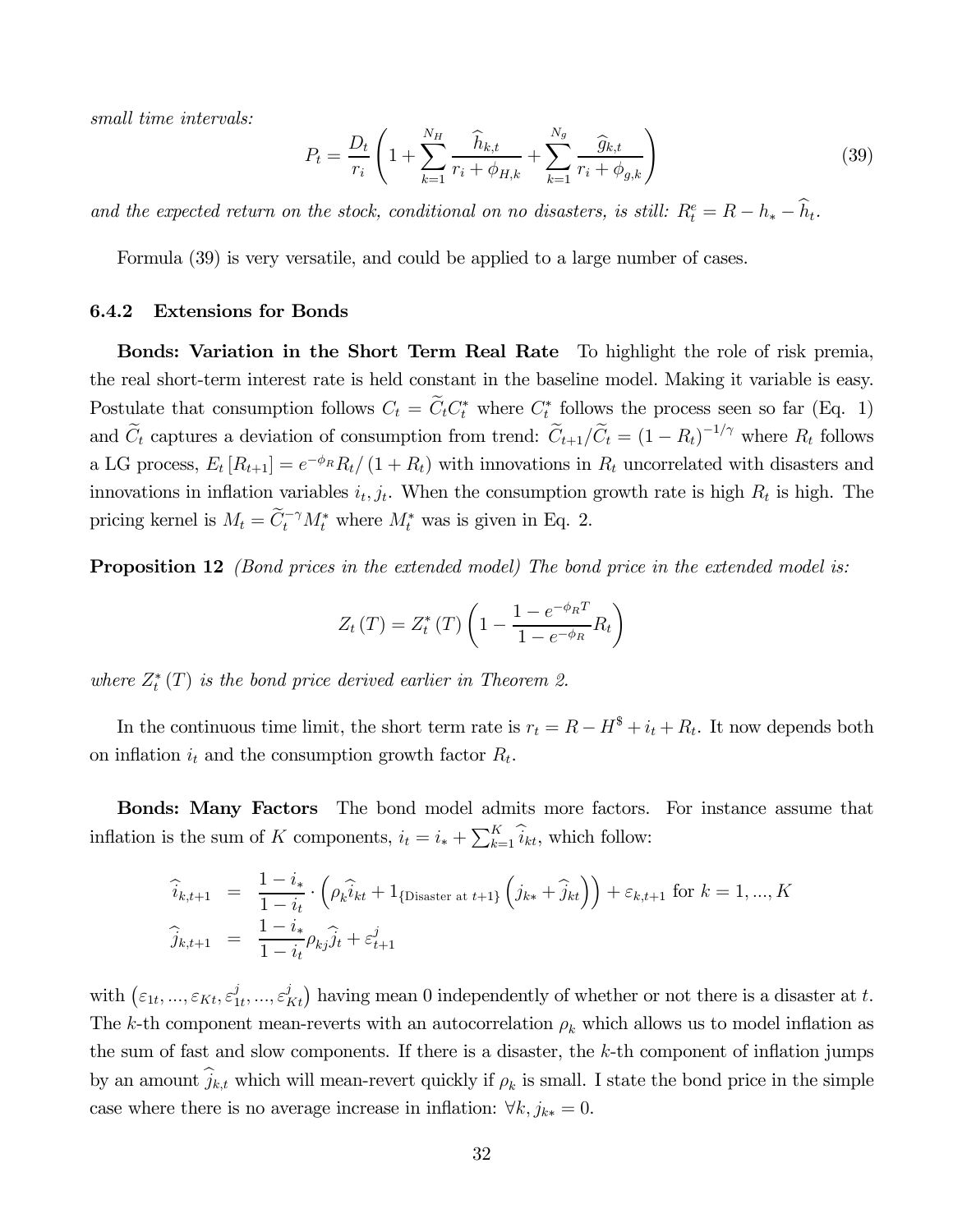*small time intervals:*

$$P_t = \frac{D_t}{r_i}\left(1 + \sum_{k=1}^{N_H} \frac{\widehat{h}_{k,t}}{r_i + \phi_{H,k}} + \sum_{k=1}^{N_g} \frac{\widehat{g}_{k,t}}{r_i + \phi_{g,k}}\right) \tag{39}$$

*and the expected return on the stock, conditional on no disasters, is still:* $R_t^e = R - h_* - \widehat{h}_t$*.*

Formula (39) is very versatile, and could be applied to a large number of cases.

### 6.4.2 Extensions for Bonds

**Bonds: Variation in the Short Term Real Rate** To highlight the role of risk premia, the real short-term interest rate is held constant in the baseline model. Making it variable is easy. Postulate that consumption follows $C_t = \widetilde{C}_t C_t^*$ where $C_t^*$ follows the process seen so far (Eq. 1) and $\widetilde{C}_t$ captures a deviation of consumption from trend: $\widetilde{C}_{t+1}/\widetilde{C}_t = (1 - R_t)^{-1/\gamma}$ where $R_t$ follows a LG process, $E_t[R_{t+1}] = e^{-\phi_R} R_t / (1 + R_t)$ with innovations in $R_t$ uncorrelated with disasters and innovations in inflation variables $i_t, j_t$. When the consumption growth rate is high $R_t$ is high. The pricing kernel is $M_t = \widetilde{C}_t^{-\gamma} M_t^*$ where $M_t^*$ was is given in Eq. 2.

**Proposition 12** *(Bond prices in the extended model) The bond price in the extended model is:*

$$Z_t(T) = Z_t^*(T)\left(1 - \frac{1 - e^{-\phi_R T}}{1 - e^{-\phi_R}} R_t\right)$$

*where* $Z_t^*(T)$ *is the bond price derived earlier in Theorem 2.*

In the continuous time limit, the short term rate is $r_t = R - H^{\$} + i_t + R_t$. It now depends both on inflation $i_t$ and the consumption growth factor $R_t$.

**Bonds: Many Factors** The bond model admits more factors. For instance assume that inflation is the sum of $K$ components, $i_t = i_* + \sum_{k=1}^{K} \widehat{i}_{kt}$, which follow:

$$\begin{aligned}
\widehat{i}_{k,t+1} &= \frac{1 - i_*}{1 - i_t} \cdot \left(\rho_k \widehat{i}_{kt} + 1_{\{\text{Disaster at } t+1\}}\left(j_{k*} + \widehat{j}_{kt}\right)\right) + \varepsilon_{k,t+1} \text{ for } k = 1, \dots, K \\
\widehat{j}_{k,t+1} &= \frac{1 - i_*}{1 - i_t} \rho_{kj} \widehat{j}_t + \varepsilon_{t+1}^j
\end{aligned}$$

with $\left(\varepsilon_{1t}, \dots, \varepsilon_{Kt}, \varepsilon_{1t}^j, \dots, \varepsilon_{Kt}^j\right)$ having mean 0 independently of whether or not there is a disaster at $t$. The $k$-th component mean-reverts with an autocorrelation $\rho_k$ which allows us to model inflation as the sum of fast and slow components. If there is a disaster, the $k$-th component of inflation jumps by an amount $\widehat{j}_{k,t}$ which will mean-revert quickly if $\rho_k$ is small. I state the bond price in the simple case where there is no average increase in inflation: $\forall k, j_{k*} = 0$.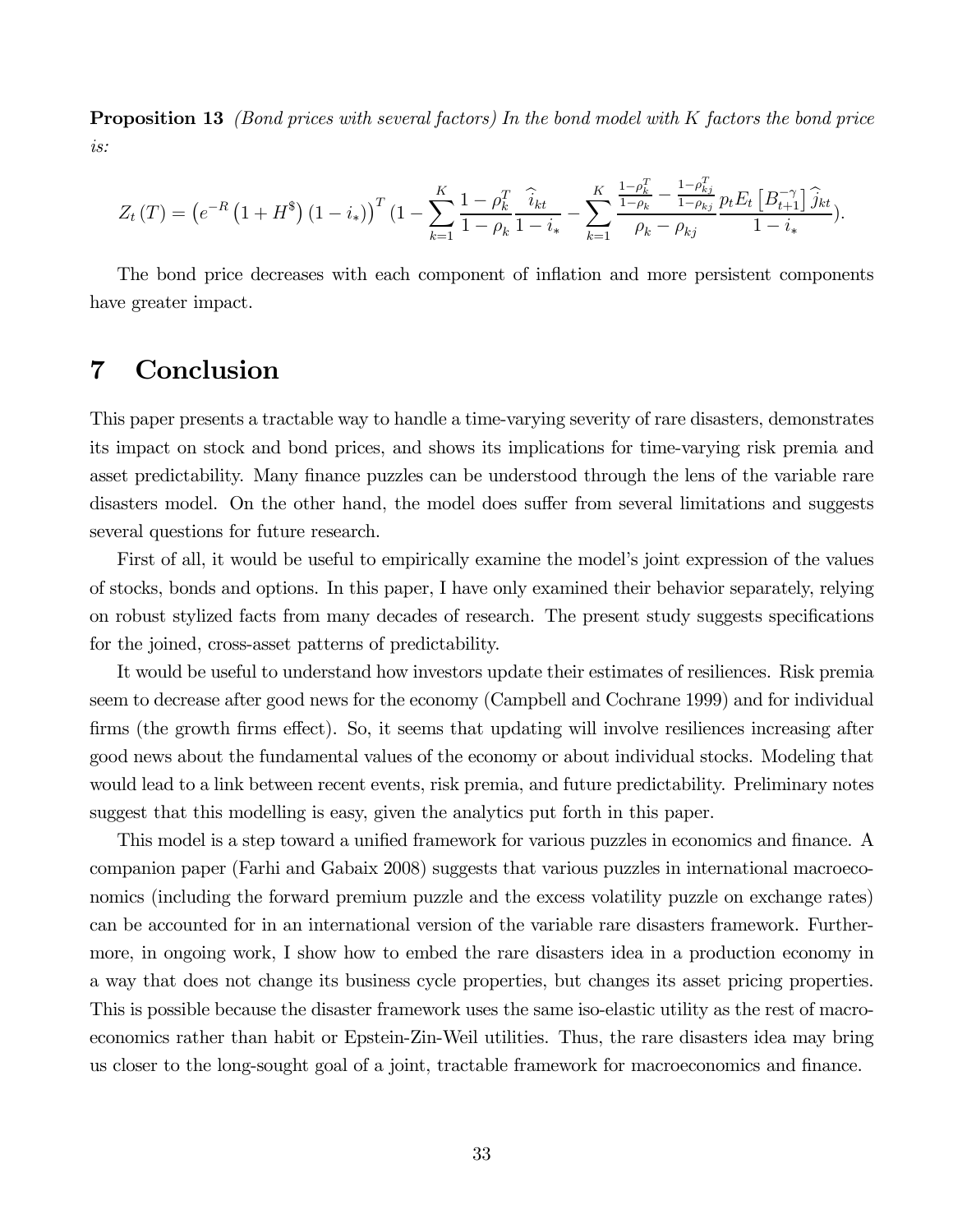**Proposition 13** *(Bond prices with several factors) In the bond model with $K$ factors the bond price is:*

$$Z_t(T) = \left(e^{-R}\left(1+H^{\$}\right)(1-i_*)\right)^T \left(1 - \sum_{k=1}^{K} \frac{1-\rho_k^T}{1-\rho_k} \frac{\widehat{i}_{kt}}{1-i_*} - \sum_{k=1}^{K} \frac{\frac{1-\rho_k^T}{1-\rho_k} - \frac{1-\rho_{kj}^T}{1-\rho_{kj}}}{\rho_k - \rho_{kj}} \frac{p_t E_t\left[B_{t+1}^{-\gamma}\right] \widehat{j}_{kt}}{1-i_*}\right).$$

The bond price decreases with each component of inflation and more persistent components have greater impact.

# 7 Conclusion

This paper presents a tractable way to handle a time-varying severity of rare disasters, demonstrates its impact on stock and bond prices, and shows its implications for time-varying risk premia and asset predictability. Many finance puzzles can be understood through the lens of the variable rare disasters model. On the other hand, the model does suffer from several limitations and suggests several questions for future research.

First of all, it would be useful to empirically examine the model's joint expression of the values of stocks, bonds and options. In this paper, I have only examined their behavior separately, relying on robust stylized facts from many decades of research. The present study suggests specifications for the joined, cross-asset patterns of predictability.

It would be useful to understand how investors update their estimates of resiliences. Risk premia seem to decrease after good news for the economy (Campbell and Cochrane 1999) and for individual firms (the growth firms effect). So, it seems that updating will involve resiliences increasing after good news about the fundamental values of the economy or about individual stocks. Modeling that would lead to a link between recent events, risk premia, and future predictability. Preliminary notes suggest that this modelling is easy, given the analytics put forth in this paper.

This model is a step toward a unified framework for various puzzles in economics and finance. A companion paper (Farhi and Gabaix 2008) suggests that various puzzles in international macroeconomics (including the forward premium puzzle and the excess volatility puzzle on exchange rates) can be accounted for in an international version of the variable rare disasters framework. Furthermore, in ongoing work, I show how to embed the rare disasters idea in a production economy in a way that does not change its business cycle properties, but changes its asset pricing properties. This is possible because the disaster framework uses the same iso-elastic utility as the rest of macroeconomics rather than habit or Epstein-Zin-Weil utilities. Thus, the rare disasters idea may bring us closer to the long-sought goal of a joint, tractable framework for macroeconomics and finance.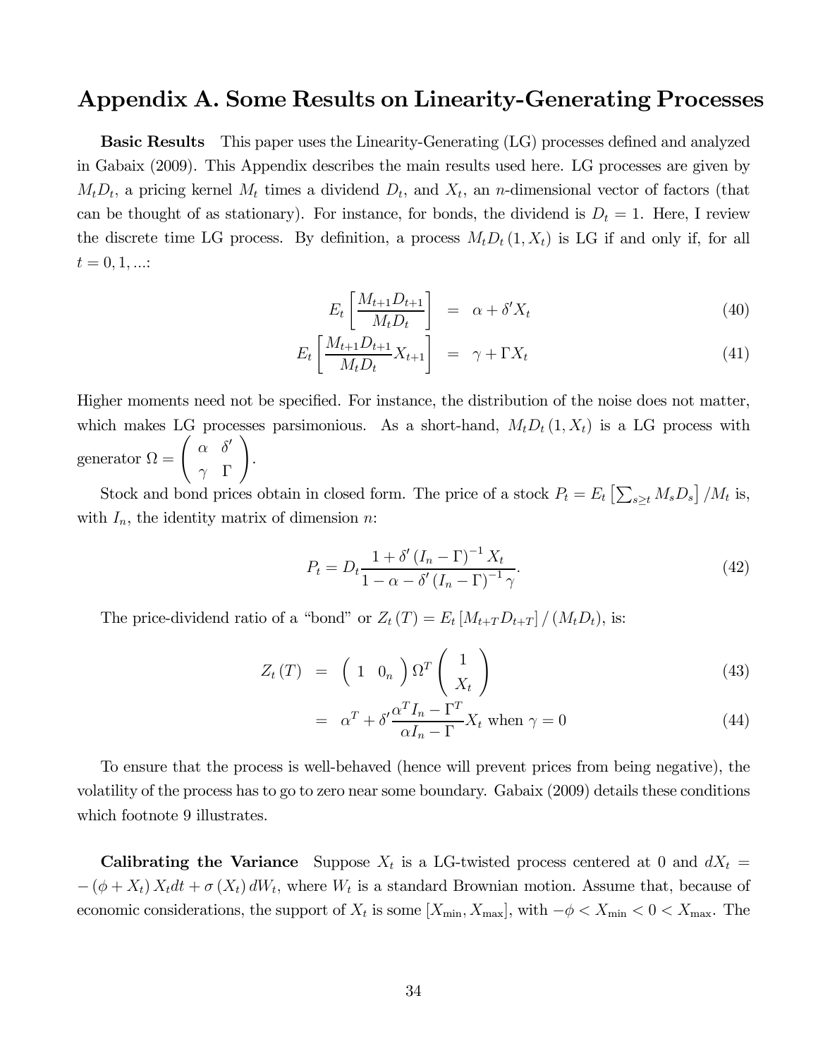# Appendix A. Some Results on Linearity-Generating Processes

**Basic Results** This paper uses the Linearity-Generating (LG) processes defined and analyzed in Gabaix (2009). This Appendix describes the main results used here. LG processes are given by $M_t D_t$, a pricing kernel $M_t$ times a dividend $D_t$, and $X_t$, an $n$-dimensional vector of factors (that can be thought of as stationary). For instance, for bonds, the dividend is $D_t = 1$. Here, I review the discrete time LG process. By definition, a process $M_t D_t (1, X_t)$ is LG if and only if, for all $t = 0, 1, \ldots$:

$$E_t \left[ \frac{M_{t+1} D_{t+1}}{M_t D_t} \right] = \alpha + \delta' X_t \tag{40}$$

$$E_t \left[ \frac{M_{t+1} D_{t+1}}{M_t D_t} X_{t+1} \right] = \gamma + \Gamma X_t \tag{41}$$

Higher moments need not be specified. For instance, the distribution of the noise does not matter, which makes LG processes parsimonious. As a short-hand, $M_t D_t (1, X_t)$ is a LG process with generator $\Omega = \begin{pmatrix} \alpha & \delta' \\ \gamma & \Gamma \end{pmatrix}$.

Stock and bond prices obtain in closed form. The price of a stock $P_t = E_t \left[ \sum_{s \geq t} M_s D_s \right] / M_t$ is, with $I_n$, the identity matrix of dimension $n$:

$$P_t = D_t \frac{1 + \delta' (I_n - \Gamma)^{-1} X_t}{1 - \alpha - \delta' (I_n - \Gamma)^{-1} \gamma}. \tag{42}$$

The price-dividend ratio of a "bond" or $Z_t(T) = E_t [M_{t+T} D_{t+T}] / (M_t D_t)$, is:

$$Z_t(T) = \begin{pmatrix} 1 & 0_n \end{pmatrix} \Omega^T \begin{pmatrix} 1 \\ X_t \end{pmatrix} \tag{43}$$

$$= \alpha^T + \delta' \frac{\alpha^T I_n - \Gamma^T}{\alpha I_n - \Gamma} X_t \text{ when } \gamma = 0 \tag{44}$$

To ensure that the process is well-behaved (hence will prevent prices from being negative), the volatility of the process has to go to zero near some boundary. Gabaix (2009) details these conditions which footnote 9 illustrates.

**Calibrating the Variance** Suppose $X_t$ is a LG-twisted process centered at 0 and $dX_t = -(\phi + X_t) X_t dt + \sigma(X_t) dW_t$, where $W_t$ is a standard Brownian motion. Assume that, because of economic considerations, the support of $X_t$ is some $[X_{\min}, X_{\max}]$, with $-\phi < X_{\min} < 0 < X_{\max}$. The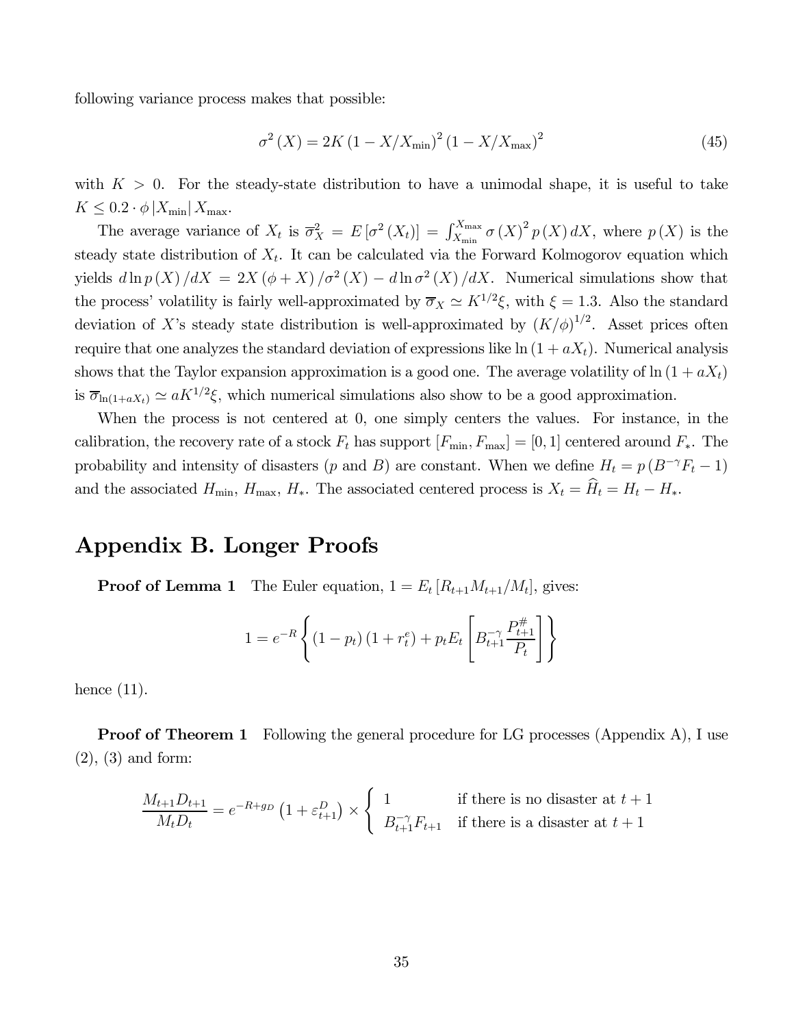following variance process makes that possible:

$$\sigma^2(X) = 2K(1 - X/X_{\min})^2 (1 - X/X_{\max})^2 \tag{45}$$

with $K > 0$. For the steady-state distribution to have a unimodal shape, it is useful to take $K \leq 0.2 \cdot \phi |X_{\min}| X_{\max}$.

The average variance of $X_t$ is $\overline{\sigma}_X^2 = E[\sigma^2(X_t)] = \int_{X_{\min}}^{X_{\max}} \sigma(X)^2 p(X) dX$, where $p(X)$ is the steady state distribution of $X_t$. It can be calculated via the Forward Kolmogorov equation which yields $d \ln p(X)/dX = 2X(\phi + X)/\sigma^2(X) - d \ln \sigma^2(X)/dX$. Numerical simulations show that the process' volatility is fairly well-approximated by $\overline{\sigma}_X \simeq K^{1/2}\xi$, with $\xi = 1.3$. Also the standard deviation of $X$'s steady state distribution is well-approximated by $(K/\phi)^{1/2}$. Asset prices often require that one analyzes the standard deviation of expressions like $\ln(1 + aX_t)$. Numerical analysis shows that the Taylor expansion approximation is a good one. The average volatility of $\ln(1 + aX_t)$ is $\overline{\sigma}_{\ln(1+aX_t)} \simeq aK^{1/2}\xi$, which numerical simulations also show to be a good approximation.

When the process is not centered at 0, one simply centers the values. For instance, in the calibration, the recovery rate of a stock $F_t$ has support $[F_{\min}, F_{\max}] = [0, 1]$ centered around $F_*$. The probability and intensity of disasters ($p$ and $B$) are constant. When we define $H_t = p(B^{-\gamma}F_t - 1)$ and the associated $H_{\min}$, $H_{\max}$, $H_*$. The associated centered process is $X_t = \widehat{H}_t = H_t - H_*$.

## Appendix B. Longer Proofs

**Proof of Lemma 1** The Euler equation, $1 = E_t[R_{t+1}M_{t+1}/M_t]$, gives:

$$1 = e^{-R}\left\{(1 - p_t)(1 + r_t^e) + p_t E_t\left[B_{t+1}^{-\gamma}\frac{P_{t+1}^{\#}}{P_t}\right]\right\}$$

hence (11).

**Proof of Theorem 1** Following the general procedure for LG processes (Appendix A), I use (2), (3) and form:

$$\frac{M_{t+1}D_{t+1}}{M_t D_t} = e^{-R+g_D}\left(1 + \varepsilon_{t+1}^D\right) \times \begin{cases} 1 & \text{if there is no disaster at } t+1 \\ B_{t+1}^{-\gamma}F_{t+1} & \text{if there is a disaster at } t+1 \end{cases}$$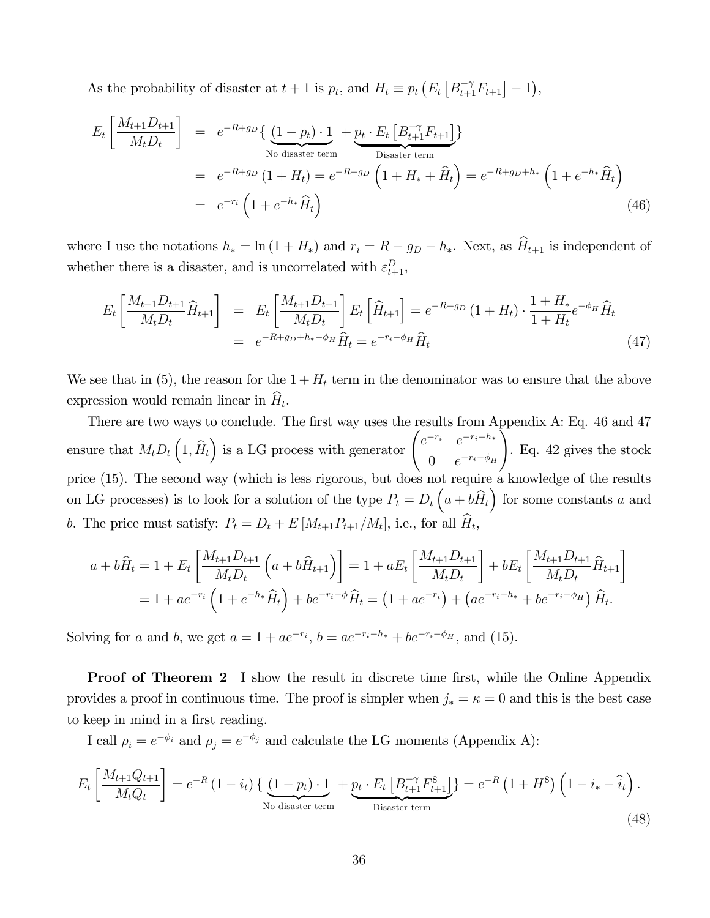As the probability of disaster at $t+1$ is $p_t$, and $H_t \equiv p_t \left( E_t \left[ B_{t+1}^{-\gamma} F_{t+1} \right] - 1 \right)$,

$$
\begin{aligned}
E_t \left[ \frac{M_{t+1} D_{t+1}}{M_t D_t} \right] &= e^{-R+g_D} \{ \underbrace{(1-p_t) \cdot 1}_{\text{No disaster term}} + \underbrace{p_t \cdot E_t \left[ B_{t+1}^{-\gamma} F_{t+1} \right]}_{\text{Disaster term}} \} \\
&= e^{-R+g_D} \left( 1 + H_t \right) = e^{-R+g_D} \left( 1 + H_* + \widehat{H}_t \right) = e^{-R+g_D+h_*} \left( 1 + e^{-h_*} \widehat{H}_t \right) \\
&= e^{-r_i} \left( 1 + e^{-h_*} \widehat{H}_t \right) \qquad (46)
\end{aligned}
$$

where I use the notations $h_* = \ln(1+H_*)$ and $r_i = R - g_D - h_*$. Next, as $\widehat{H}_{t+1}$ is independent of whether there is a disaster, and is uncorrelated with $\varepsilon_{t+1}^D$,

$$
\begin{aligned}
E_t \left[ \frac{M_{t+1} D_{t+1}}{M_t D_t} \widehat{H}_{t+1} \right] &= E_t \left[ \frac{M_{t+1} D_{t+1}}{M_t D_t} \right] E_t \left[ \widehat{H}_{t+1} \right] = e^{-R+g_D} \left( 1 + H_t \right) \cdot \frac{1+H_*}{1+H_t} e^{-\phi_H} \widehat{H}_t \\
&= e^{-R+g_D+h_*-\phi_H} \widehat{H}_t = e^{-r_i - \phi_H} \widehat{H}_t \qquad (47)
\end{aligned}
$$

We see that in (5), the reason for the $1+H_t$ term in the denominator was to ensure that the above expression would remain linear in $\widehat{H}_t$.

There are two ways to conclude. The first way uses the results from Appendix A: Eq. 46 and 47 ensure that $M_t D_t \left( 1, \widehat{H}_t \right)$ is a LG process with generator $\begin{pmatrix} e^{-r_i} & e^{-r_i-h_*} \\ 0 & e^{-r_i-\phi_H} \end{pmatrix}$. Eq. 42 gives the stock price (15). The second way (which is less rigorous, but does not require a knowledge of the results on LG processes) is to look for a solution of the type $P_t = D_t \left( a + b\widehat{H}_t \right)$ for some constants $a$ and $b$. The price must satisfy: $P_t = D_t + E \left[ M_{t+1} P_{t+1} / M_t \right]$, i.e., for all $\widehat{H}_t$,

$$
\begin{aligned}
a + b\widehat{H}_t &= 1 + E_t \left[ \frac{M_{t+1} D_{t+1}}{M_t D_t} \left( a + b\widehat{H}_{t+1} \right) \right] = 1 + aE_t \left[ \frac{M_{t+1} D_{t+1}}{M_t D_t} \right] + bE_t \left[ \frac{M_{t+1} D_{t+1}}{M_t D_t} \widehat{H}_{t+1} \right] \\
&= 1 + ae^{-r_i} \left( 1 + e^{-h_*} \widehat{H}_t \right) + be^{-r_i-\phi} \widehat{H}_t = \left( 1 + ae^{-r_i} \right) + \left( ae^{-r_i-h_*} + be^{-r_i-\phi_H} \right) \widehat{H}_t.
\end{aligned}
$$

Solving for $a$ and $b$, we get $a = 1 + ae^{-r_i}$, $b = ae^{-r_i-h_*} + be^{-r_i-\phi_H}$, and (15).

**Proof of Theorem 2** I show the result in discrete time first, while the Online Appendix provides a proof in continuous time. The proof is simpler when $j_* = \kappa = 0$ and this is the best case to keep in mind in a first reading.

I call $\rho_i = e^{-\phi_i}$ and $\rho_j = e^{-\phi_j}$ and calculate the LG moments (Appendix A):

$$
E_t \left[ \frac{M_{t+1} Q_{t+1}}{M_t Q_t} \right] = e^{-R} \left( 1 - i_t \right) \{ \underbrace{(1-p_t) \cdot 1}_{\text{No disaster term}} + \underbrace{p_t \cdot E_t \left[ B_{t+1}^{-\gamma} F_{t+1}^{\$} \right]}_{\text{Disaster term}} \} = e^{-R} \left( 1 + H^{\$} \right) \left( 1 - i_* - \widehat{i}_t \right). \qquad (48)
$$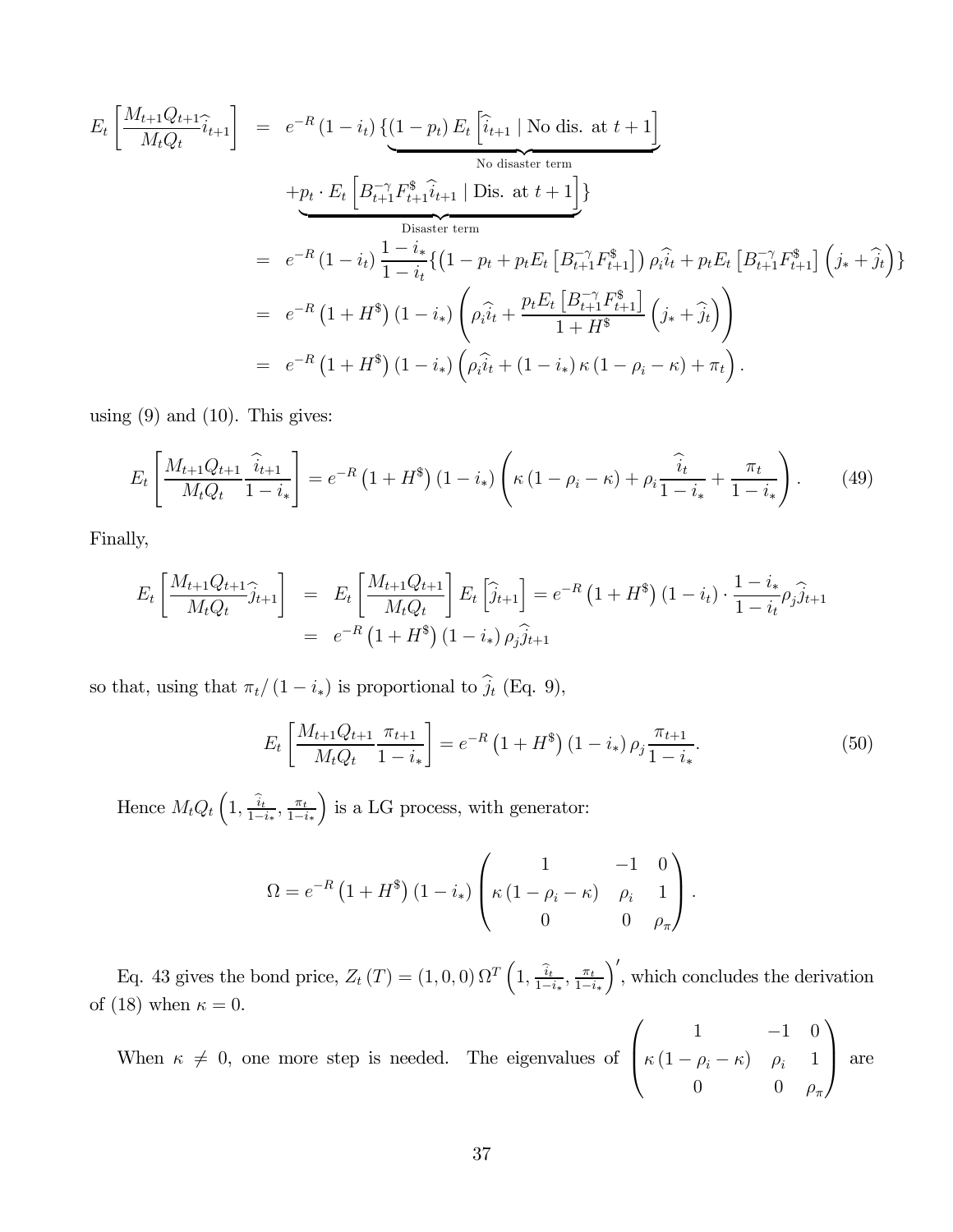$$
\begin{aligned}
E_t\left[\frac{M_{t+1}Q_{t+1}}{M_tQ_t}\widehat{i}_{t+1}\right] &= e^{-R}\left(1-i_t\right)\{\underbrace{\left(1-p_t\right)E_t\left[\widehat{i}_{t+1}\mid \text{No dis. at } t+1\right]}_{\text{No disaster term}} \\
&\quad \underbrace{+p_t\cdot E_t\left[B_{t+1}^{-\gamma}F_{t+1}^{\$}\widehat{i}_{t+1}\mid \text{Dis. at } t+1\right]}_{\text{Disaster term}}\} \\
&= e^{-R}\left(1-i_t\right)\frac{1-i_*}{1-i_t}\{\left(1-p_t+p_tE_t\left[B_{t+1}^{-\gamma}F_{t+1}^{\$}\right]\right)\rho_i\widehat{i}_t+p_tE_t\left[B_{t+1}^{-\gamma}F_{t+1}^{\$}\right]\left(j_*+\widehat{j}_t\right)\} \\
&= e^{-R}\left(1+H^{\$}\right)\left(1-i_*\right)\left(\rho_i\widehat{i}_t+\frac{p_tE_t\left[B_{t+1}^{-\gamma}F_{t+1}^{\$}\right]}{1+H^{\$}}\left(j_*+\widehat{j}_t\right)\right) \\
&= e^{-R}\left(1+H^{\$}\right)\left(1-i_*\right)\left(\rho_i\widehat{i}_t+\left(1-i_*\right)\kappa\left(1-\rho_i-\kappa\right)+\pi_t\right).
\end{aligned}
$$

using (9) and (10). This gives:

$$
E_t\left[\frac{M_{t+1}Q_{t+1}}{M_tQ_t}\frac{\widehat{i}_{t+1}}{1-i_*}\right]=e^{-R}\left(1+H^{\$}\right)\left(1-i_*\right)\left(\kappa\left(1-\rho_i-\kappa\right)+\rho_i\frac{\widehat{i}_t}{1-i_*}+\frac{\pi_t}{1-i_*}\right). \tag{49}
$$

Finally,

$$
\begin{aligned}
E_t\left[\frac{M_{t+1}Q_{t+1}}{M_tQ_t}\widehat{j}_{t+1}\right] &= E_t\left[\frac{M_{t+1}Q_{t+1}}{M_tQ_t}\right]E_t\left[\widehat{j}_{t+1}\right]=e^{-R}\left(1+H^{\$}\right)\left(1-i_t\right)\cdot\frac{1-i_*}{1-i_t}\rho_j\widehat{j}_{t+1} \\
&= e^{-R}\left(1+H^{\$}\right)\left(1-i_*\right)\rho_j\widehat{j}_{t+1}
\end{aligned}
$$

so that, using that $\pi_t/\left(1-i_*\right)$ is proportional to $\widehat{j}_t$ (Eq. 9),

$$
E_t\left[\frac{M_{t+1}Q_{t+1}}{M_tQ_t}\frac{\pi_{t+1}}{1-i_*}\right]=e^{-R}\left(1+H^{\$}\right)\left(1-i_*\right)\rho_j\frac{\pi_{t+1}}{1-i_*}. \tag{50}
$$

Hence $M_tQ_t\left(1,\frac{\widehat{i}_t}{1-i_*},\frac{\pi_t}{1-i_*}\right)$ is a LG process, with generator:

$$
\Omega=e^{-R}\left(1+H^{\$}\right)\left(1-i_*\right)\begin{pmatrix}1 & -1 & 0\\ \kappa\left(1-\rho_i-\kappa\right) & \rho_i & 1\\ 0 & 0 & \rho_\pi\end{pmatrix}.
$$

Eq. 43 gives the bond price, $Z_t\left(T\right)=\left(1,0,0\right)\Omega^T\left(1,\frac{\widehat{i}_t}{1-i_*},\frac{\pi_t}{1-i_*}\right)'$, which concludes the derivation of (18) when $\kappa=0$.

When $\kappa\neq 0$, one more step is needed. The eigenvalues of $\begin{pmatrix}1 & -1 & 0\\ \kappa\left(1-\rho_i-\kappa\right) & \rho_i & 1\\ 0 & 0 & \rho_\pi\end{pmatrix}$ are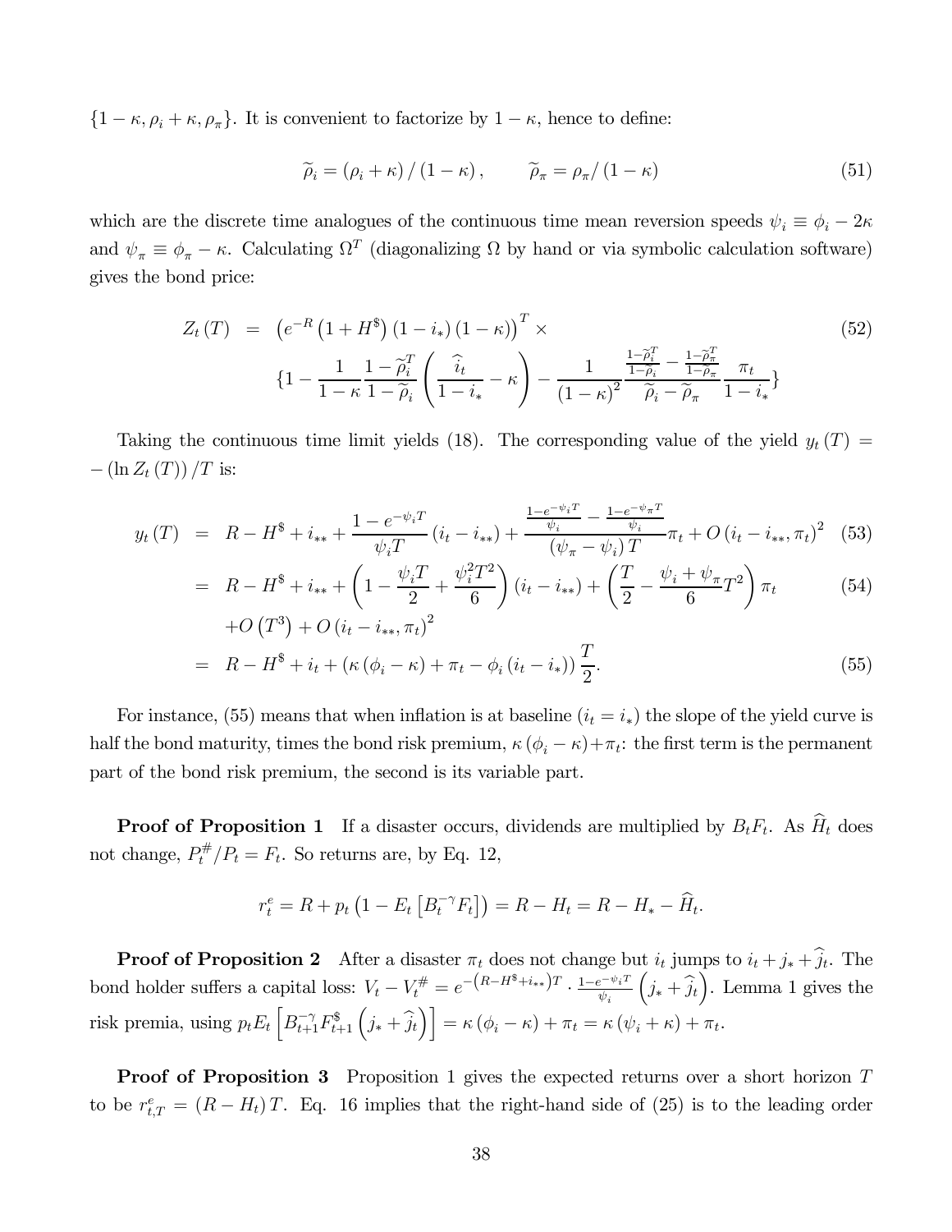$\{1-\kappa, \rho_i+\kappa, \rho_\pi\}$. It is convenient to factorize by $1-\kappa$, hence to define:

$$\widetilde{\rho}_i = (\rho_i + \kappa)/(1-\kappa), \qquad \widetilde{\rho}_\pi = \rho_\pi/(1-\kappa) \tag{51}$$

which are the discrete time analogues of the continuous time mean reversion speeds $\psi_i \equiv \phi_i - 2\kappa$ and $\psi_\pi \equiv \phi_\pi - \kappa$. Calculating $\Omega^T$ (diagonalizing $\Omega$ by hand or via symbolic calculation software) gives the bond price:

$$\begin{aligned} Z_t(T) &= \left(e^{-R}\left(1+H^{\$}\right)(1-i_*)(1-\kappa)\right)^T \times \\ &\quad \{1 - \frac{1}{1-\kappa}\frac{1-\widetilde{\rho}_i^T}{1-\widetilde{\rho}_i}\left(\frac{\widehat{i}_t}{1-i_*}-\kappa\right) - \frac{1}{(1-\kappa)^2}\frac{\frac{1-\widetilde{\rho}_i^T}{1-\widetilde{\rho}_i}-\frac{1-\widetilde{\rho}_\pi^T}{1-\widetilde{\rho}_\pi}}{\widetilde{\rho}_i-\widetilde{\rho}_\pi}\frac{\pi_t}{1-i_*}\} \end{aligned} \tag{52}$$

Taking the continuous time limit yields (18). The corresponding value of the yield $y_t(T) = -(\ln Z_t(T))/T$ is:

$$\begin{aligned} y_t(T) &= R - H^{\$} + i_{**} + \frac{1-e^{-\psi_i T}}{\psi_i T}(i_t - i_{**}) + \frac{\frac{1-e^{-\psi_i T}}{\psi_i} - \frac{1-e^{-\psi_\pi T}}{\psi_i}}{(\psi_\pi - \psi_i)T}\pi_t + O(i_t - i_{**}, \pi_t)^2 \quad (53) \\ &= R - H^{\$} + i_{**} + \left(1 - \frac{\psi_i T}{2} + \frac{\psi_i^2 T^2}{6}\right)(i_t - i_{**}) + \left(\frac{T}{2} - \frac{\psi_i + \psi_\pi}{6}T^2\right)\pi_t \quad (54) \\ &\quad + O\left(T^3\right) + O(i_t - i_{**}, \pi_t)^2 \\ &= R - H^{\$} + i_t + \left(\kappa(\phi_i - \kappa) + \pi_t - \phi_i(i_t - i_*)\right)\frac{T}{2}. \quad (55) \end{aligned}$$

For instance, (55) means that when inflation is at baseline ($i_t = i_*$) the slope of the yield curve is half the bond maturity, times the bond risk premium, $\kappa(\phi_i - \kappa) + \pi_t$: the first term is the permanent part of the bond risk premium, the second is its variable part.

**Proof of Proposition 1** If a disaster occurs, dividends are multiplied by $B_t F_t$. As $\widehat{H}_t$ does not change, $P_t^{\#}/P_t = F_t$. So returns are, by Eq. 12,

$$r_t^e = R + p_t\left(1 - E_t\left[B_t^{-\gamma}F_t\right]\right) = R - H_t = R - H_* - \widehat{H}_t.$$

**Proof of Proposition 2** After a disaster $\pi_t$ does not change but $i_t$ jumps to $i_t + j_* + \widehat{j}_t$. The bond holder suffers a capital loss: $V_t - V_t^{\#} = e^{-\left(R-H^{\$}+i_{**}\right)T} \cdot \frac{1-e^{-\psi_i T}}{\psi_i}\left(j_* + \widehat{j}_t\right)$. Lemma 1 gives the risk premia, using $p_t E_t\left[B_{t+1}^{-\gamma}F_{t+1}^{\$}\left(j_* + \widehat{j}_t\right)\right] = \kappa(\phi_i - \kappa) + \pi_t = \kappa(\psi_i + \kappa) + \pi_t$.

**Proof of Proposition 3** Proposition 1 gives the expected returns over a short horizon $T$ to be $r_{t,T}^e = (R - H_t)T$. Eq. 16 implies that the right-hand side of (25) is to the leading order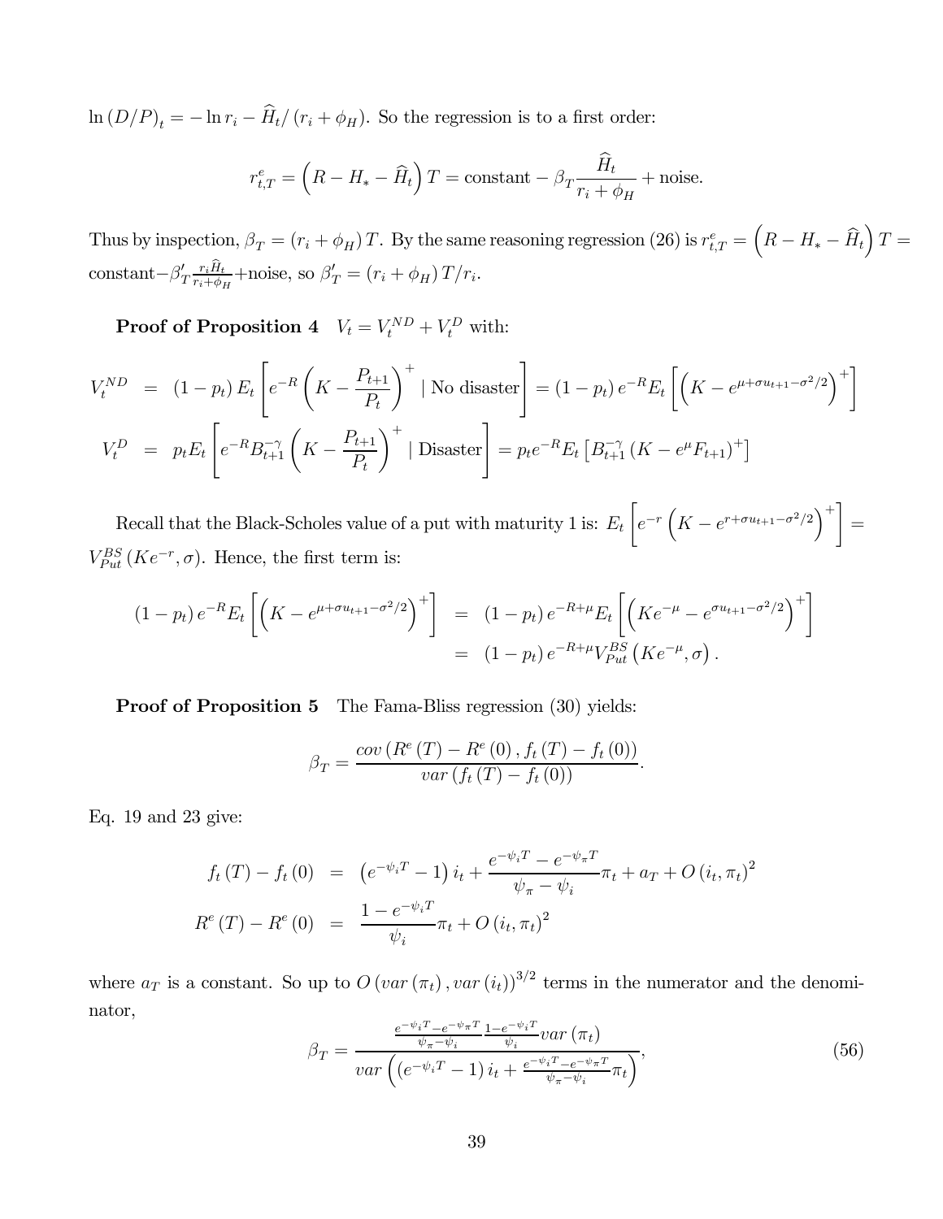$\ln(D/P)_t = -\ln r_i - \widehat{H}_t/(r_i + \phi_H)$. So the regression is to a first order:

$$r^e_{t,T} = \left(R - H_* - \widehat{H}_t\right)T = \text{constant} - \beta_T \frac{\widehat{H}_t}{r_i + \phi_H} + \text{noise}.$$

Thus by inspection, $\beta_T = (r_i + \phi_H)T$. By the same reasoning regression (26) is $r^e_{t,T} = \left(R - H_* - \widehat{H}_t\right)T = \text{constant} - \beta'_T \frac{r_i \widehat{H}_t}{r_i + \phi_H} + \text{noise}$, so $\beta'_T = (r_i + \phi_H)T/r_i$.

**Proof of Proposition 4** $V_t = V_t^{ND} + V_t^D$ with:

$$\begin{aligned}
V_t^{ND} &= (1 - p_t) E_t \left[ e^{-R} \left( K - \frac{P_{t+1}}{P_t} \right)^+ \mid \text{No disaster} \right] = (1 - p_t) e^{-R} E_t \left[ \left( K - e^{\mu + \sigma u_{t+1} - \sigma^2/2} \right)^+ \right] \\
V_t^D &= p_t E_t \left[ e^{-R} B_{t+1}^{-\gamma} \left( K - \frac{P_{t+1}}{P_t} \right)^+ \mid \text{Disaster} \right] = p_t e^{-R} E_t \left[ B_{t+1}^{-\gamma} \left( K - e^{\mu} F_{t+1} \right)^+ \right]
\end{aligned}$$

Recall that the Black-Scholes value of a put with maturity 1 is: $E_t \left[ e^{-r} \left( K - e^{r + \sigma u_{t+1} - \sigma^2/2} \right)^+ \right] = V_{Put}^{BS}(Ke^{-r}, \sigma)$. Hence, the first term is:

$$\begin{aligned}
(1 - p_t) e^{-R} E_t \left[ \left( K - e^{\mu + \sigma u_{t+1} - \sigma^2/2} \right)^+ \right] &= (1 - p_t) e^{-R + \mu} E_t \left[ \left( K e^{-\mu} - e^{\sigma u_{t+1} - \sigma^2/2} \right)^+ \right] \\
&= (1 - p_t) e^{-R + \mu} V_{Put}^{BS} \left( K e^{-\mu}, \sigma \right).
\end{aligned}$$

**Proof of Proposition 5** The Fama-Bliss regression (30) yields:

$$\beta_T = \frac{cov\left(R^e(T) - R^e(0), f_t(T) - f_t(0)\right)}{var\left(f_t(T) - f_t(0)\right)}.$$

Eq. 19 and 23 give:

$$\begin{aligned}
f_t(T) - f_t(0) &= \left(e^{-\psi_i T} - 1\right) i_t + \frac{e^{-\psi_i T} - e^{-\psi_\pi T}}{\psi_\pi - \psi_i} \pi_t + a_T + O(i_t, \pi_t)^2 \\
R^e(T) - R^e(0) &= \frac{1 - e^{-\psi_i T}}{\psi_i} \pi_t + O(i_t, \pi_t)^2
\end{aligned}$$

where $a_T$ is a constant. So up to $O\left(var(\pi_t), var(i_t)\right)^{3/2}$ terms in the numerator and the denominator,

$$\beta_T = \frac{\frac{e^{-\psi_i T} - e^{-\psi_\pi T}}{\psi_\pi - \psi_i} \frac{1 - e^{-\psi_i T}}{\psi_i} var(\pi_t)}{var\left(\left(e^{-\psi_i T} - 1\right) i_t + \frac{e^{-\psi_i T} - e^{-\psi_\pi T}}{\psi_\pi - \psi_i} \pi_t\right)}, \tag{56}$$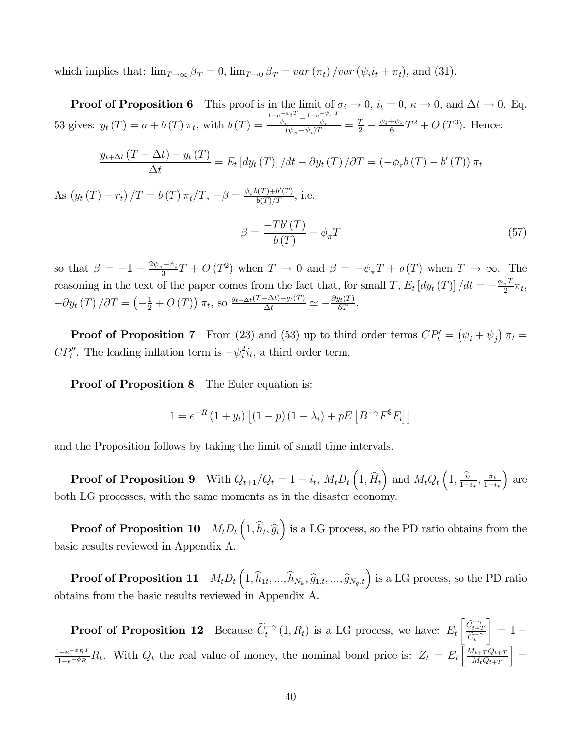which implies that: $\lim_{T\to\infty}\beta_T = 0$, $\lim_{T\to 0}\beta_T = var(\pi_t)/var(\psi_i i_t + \pi_t)$, and (31).

**Proof of Proposition 6** This proof is in the limit of $\sigma_i \to 0$, $i_t = 0$, $\kappa \to 0$, and $\Delta t \to 0$. Eq. 53 gives: $y_t(T) = a + b(T)\pi_t$, with $b(T) = \frac{\frac{1-e^{-\psi_i T}}{\psi_i} - \frac{1-e^{-\psi_\pi T}}{\psi_i}}{(\psi_\pi - \psi_i)T} = \frac{T}{2} - \frac{\psi_i + \psi_\pi}{6}T^2 + O(T^3)$. Hence:

$$\frac{y_{t+\Delta t}(T-\Delta t) - y_t(T)}{\Delta t} = E_t[dy_t(T)]/dt - \partial y_t(T)/\partial T = (-\phi_\pi b(T) - b'(T))\pi_t$$

As $(y_t(T) - r_t)/T = b(T)\pi_t/T$, $-\beta = \frac{\phi_\pi b(T) + b'(T)}{b(T)/T}$, i.e.

$$\beta = \frac{-Tb'(T)}{b(T)} - \phi_\pi T \tag{57}$$

so that $\beta = -1 - \frac{2\psi_\pi - \psi_i}{3}T + O(T^2)$ when $T \to 0$ and $\beta = -\psi_\pi T + o(T)$ when $T \to \infty$. The reasoning in the text of the paper comes from the fact that, for small $T$, $E_t[dy_t(T)]/dt = -\frac{\phi_\pi T}{2}\pi_t$, $-\partial y_t(T)/\partial T = \left(-\frac{1}{2} + O(T)\right)\pi_t$, so $\frac{y_{t+\Delta t}(T-\Delta t) - y_t(T)}{\Delta t} \simeq -\frac{\partial y_t(T)}{\partial T}$.

**Proof of Proposition 7** From (23) and (53) up to third order terms $CP'_t = (\psi_i + \psi_j)\pi_t = CP''_t$. The leading inflation term is $-\psi_i^2 i_t$, a third order term.

**Proof of Proposition 8** The Euler equation is:

$$1 = e^{-R}(1 + y_i)\left[(1-p)(1-\lambda_i) + pE\left[B^{-\gamma}F^{\$}F_i\right]\right]$$

and the Proposition follows by taking the limit of small time intervals.

**Proof of Proposition 9** With $Q_{t+1}/Q_t = 1 - i_t$, $M_t D_t\left(1, \widehat{H}_t\right)$ and $M_t Q_t\left(1, \frac{\widehat{i}_t}{1-i_*}, \frac{\pi_t}{1-i_*}\right)$ are both LG processes, with the same moments as in the disaster economy.

**Proof of Proposition 10** $M_t D_t\left(1, \widehat{h}_t, \widehat{g}_t\right)$ is a LG process, so the PD ratio obtains from the basic results reviewed in Appendix A.

**Proof of Proposition 11** $M_t D_t\left(1, \widehat{h}_{1t}, ..., \widehat{h}_{N_k}, \widehat{g}_{1,t}, ..., \widehat{g}_{N_g,t}\right)$ is a LG process, so the PD ratio obtains from the basic results reviewed in Appendix A.

**Proof of Proposition 12** Because $\widetilde{C}_t^{-\gamma}(1, R_t)$ is a LG process, we have: $E_t\left[\frac{\widetilde{C}_{t+T}^{-\gamma}}{\widetilde{C}_t^{-\gamma}}\right] = 1 - \frac{1-e^{-\phi_R T}}{1-e^{-\phi_R}}R_t$. With $Q_t$ the real value of money, the nominal bond price is: $Z_t = E_t\left[\frac{M_{t+T}Q_{t+T}}{M_t Q_{t+T}}\right] =$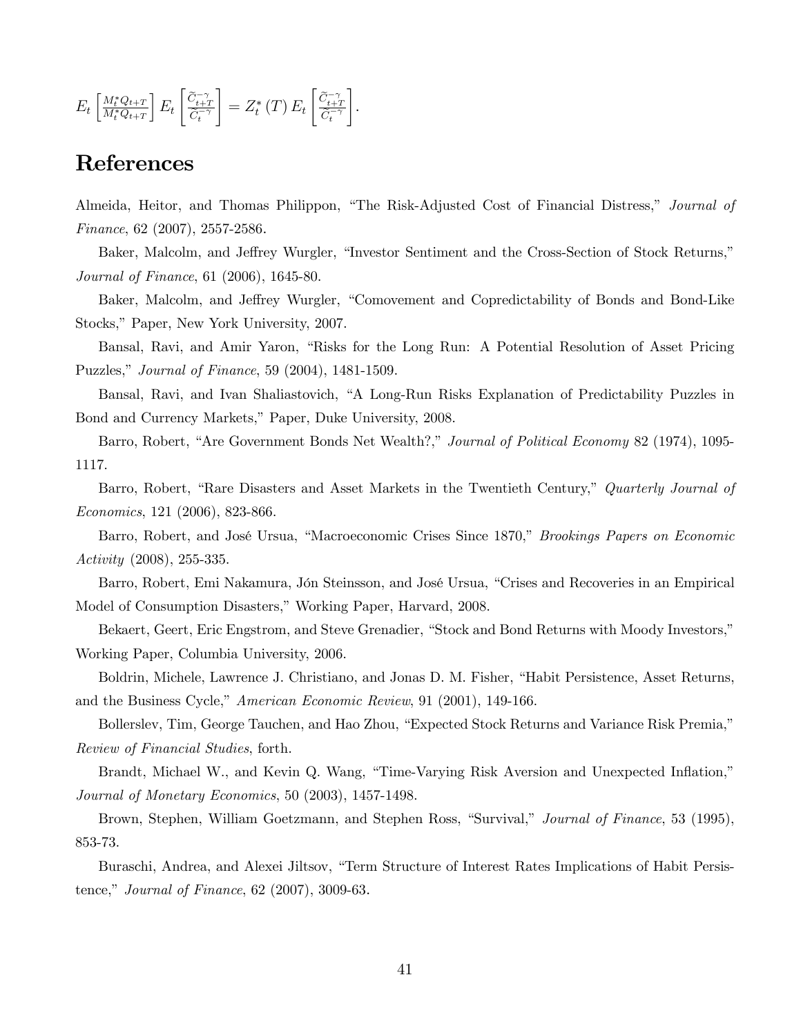$$E_t\left[\frac{M_t^* Q_{t+T}}{M_t^* Q_{t+T}}\right] E_t\left[\frac{\widetilde{C}_{t+T}^{-\gamma}}{\widetilde{C}_t^{-\gamma}}\right] = Z_t^*(T)\, E_t\left[\frac{\widetilde{C}_{t+T}^{-\gamma}}{\widetilde{C}_t^{-\gamma}}\right].$$

# References

Almeida, Heitor, and Thomas Philippon, "The Risk-Adjusted Cost of Financial Distress," *Journal of Finance*, 62 (2007), 2557-2586.

Baker, Malcolm, and Jeffrey Wurgler, "Investor Sentiment and the Cross-Section of Stock Returns," *Journal of Finance*, 61 (2006), 1645-80.

Baker, Malcolm, and Jeffrey Wurgler, "Comovement and Copredictability of Bonds and Bond-Like Stocks," Paper, New York University, 2007.

Bansal, Ravi, and Amir Yaron, "Risks for the Long Run: A Potential Resolution of Asset Pricing Puzzles," *Journal of Finance*, 59 (2004), 1481-1509.

Bansal, Ravi, and Ivan Shaliastovich, "A Long-Run Risks Explanation of Predictability Puzzles in Bond and Currency Markets," Paper, Duke University, 2008.

Barro, Robert, "Are Government Bonds Net Wealth?," *Journal of Political Economy* 82 (1974), 1095-1117.

Barro, Robert, "Rare Disasters and Asset Markets in the Twentieth Century," *Quarterly Journal of Economics*, 121 (2006), 823-866.

Barro, Robert, and José Ursua, "Macroeconomic Crises Since 1870," *Brookings Papers on Economic Activity* (2008), 255-335.

Barro, Robert, Emi Nakamura, Jón Steinsson, and José Ursua, "Crises and Recoveries in an Empirical Model of Consumption Disasters," Working Paper, Harvard, 2008.

Bekaert, Geert, Eric Engstrom, and Steve Grenadier, "Stock and Bond Returns with Moody Investors," Working Paper, Columbia University, 2006.

Boldrin, Michele, Lawrence J. Christiano, and Jonas D. M. Fisher, "Habit Persistence, Asset Returns, and the Business Cycle," *American Economic Review*, 91 (2001), 149-166.

Bollerslev, Tim, George Tauchen, and Hao Zhou, "Expected Stock Returns and Variance Risk Premia," *Review of Financial Studies*, forth.

Brandt, Michael W., and Kevin Q. Wang, "Time-Varying Risk Aversion and Unexpected Inflation," *Journal of Monetary Economics*, 50 (2003), 1457-1498.

Brown, Stephen, William Goetzmann, and Stephen Ross, "Survival," *Journal of Finance*, 53 (1995), 853-73.

Buraschi, Andrea, and Alexei Jiltsov, "Term Structure of Interest Rates Implications of Habit Persistence," *Journal of Finance*, 62 (2007), 3009-63.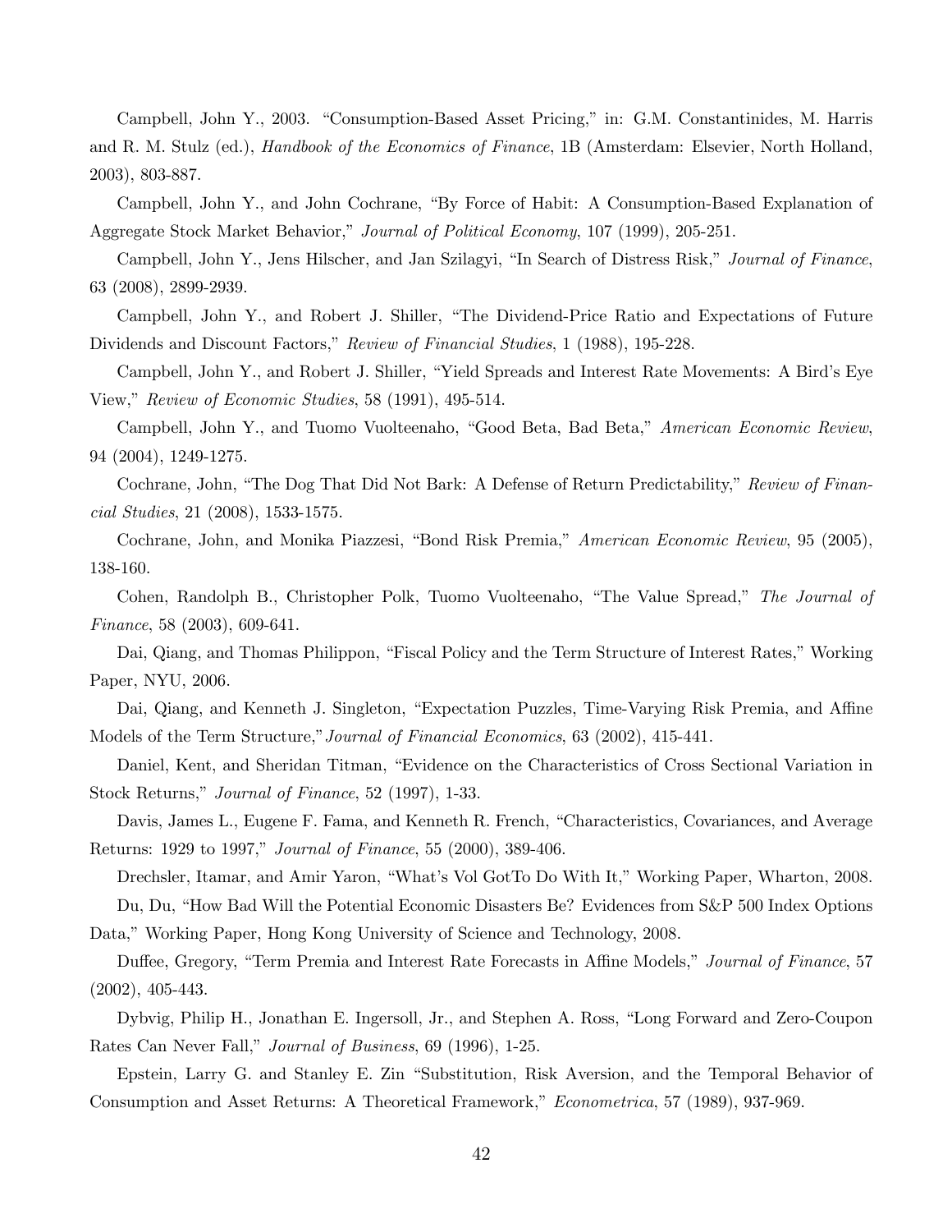Campbell, John Y., 2003. "Consumption-Based Asset Pricing," in: G.M. Constantinides, M. Harris and R. M. Stulz (ed.), *Handbook of the Economics of Finance*, 1B (Amsterdam: Elsevier, North Holland, 2003), 803-887.

Campbell, John Y., and John Cochrane, "By Force of Habit: A Consumption-Based Explanation of Aggregate Stock Market Behavior," *Journal of Political Economy*, 107 (1999), 205-251.

Campbell, John Y., Jens Hilscher, and Jan Szilagyi, "In Search of Distress Risk," *Journal of Finance*, 63 (2008), 2899-2939.

Campbell, John Y., and Robert J. Shiller, "The Dividend-Price Ratio and Expectations of Future Dividends and Discount Factors," *Review of Financial Studies*, 1 (1988), 195-228.

Campbell, John Y., and Robert J. Shiller, "Yield Spreads and Interest Rate Movements: A Bird's Eye View," *Review of Economic Studies*, 58 (1991), 495-514.

Campbell, John Y., and Tuomo Vuolteenaho, "Good Beta, Bad Beta," *American Economic Review*, 94 (2004), 1249-1275.

Cochrane, John, "The Dog That Did Not Bark: A Defense of Return Predictability," *Review of Financial Studies*, 21 (2008), 1533-1575.

Cochrane, John, and Monika Piazzesi, "Bond Risk Premia," *American Economic Review*, 95 (2005), 138-160.

Cohen, Randolph B., Christopher Polk, Tuomo Vuolteenaho, "The Value Spread," *The Journal of Finance*, 58 (2003), 609-641.

Dai, Qiang, and Thomas Philippon, "Fiscal Policy and the Term Structure of Interest Rates," Working Paper, NYU, 2006.

Dai, Qiang, and Kenneth J. Singleton, "Expectation Puzzles, Time-Varying Risk Premia, and Affine Models of the Term Structure," *Journal of Financial Economics*, 63 (2002), 415-441.

Daniel, Kent, and Sheridan Titman, "Evidence on the Characteristics of Cross Sectional Variation in Stock Returns," *Journal of Finance*, 52 (1997), 1-33.

Davis, James L., Eugene F. Fama, and Kenneth R. French, "Characteristics, Covariances, and Average Returns: 1929 to 1997," *Journal of Finance*, 55 (2000), 389-406.

Drechsler, Itamar, and Amir Yaron, "What's Vol GotTo Do With It," Working Paper, Wharton, 2008.

Du, Du, "How Bad Will the Potential Economic Disasters Be? Evidences from S&P 500 Index Options Data," Working Paper, Hong Kong University of Science and Technology, 2008.

Duffee, Gregory, "Term Premia and Interest Rate Forecasts in Affine Models," *Journal of Finance*, 57 (2002), 405-443.

Dybvig, Philip H., Jonathan E. Ingersoll, Jr., and Stephen A. Ross, "Long Forward and Zero-Coupon Rates Can Never Fall," *Journal of Business*, 69 (1996), 1-25.

Epstein, Larry G. and Stanley E. Zin "Substitution, Risk Aversion, and the Temporal Behavior of Consumption and Asset Returns: A Theoretical Framework," *Econometrica*, 57 (1989), 937-969.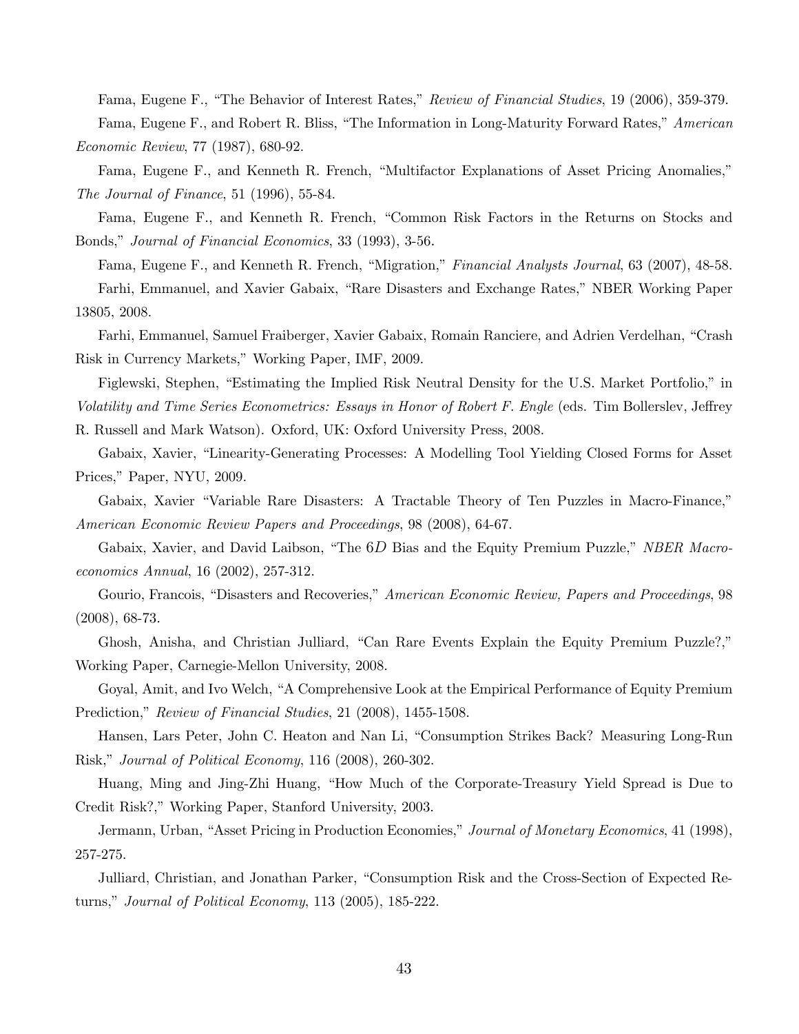Fama, Eugene F., "The Behavior of Interest Rates," *Review of Financial Studies*, 19 (2006), 359-379.

Fama, Eugene F., and Robert R. Bliss, "The Information in Long-Maturity Forward Rates," *American Economic Review*, 77 (1987), 680-92.

Fama, Eugene F., and Kenneth R. French, "Multifactor Explanations of Asset Pricing Anomalies," *The Journal of Finance*, 51 (1996), 55-84.

Fama, Eugene F., and Kenneth R. French, "Common Risk Factors in the Returns on Stocks and Bonds," *Journal of Financial Economics*, 33 (1993), 3-56.

Fama, Eugene F., and Kenneth R. French, "Migration," *Financial Analysts Journal*, 63 (2007), 48-58.

Farhi, Emmanuel, and Xavier Gabaix, "Rare Disasters and Exchange Rates," NBER Working Paper 13805, 2008.

Farhi, Emmanuel, Samuel Fraiberger, Xavier Gabaix, Romain Ranciere, and Adrien Verdelhan, "Crash Risk in Currency Markets," Working Paper, IMF, 2009.

Figlewski, Stephen, "Estimating the Implied Risk Neutral Density for the U.S. Market Portfolio," in *Volatility and Time Series Econometrics: Essays in Honor of Robert F. Engle* (eds. Tim Bollerslev, Jeffrey R. Russell and Mark Watson). Oxford, UK: Oxford University Press, 2008.

Gabaix, Xavier, "Linearity-Generating Processes: A Modelling Tool Yielding Closed Forms for Asset Prices," Paper, NYU, 2009.

Gabaix, Xavier "Variable Rare Disasters: A Tractable Theory of Ten Puzzles in Macro-Finance," *American Economic Review Papers and Proceedings*, 98 (2008), 64-67.

Gabaix, Xavier, and David Laibson, "The $6D$ Bias and the Equity Premium Puzzle," *NBER Macroeconomics Annual*, 16 (2002), 257-312.

Gourio, Francois, "Disasters and Recoveries," *American Economic Review, Papers and Proceedings*, 98 (2008), 68-73.

Ghosh, Anisha, and Christian Julliard, "Can Rare Events Explain the Equity Premium Puzzle?," Working Paper, Carnegie-Mellon University, 2008.

Goyal, Amit, and Ivo Welch, "A Comprehensive Look at the Empirical Performance of Equity Premium Prediction," *Review of Financial Studies*, 21 (2008), 1455-1508.

Hansen, Lars Peter, John C. Heaton and Nan Li, "Consumption Strikes Back? Measuring Long-Run Risk," *Journal of Political Economy*, 116 (2008), 260-302.

Huang, Ming and Jing-Zhi Huang, "How Much of the Corporate-Treasury Yield Spread is Due to Credit Risk?," Working Paper, Stanford University, 2003.

Jermann, Urban, "Asset Pricing in Production Economies," *Journal of Monetary Economics*, 41 (1998), 257-275.

Julliard, Christian, and Jonathan Parker, "Consumption Risk and the Cross-Section of Expected Returns," *Journal of Political Economy*, 113 (2005), 185-222.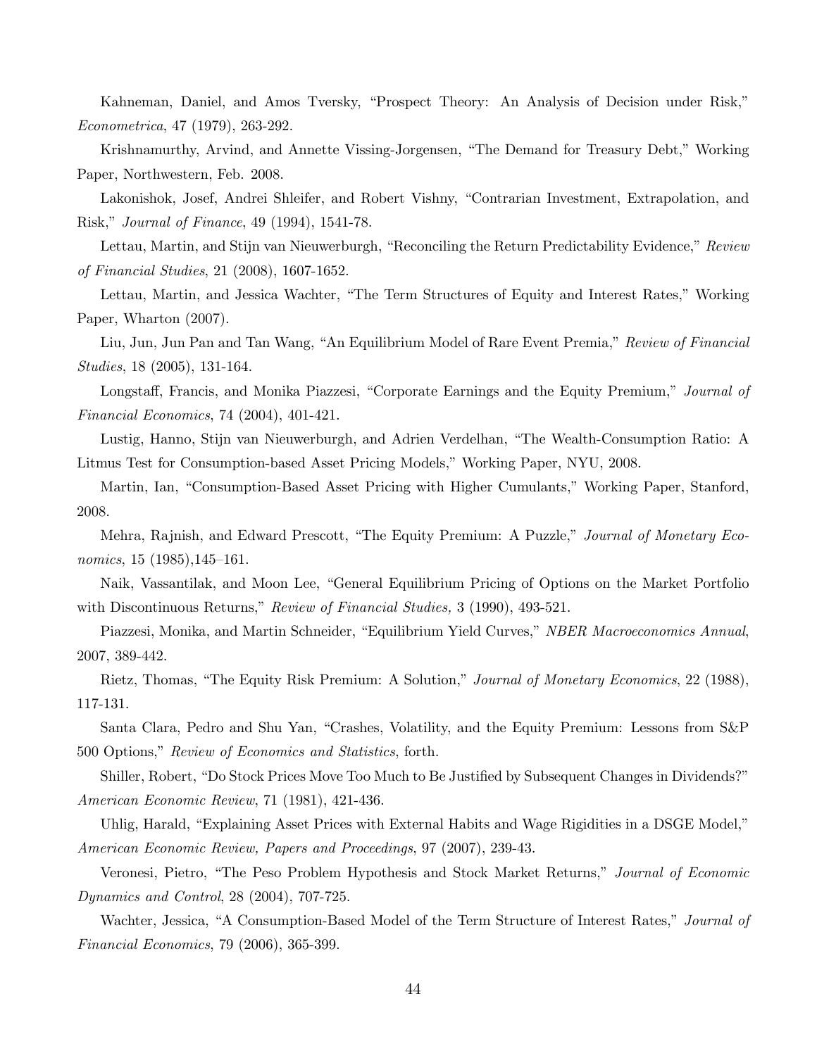Kahneman, Daniel, and Amos Tversky, "Prospect Theory: An Analysis of Decision under Risk," *Econometrica*, 47 (1979), 263-292.

Krishnamurthy, Arvind, and Annette Vissing-Jorgensen, "The Demand for Treasury Debt," Working Paper, Northwestern, Feb. 2008.

Lakonishok, Josef, Andrei Shleifer, and Robert Vishny, "Contrarian Investment, Extrapolation, and Risk," *Journal of Finance*, 49 (1994), 1541-78.

Lettau, Martin, and Stijn van Nieuwerburgh, "Reconciling the Return Predictability Evidence," *Review of Financial Studies*, 21 (2008), 1607-1652.

Lettau, Martin, and Jessica Wachter, "The Term Structures of Equity and Interest Rates," Working Paper, Wharton (2007).

Liu, Jun, Jun Pan and Tan Wang, "An Equilibrium Model of Rare Event Premia," *Review of Financial Studies*, 18 (2005), 131-164.

Longstaff, Francis, and Monika Piazzesi, "Corporate Earnings and the Equity Premium," *Journal of Financial Economics*, 74 (2004), 401-421.

Lustig, Hanno, Stijn van Nieuwerburgh, and Adrien Verdelhan, "The Wealth-Consumption Ratio: A Litmus Test for Consumption-based Asset Pricing Models," Working Paper, NYU, 2008.

Martin, Ian, "Consumption-Based Asset Pricing with Higher Cumulants," Working Paper, Stanford, 2008.

Mehra, Rajnish, and Edward Prescott, "The Equity Premium: A Puzzle," *Journal of Monetary Economics*, 15 (1985),145–161.

Naik, Vassantilak, and Moon Lee, "General Equilibrium Pricing of Options on the Market Portfolio with Discontinuous Returns," *Review of Financial Studies,* 3 (1990), 493-521.

Piazzesi, Monika, and Martin Schneider, "Equilibrium Yield Curves," *NBER Macroeconomics Annual*, 2007, 389-442.

Rietz, Thomas, "The Equity Risk Premium: A Solution," *Journal of Monetary Economics*, 22 (1988), 117-131.

Santa Clara, Pedro and Shu Yan, "Crashes, Volatility, and the Equity Premium: Lessons from S&P 500 Options," *Review of Economics and Statistics*, forth.

Shiller, Robert, "Do Stock Prices Move Too Much to Be Justified by Subsequent Changes in Dividends?" *American Economic Review*, 71 (1981), 421-436.

Uhlig, Harald, "Explaining Asset Prices with External Habits and Wage Rigidities in a DSGE Model," *American Economic Review, Papers and Proceedings*, 97 (2007), 239-43.

Veronesi, Pietro, "The Peso Problem Hypothesis and Stock Market Returns," *Journal of Economic Dynamics and Control*, 28 (2004), 707-725.

Wachter, Jessica, "A Consumption-Based Model of the Term Structure of Interest Rates," *Journal of Financial Economics*, 79 (2006), 365-399.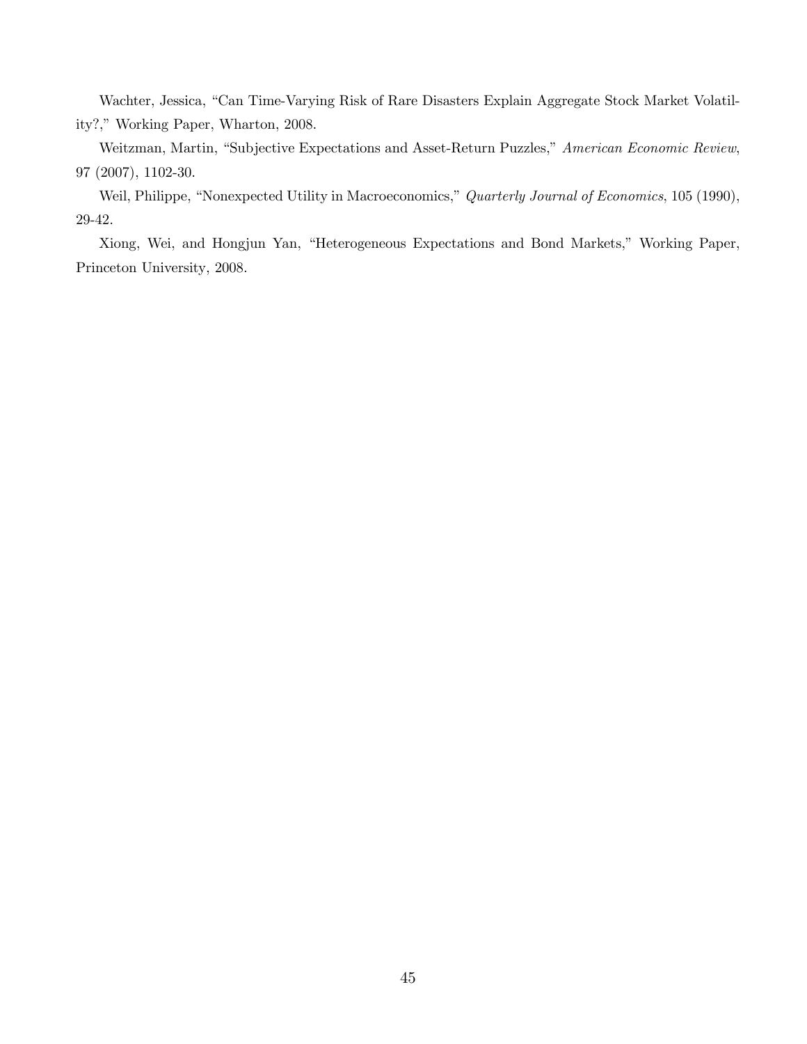Wachter, Jessica, "Can Time-Varying Risk of Rare Disasters Explain Aggregate Stock Market Volatility?," Working Paper, Wharton, 2008.

Weitzman, Martin, "Subjective Expectations and Asset-Return Puzzles," *American Economic Review*, 97 (2007), 1102-30.

Weil, Philippe, "Nonexpected Utility in Macroeconomics," *Quarterly Journal of Economics*, 105 (1990), 29-42.

Xiong, Wei, and Hongjun Yan, "Heterogeneous Expectations and Bond Markets," Working Paper, Princeton University, 2008.